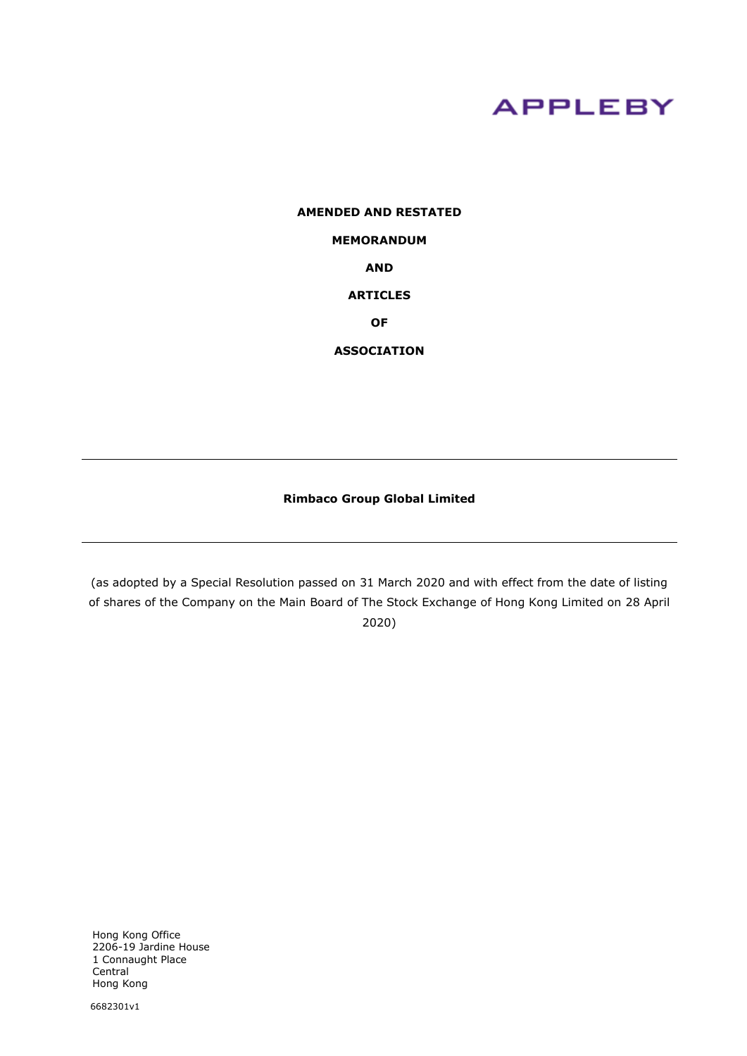APPLEBY

**AMENDED AND RESTATED**

**MEMORANDUM**

**AND**

**ARTICLES**

**OF**

**ASSOCIATION**

---

**Rimbaco Group Global Limited**

---

(as adopted by a Special Resolution passed on 31 March 2020 and with effect from the date of listing of shares of the Company on the Main Board of The Stock Exchange of Hong Kong Limited on 28 April 2020)

Hong Kong Office
2206-19 Jardine House
1 Connaught Place
Central
Hong Kong

6682301v1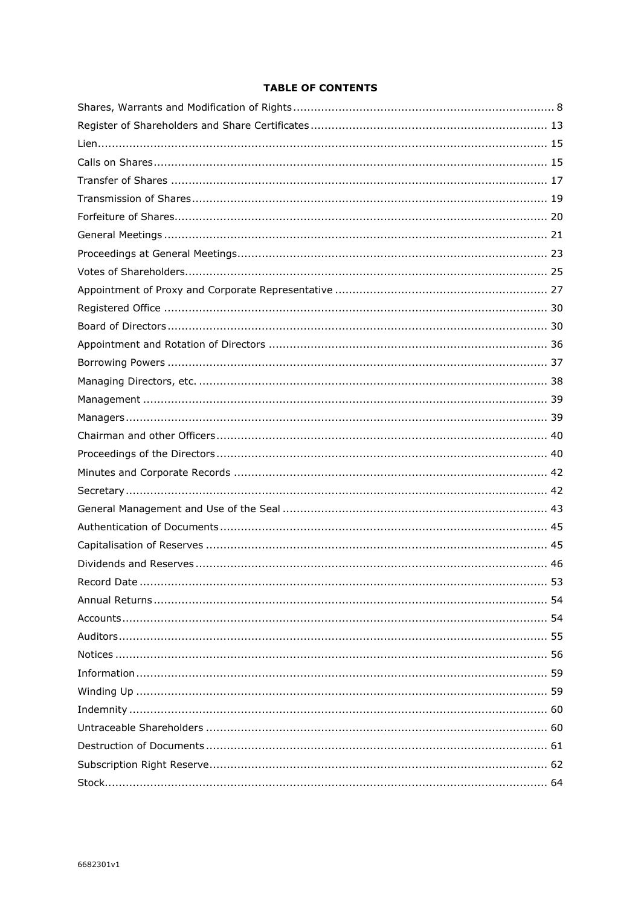**TABLE OF CONTENTS**

| | |
|---|---|
| Shares, Warrants and Modification of Rights | 8 |
| Register of Shareholders and Share Certificates | 13 |
| Lien | 15 |
| Calls on Shares | 15 |
| Transfer of Shares | 17 |
| Transmission of Shares | 19 |
| Forfeiture of Shares | 20 |
| General Meetings | 21 |
| Proceedings at General Meetings | 23 |
| Votes of Shareholders | 25 |
| Appointment of Proxy and Corporate Representative | 27 |
| Registered Office | 30 |
| Board of Directors | 30 |
| Appointment and Rotation of Directors | 36 |
| Borrowing Powers | 37 |
| Managing Directors, etc. | 38 |
| Management | 39 |
| Managers | 39 |
| Chairman and other Officers | 40 |
| Proceedings of the Directors | 40 |
| Minutes and Corporate Records | 42 |
| Secretary | 42 |
| General Management and Use of the Seal | 43 |
| Authentication of Documents | 45 |
| Capitalisation of Reserves | 45 |
| Dividends and Reserves | 46 |
| Record Date | 53 |
| Annual Returns | 54 |
| Accounts | 54 |
| Auditors | 55 |
| Notices | 56 |
| Information | 59 |
| Winding Up | 59 |
| Indemnity | 60 |
| Untraceable Shareholders | 60 |
| Destruction of Documents | 61 |
| Subscription Right Reserve | 62 |
| Stock | 64 |

6682301v1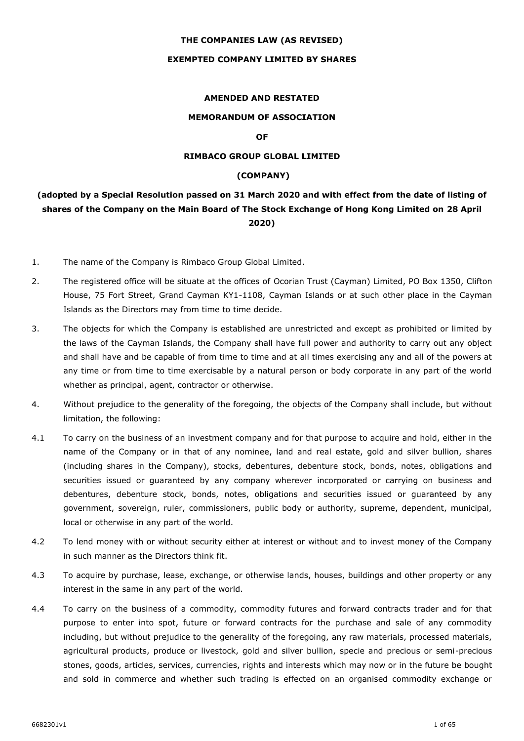**THE COMPANIES LAW (AS REVISED)**

**EXEMPTED COMPANY LIMITED BY SHARES**

**AMENDED AND RESTATED**

**MEMORANDUM OF ASSOCIATION**

**OF**

**RIMBACO GROUP GLOBAL LIMITED**

**(COMPANY)**

**(adopted by a Special Resolution passed on 31 March 2020 and with effect from the date of listing of shares of the Company on the Main Board of The Stock Exchange of Hong Kong Limited on 28 April 2020)**

1. The name of the Company is Rimbaco Group Global Limited.

2. The registered office will be situate at the offices of Ocorian Trust (Cayman) Limited, PO Box 1350, Clifton House, 75 Fort Street, Grand Cayman KY1-1108, Cayman Islands or at such other place in the Cayman Islands as the Directors may from time to time decide.

3. The objects for which the Company is established are unrestricted and except as prohibited or limited by the laws of the Cayman Islands, the Company shall have full power and authority to carry out any object and shall have and be capable of from time to time and at all times exercising any and all of the powers at any time or from time to time exercisable by a natural person or body corporate in any part of the world whether as principal, agent, contractor or otherwise.

4. Without prejudice to the generality of the foregoing, the objects of the Company shall include, but without limitation, the following:

4.1 To carry on the business of an investment company and for that purpose to acquire and hold, either in the name of the Company or in that of any nominee, land and real estate, gold and silver bullion, shares (including shares in the Company), stocks, debentures, debenture stock, bonds, notes, obligations and securities issued or guaranteed by any company wherever incorporated or carrying on business and debentures, debenture stock, bonds, notes, obligations and securities issued or guaranteed by any government, sovereign, ruler, commissioners, public body or authority, supreme, dependent, municipal, local or otherwise in any part of the world.

4.2 To lend money with or without security either at interest or without and to invest money of the Company in such manner as the Directors think fit.

4.3 To acquire by purchase, lease, exchange, or otherwise lands, houses, buildings and other property or any interest in the same in any part of the world.

4.4 To carry on the business of a commodity, commodity futures and forward contracts trader and for that purpose to enter into spot, future or forward contracts for the purchase and sale of any commodity including, but without prejudice to the generality of the foregoing, any raw materials, processed materials, agricultural products, produce or livestock, gold and silver bullion, specie and precious or semi-precious stones, goods, articles, services, currencies, rights and interests which may now or in the future be bought and sold in commerce and whether such trading is effected on an organised commodity exchange or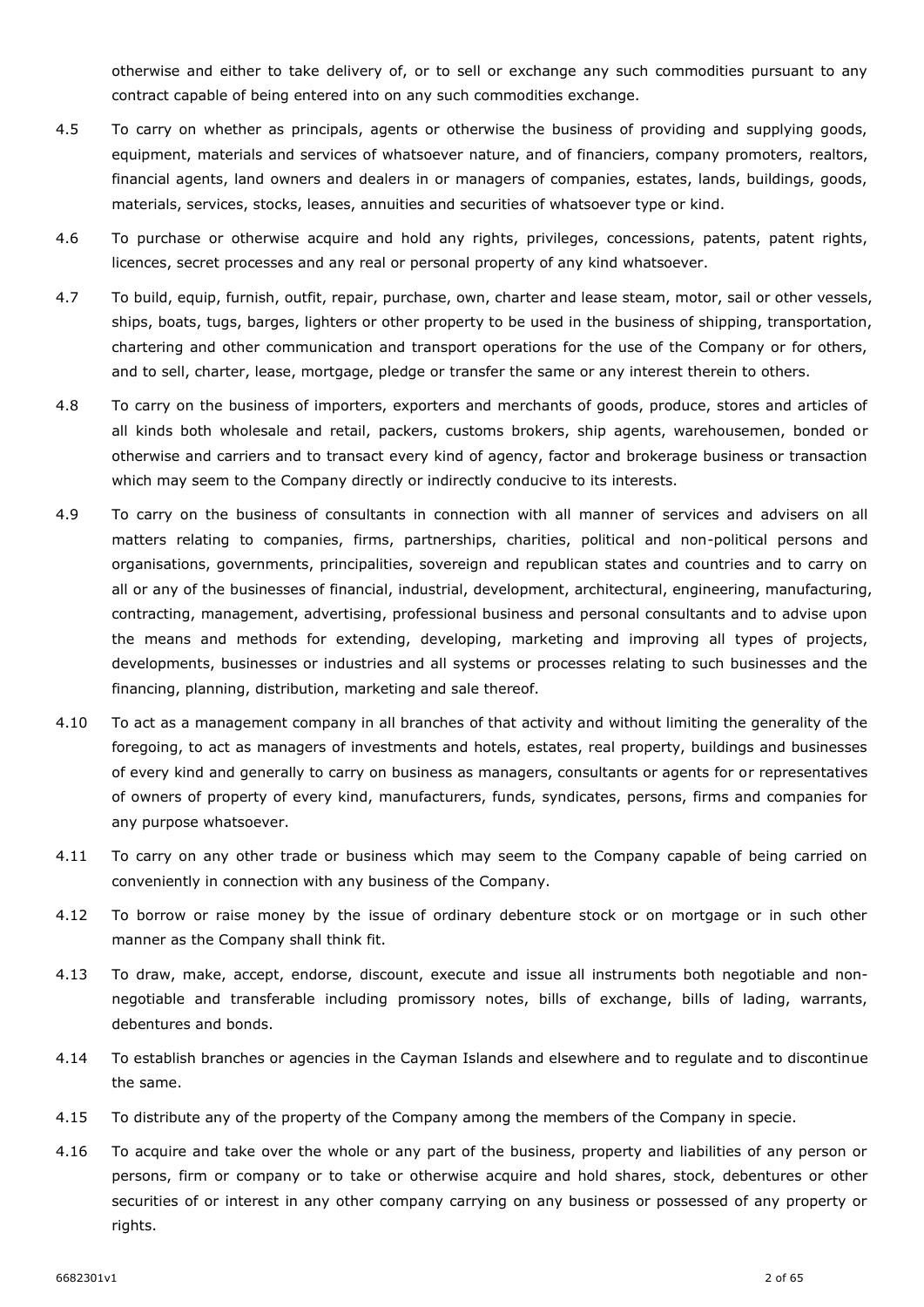otherwise and either to take delivery of, or to sell or exchange any such commodities pursuant to any contract capable of being entered into on any such commodities exchange.

4.5 To carry on whether as principals, agents or otherwise the business of providing and supplying goods, equipment, materials and services of whatsoever nature, and of financiers, company promoters, realtors, financial agents, land owners and dealers in or managers of companies, estates, lands, buildings, goods, materials, services, stocks, leases, annuities and securities of whatsoever type or kind.

4.6 To purchase or otherwise acquire and hold any rights, privileges, concessions, patents, patent rights, licences, secret processes and any real or personal property of any kind whatsoever.

4.7 To build, equip, furnish, outfit, repair, purchase, own, charter and lease steam, motor, sail or other vessels, ships, boats, tugs, barges, lighters or other property to be used in the business of shipping, transportation, chartering and other communication and transport operations for the use of the Company or for others, and to sell, charter, lease, mortgage, pledge or transfer the same or any interest therein to others.

4.8 To carry on the business of importers, exporters and merchants of goods, produce, stores and articles of all kinds both wholesale and retail, packers, customs brokers, ship agents, warehousemen, bonded or otherwise and carriers and to transact every kind of agency, factor and brokerage business or transaction which may seem to the Company directly or indirectly conducive to its interests.

4.9 To carry on the business of consultants in connection with all manner of services and advisers on all matters relating to companies, firms, partnerships, charities, political and non-political persons and organisations, governments, principalities, sovereign and republican states and countries and to carry on all or any of the businesses of financial, industrial, development, architectural, engineering, manufacturing, contracting, management, advertising, professional business and personal consultants and to advise upon the means and methods for extending, developing, marketing and improving all types of projects, developments, businesses or industries and all systems or processes relating to such businesses and the financing, planning, distribution, marketing and sale thereof.

4.10 To act as a management company in all branches of that activity and without limiting the generality of the foregoing, to act as managers of investments and hotels, estates, real property, buildings and businesses of every kind and generally to carry on business as managers, consultants or agents for or representatives of owners of property of every kind, manufacturers, funds, syndicates, persons, firms and companies for any purpose whatsoever.

4.11 To carry on any other trade or business which may seem to the Company capable of being carried on conveniently in connection with any business of the Company.

4.12 To borrow or raise money by the issue of ordinary debenture stock or on mortgage or in such other manner as the Company shall think fit.

4.13 To draw, make, accept, endorse, discount, execute and issue all instruments both negotiable and non-negotiable and transferable including promissory notes, bills of exchange, bills of lading, warrants, debentures and bonds.

4.14 To establish branches or agencies in the Cayman Islands and elsewhere and to regulate and to discontinue the same.

4.15 To distribute any of the property of the Company among the members of the Company in specie.

4.16 To acquire and take over the whole or any part of the business, property and liabilities of any person or persons, firm or company or to take or otherwise acquire and hold shares, stock, debentures or other securities of or interest in any other company carrying on any business or possessed of any property or rights.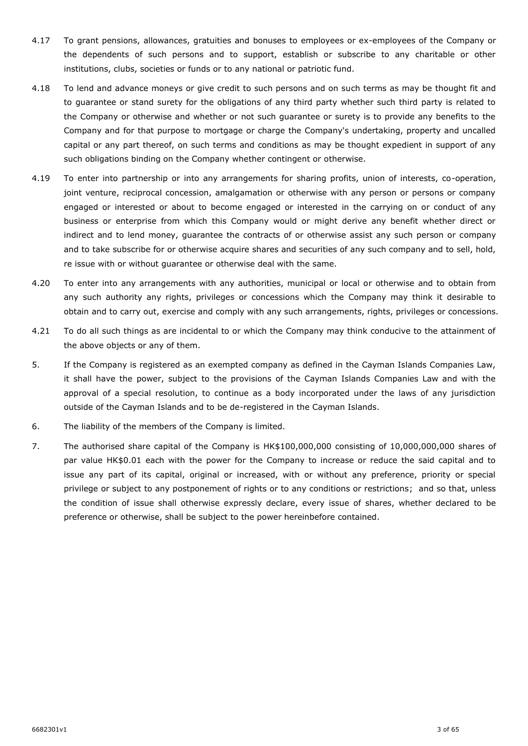4.17 To grant pensions, allowances, gratuities and bonuses to employees or ex-employees of the Company or the dependents of such persons and to support, establish or subscribe to any charitable or other institutions, clubs, societies or funds or to any national or patriotic fund.

4.18 To lend and advance moneys or give credit to such persons and on such terms as may be thought fit and to guarantee or stand surety for the obligations of any third party whether such third party is related to the Company or otherwise and whether or not such guarantee or surety is to provide any benefits to the Company and for that purpose to mortgage or charge the Company's undertaking, property and uncalled capital or any part thereof, on such terms and conditions as may be thought expedient in support of any such obligations binding on the Company whether contingent or otherwise.

4.19 To enter into partnership or into any arrangements for sharing profits, union of interests, co-operation, joint venture, reciprocal concession, amalgamation or otherwise with any person or persons or company engaged or interested or about to become engaged or interested in the carrying on or conduct of any business or enterprise from which this Company would or might derive any benefit whether direct or indirect and to lend money, guarantee the contracts of or otherwise assist any such person or company and to take subscribe for or otherwise acquire shares and securities of any such company and to sell, hold, re issue with or without guarantee or otherwise deal with the same.

4.20 To enter into any arrangements with any authorities, municipal or local or otherwise and to obtain from any such authority any rights, privileges or concessions which the Company may think it desirable to obtain and to carry out, exercise and comply with any such arrangements, rights, privileges or concessions.

4.21 To do all such things as are incidental to or which the Company may think conducive to the attainment of the above objects or any of them.

5. If the Company is registered as an exempted company as defined in the Cayman Islands Companies Law, it shall have the power, subject to the provisions of the Cayman Islands Companies Law and with the approval of a special resolution, to continue as a body incorporated under the laws of any jurisdiction outside of the Cayman Islands and to be de-registered in the Cayman Islands.

6. The liability of the members of the Company is limited.

7. The authorised share capital of the Company is HK$100,000,000 consisting of 10,000,000,000 shares of par value HK$0.01 each with the power for the Company to increase or reduce the said capital and to issue any part of its capital, original or increased, with or without any preference, priority or special privilege or subject to any postponement of rights or to any conditions or restrictions； and so that, unless the condition of issue shall otherwise expressly declare, every issue of shares, whether declared to be preference or otherwise, shall be subject to the power hereinbefore contained.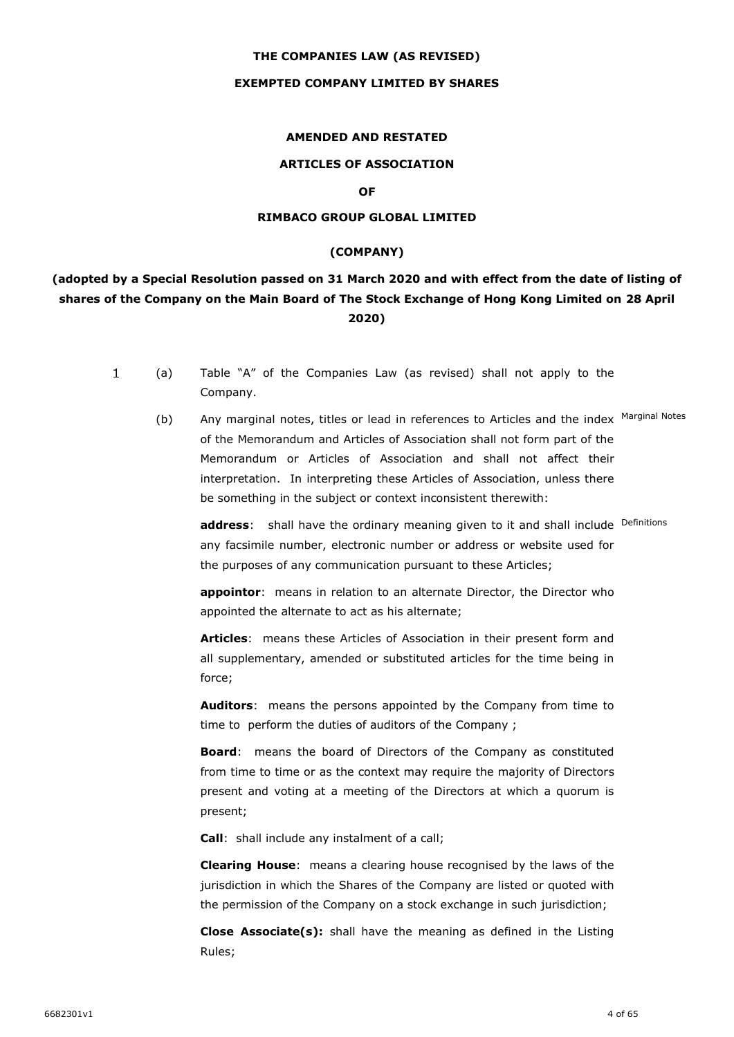**THE COMPANIES LAW (AS REVISED)**

**EXEMPTED COMPANY LIMITED BY SHARES**

**AMENDED AND RESTATED**

**ARTICLES OF ASSOCIATION**

**OF**

**RIMBACO GROUP GLOBAL LIMITED**

**(COMPANY)**

**(adopted by a Special Resolution passed on 31 March 2020 and with effect from the date of listing of shares of the Company on the Main Board of The Stock Exchange of Hong Kong Limited on 28 April 2020)**

1 (a) Table "A" of the Companies Law (as revised) shall not apply to the Company.

(b) Any marginal notes, titles or lead in references to Articles and the index of the Memorandum and Articles of Association shall not form part of the Memorandum or Articles of Association and shall not affect their interpretation. In interpreting these Articles of Association, unless there be something in the subject or context inconsistent therewith: *Marginal Notes*

**address**: shall have the ordinary meaning given to it and shall include any facsimile number, electronic number or address or website used for the purposes of any communication pursuant to these Articles; *Definitions*

**appointor**: means in relation to an alternate Director, the Director who appointed the alternate to act as his alternate;

**Articles**: means these Articles of Association in their present form and all supplementary, amended or substituted articles for the time being in force;

**Auditors**: means the persons appointed by the Company from time to time to perform the duties of auditors of the Company ;

**Board**: means the board of Directors of the Company as constituted from time to time or as the context may require the majority of Directors present and voting at a meeting of the Directors at which a quorum is present;

**Call**: shall include any instalment of a call;

**Clearing House**: means a clearing house recognised by the laws of the jurisdiction in which the Shares of the Company are listed or quoted with the permission of the Company on a stock exchange in such jurisdiction;

**Close Associate(s):** shall have the meaning as defined in the Listing Rules;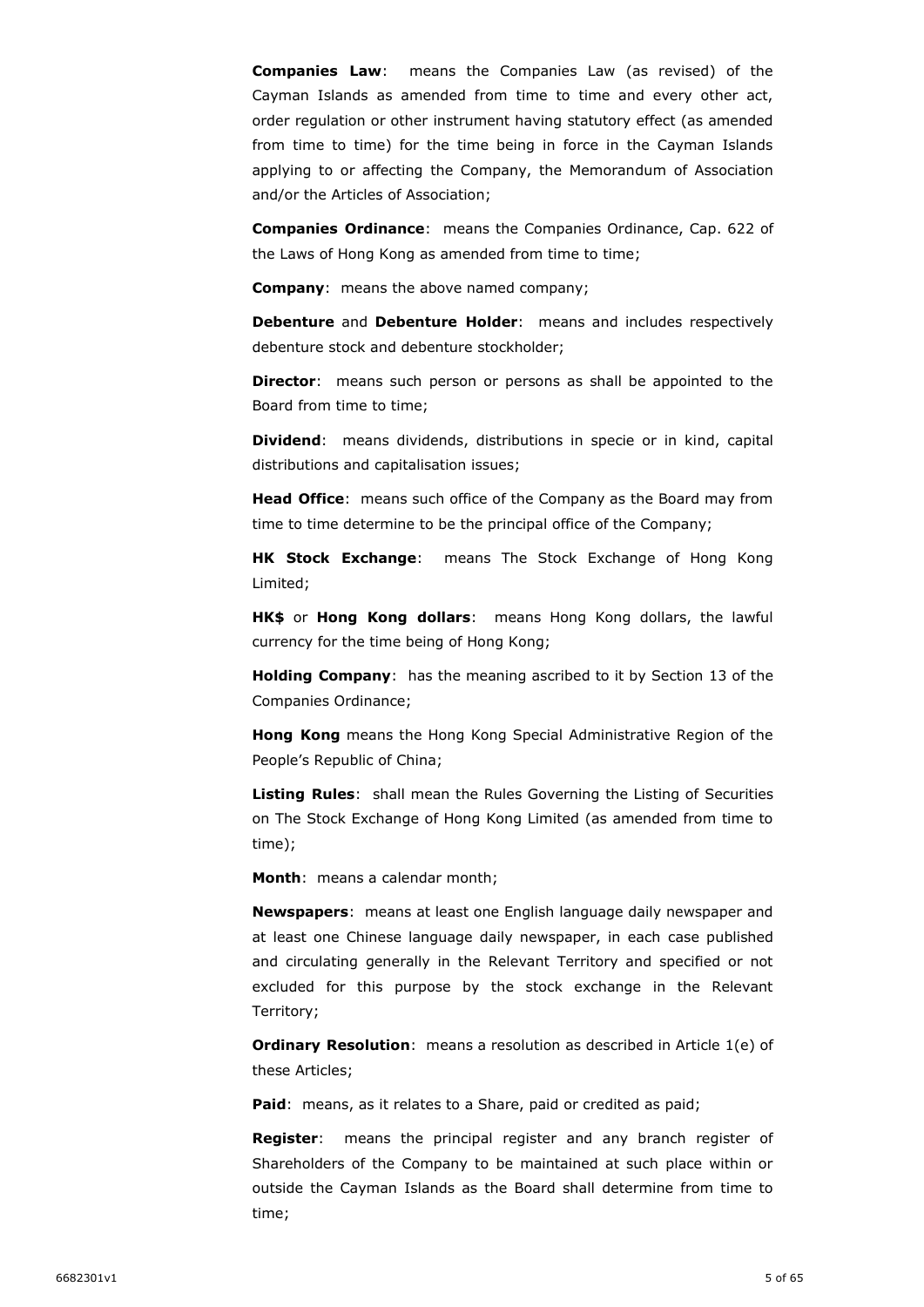**Companies Law**: means the Companies Law (as revised) of the Cayman Islands as amended from time to time and every other act, order regulation or other instrument having statutory effect (as amended from time to time) for the time being in force in the Cayman Islands applying to or affecting the Company, the Memorandum of Association and/or the Articles of Association;

**Companies Ordinance**: means the Companies Ordinance, Cap. 622 of the Laws of Hong Kong as amended from time to time;

**Company**: means the above named company;

**Debenture** and **Debenture Holder**: means and includes respectively debenture stock and debenture stockholder;

**Director**: means such person or persons as shall be appointed to the Board from time to time;

**Dividend**: means dividends, distributions in specie or in kind, capital distributions and capitalisation issues;

**Head Office**: means such office of the Company as the Board may from time to time determine to be the principal office of the Company;

**HK Stock Exchange**: means The Stock Exchange of Hong Kong Limited;

**HK$** or **Hong Kong dollars**: means Hong Kong dollars, the lawful currency for the time being of Hong Kong;

**Holding Company**: has the meaning ascribed to it by Section 13 of the Companies Ordinance;

**Hong Kong** means the Hong Kong Special Administrative Region of the People's Republic of China;

**Listing Rules**: shall mean the Rules Governing the Listing of Securities on The Stock Exchange of Hong Kong Limited (as amended from time to time);

**Month**: means a calendar month;

**Newspapers**: means at least one English language daily newspaper and at least one Chinese language daily newspaper, in each case published and circulating generally in the Relevant Territory and specified or not excluded for this purpose by the stock exchange in the Relevant Territory;

**Ordinary Resolution**: means a resolution as described in Article 1(e) of these Articles;

**Paid**: means, as it relates to a Share, paid or credited as paid;

**Register**: means the principal register and any branch register of Shareholders of the Company to be maintained at such place within or outside the Cayman Islands as the Board shall determine from time to time;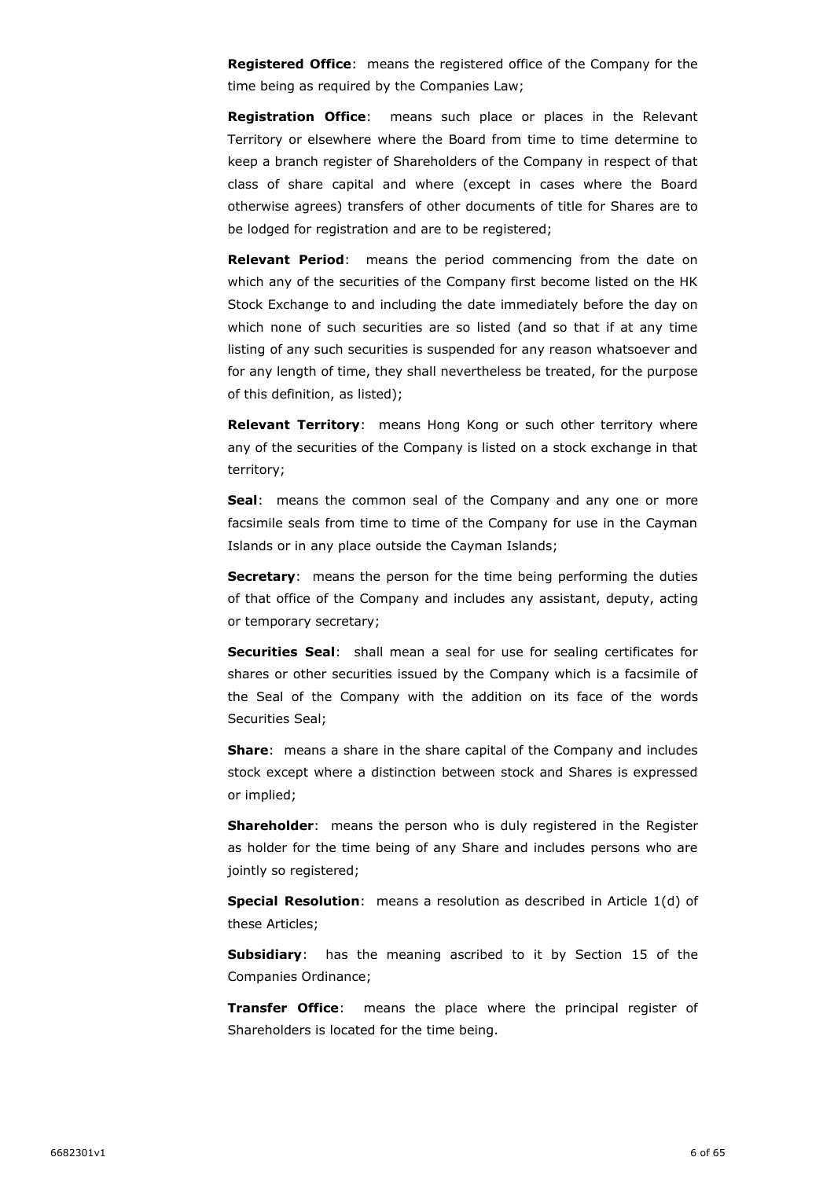**Registered Office**: means the registered office of the Company for the time being as required by the Companies Law;

**Registration Office**: means such place or places in the Relevant Territory or elsewhere where the Board from time to time determine to keep a branch register of Shareholders of the Company in respect of that class of share capital and where (except in cases where the Board otherwise agrees) transfers of other documents of title for Shares are to be lodged for registration and are to be registered;

**Relevant Period**: means the period commencing from the date on which any of the securities of the Company first become listed on the HK Stock Exchange to and including the date immediately before the day on which none of such securities are so listed (and so that if at any time listing of any such securities is suspended for any reason whatsoever and for any length of time, they shall nevertheless be treated, for the purpose of this definition, as listed);

**Relevant Territory**: means Hong Kong or such other territory where any of the securities of the Company is listed on a stock exchange in that territory;

**Seal**: means the common seal of the Company and any one or more facsimile seals from time to time of the Company for use in the Cayman Islands or in any place outside the Cayman Islands;

**Secretary**: means the person for the time being performing the duties of that office of the Company and includes any assistant, deputy, acting or temporary secretary;

**Securities Seal**: shall mean a seal for use for sealing certificates for shares or other securities issued by the Company which is a facsimile of the Seal of the Company with the addition on its face of the words Securities Seal;

**Share**: means a share in the share capital of the Company and includes stock except where a distinction between stock and Shares is expressed or implied;

**Shareholder**: means the person who is duly registered in the Register as holder for the time being of any Share and includes persons who are jointly so registered;

**Special Resolution**: means a resolution as described in Article 1(d) of these Articles;

**Subsidiary**: has the meaning ascribed to it by Section 15 of the Companies Ordinance;

**Transfer Office**: means the place where the principal register of Shareholders is located for the time being.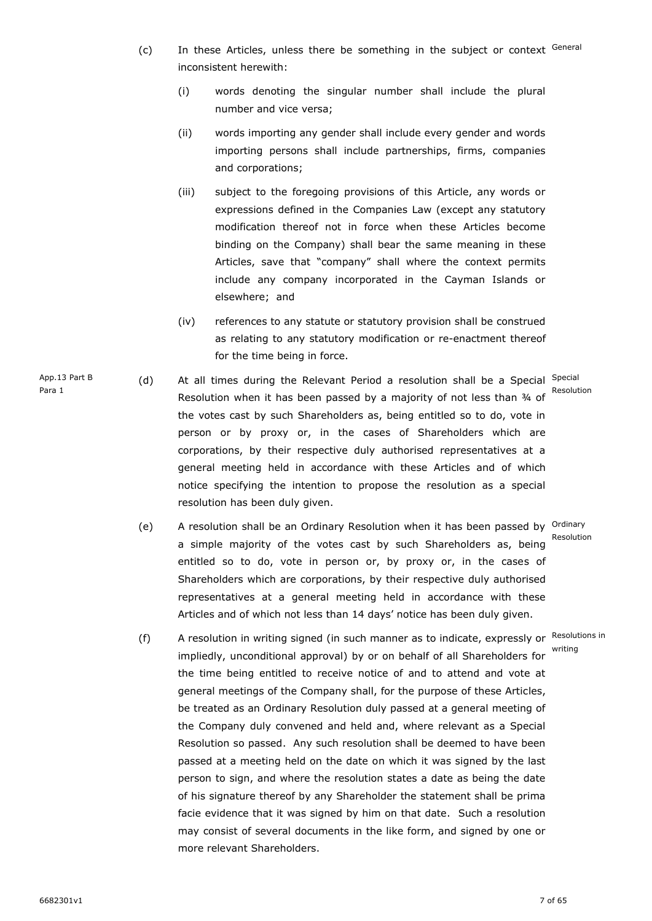(c) In these Articles, unless there be something in the subject or context inconsistent herewith: General

(i) words denoting the singular number shall include the plural number and vice versa;

(ii) words importing any gender shall include every gender and words importing persons shall include partnerships, firms, companies and corporations;

(iii) subject to the foregoing provisions of this Article, any words or expressions defined in the Companies Law (except any statutory modification thereof not in force when these Articles become binding on the Company) shall bear the same meaning in these Articles, save that "company" shall where the context permits include any company incorporated in the Cayman Islands or elsewhere; and

(iv) references to any statute or statutory provision shall be construed as relating to any statutory modification or re-enactment thereof for the time being in force.

App.13 Part B Para 1

(d) At all times during the Relevant Period a resolution shall be a Special Resolution when it has been passed by a majority of not less than ¾ of the votes cast by such Shareholders as, being entitled so to do, vote in person or by proxy or, in the cases of Shareholders which are corporations, by their respective duly authorised representatives at a general meeting held in accordance with these Articles and of which notice specifying the intention to propose the resolution as a special resolution has been duly given. Special Resolution

(e) A resolution shall be an Ordinary Resolution when it has been passed by a simple majority of the votes cast by such Shareholders as, being entitled so to do, vote in person or, by proxy or, in the cases of Shareholders which are corporations, by their respective duly authorised representatives at a general meeting held in accordance with these Articles and of which not less than 14 days' notice has been duly given. Ordinary Resolution

(f) A resolution in writing signed (in such manner as to indicate, expressly or impliedly, unconditional approval) by or on behalf of all Shareholders for the time being entitled to receive notice of and to attend and vote at general meetings of the Company shall, for the purpose of these Articles, be treated as an Ordinary Resolution duly passed at a general meeting of the Company duly convened and held and, where relevant as a Special Resolution so passed. Any such resolution shall be deemed to have been passed at a meeting held on the date on which it was signed by the last person to sign, and where the resolution states a date as being the date of his signature thereof by any Shareholder the statement shall be prima facie evidence that it was signed by him on that date. Such a resolution may consist of several documents in the like form, and signed by one or more relevant Shareholders. Resolutions in writing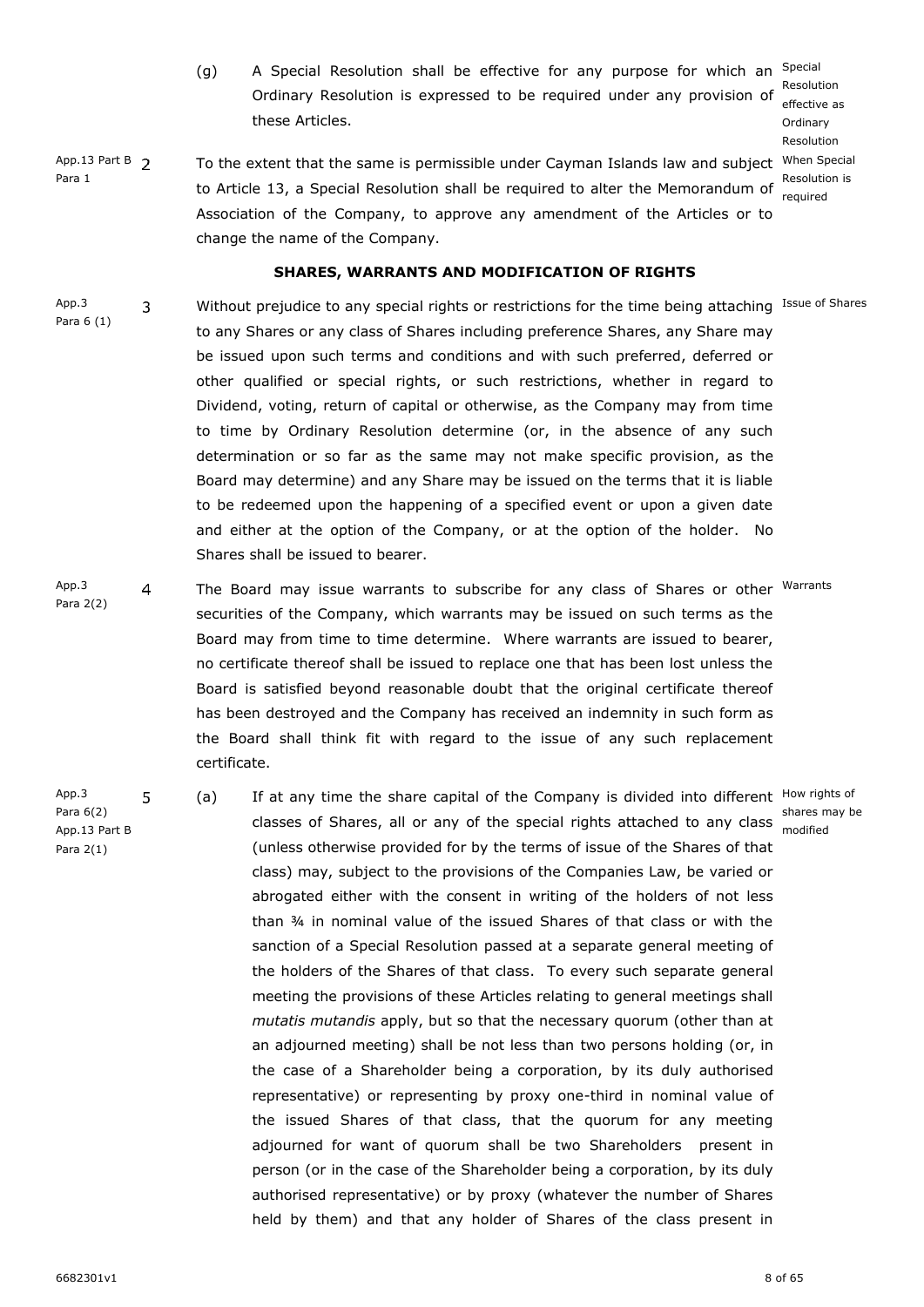(g) A Special Resolution shall be effective for any purpose for which an Ordinary Resolution is expressed to be required under any provision of these Articles. Special Resolution effective as Ordinary Resolution

App.13 Part B Para 1

2 To the extent that the same is permissible under Cayman Islands law and subject to Article 13, a Special Resolution shall be required to alter the Memorandum of Association of the Company, to approve any amendment of the Articles or to change the name of the Company. When Special Resolution is required

**SHARES, WARRANTS AND MODIFICATION OF RIGHTS**

App.3 Para 6 (1)

3 Without prejudice to any special rights or restrictions for the time being attaching to any Shares or any class of Shares including preference Shares, any Share may be issued upon such terms and conditions and with such preferred, deferred or other qualified or special rights, or such restrictions, whether in regard to Dividend, voting, return of capital or otherwise, as the Company may from time to time by Ordinary Resolution determine (or, in the absence of any such determination or so far as the same may not make specific provision, as the Board may determine) and any Share may be issued on the terms that it is liable to be redeemed upon the happening of a specified event or upon a given date and either at the option of the Company, or at the option of the holder. No Shares shall be issued to bearer. Issue of Shares

App.3 Para 2(2)

4 The Board may issue warrants to subscribe for any class of Shares or other securities of the Company, which warrants may be issued on such terms as the Board may from time to time determine. Where warrants are issued to bearer, no certificate thereof shall be issued to replace one that has been lost unless the Board is satisfied beyond reasonable doubt that the original certificate thereof has been destroyed and the Company has received an indemnity in such form as the Board shall think fit with regard to the issue of any such replacement certificate. Warrants

App.3 Para 6(2) App.13 Part B Para 2(1)

5 (a) If at any time the share capital of the Company is divided into different classes of Shares, all or any of the special rights attached to any class (unless otherwise provided for by the terms of issue of the Shares of that class) may, subject to the provisions of the Companies Law, be varied or abrogated either with the consent in writing of the holders of not less than ¾ in nominal value of the issued Shares of that class or with the sanction of a Special Resolution passed at a separate general meeting of the holders of the Shares of that class. To every such separate general meeting the provisions of these Articles relating to general meetings shall *mutatis mutandis* apply, but so that the necessary quorum (other than at an adjourned meeting) shall be not less than two persons holding (or, in the case of a Shareholder being a corporation, by its duly authorised representative) or representing by proxy one-third in nominal value of the issued Shares of that class, that the quorum for any meeting adjourned for want of quorum shall be two Shareholders present in person (or in the case of the Shareholder being a corporation, by its duly authorised representative) or by proxy (whatever the number of Shares held by them) and that any holder of Shares of the class present in How rights of shares may be modified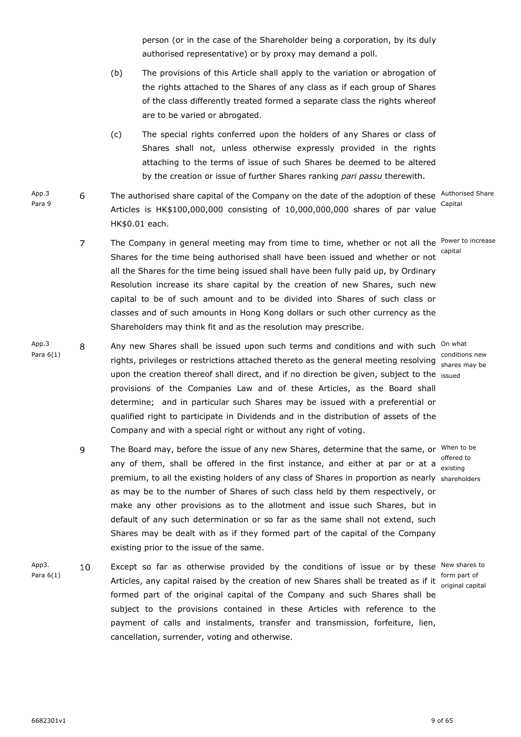person (or in the case of the Shareholder being a corporation, by its duly authorised representative) or by proxy may demand a poll.

(b) The provisions of this Article shall apply to the variation or abrogation of the rights attached to the Shares of any class as if each group of Shares of the class differently treated formed a separate class the rights whereof are to be varied or abrogated.

(c) The special rights conferred upon the holders of any Shares or class of Shares shall not, unless otherwise expressly provided in the rights attaching to the terms of issue of such Shares be deemed to be altered by the creation or issue of further Shares ranking *pari passu* therewith.

App.3 Para 9

**Authorised Share Capital**

6 The authorised share capital of the Company on the date of the adoption of these Articles is HK$100,000,000 consisting of 10,000,000,000 shares of par value HK$0.01 each.

**Power to increase capital**

7 The Company in general meeting may from time to time, whether or not all the Shares for the time being authorised shall have been issued and whether or not all the Shares for the time being issued shall have been fully paid up, by Ordinary Resolution increase its share capital by the creation of new Shares, such new capital to be of such amount and to be divided into Shares of such class or classes and of such amounts in Hong Kong dollars or such other currency as the Shareholders may think fit and as the resolution may prescribe.

App.3 Para 6(1)

**On what conditions new shares may be issued**

8 Any new Shares shall be issued upon such terms and conditions and with such rights, privileges or restrictions attached thereto as the general meeting resolving upon the creation thereof shall direct, and if no direction be given, subject to the provisions of the Companies Law and of these Articles, as the Board shall determine; and in particular such Shares may be issued with a preferential or qualified right to participate in Dividends and in the distribution of assets of the Company and with a special right or without any right of voting.

**When to be offered to existing shareholders**

9 The Board may, before the issue of any new Shares, determine that the same, or any of them, shall be offered in the first instance, and either at par or at a premium, to all the existing holders of any class of Shares in proportion as nearly as may be to the number of Shares of such class held by them respectively, or make any other provisions as to the allotment and issue such Shares, but in default of any such determination or so far as the same shall not extend, such Shares may be dealt with as if they formed part of the capital of the Company existing prior to the issue of the same.

App3. Para 6(1)

**New shares to form part of original capital**

10 Except so far as otherwise provided by the conditions of issue or by these Articles, any capital raised by the creation of new Shares shall be treated as if it formed part of the original capital of the Company and such Shares shall be subject to the provisions contained in these Articles with reference to the payment of calls and instalments, transfer and transmission, forfeiture, lien, cancellation, surrender, voting and otherwise.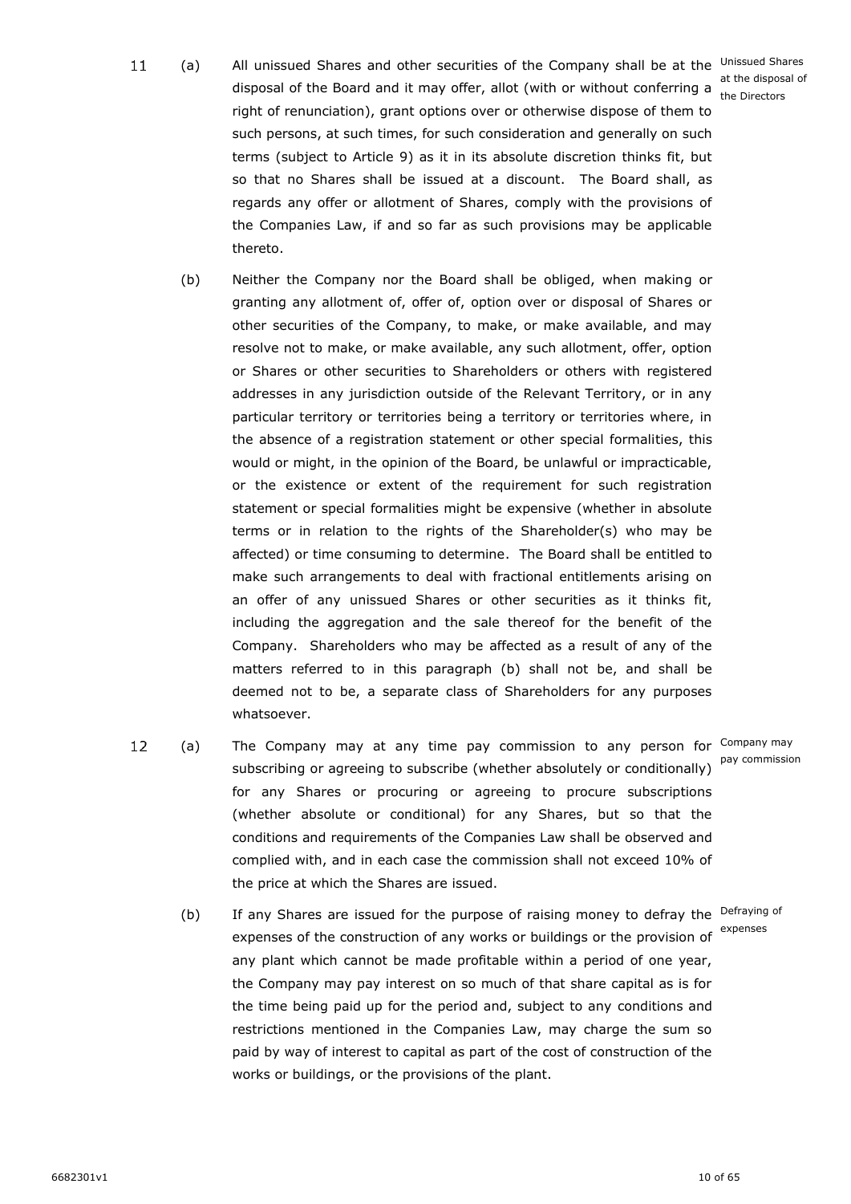11 (a) All unissued Shares and other securities of the Company shall be at the disposal of the Board and it may offer, allot (with or without conferring a right of renunciation), grant options over or otherwise dispose of them to such persons, at such times, for such consideration and generally on such terms (subject to Article 9) as it in its absolute discretion thinks fit, but so that no Shares shall be issued at a discount. The Board shall, as regards any offer or allotment of Shares, comply with the provisions of the Companies Law, if and so far as such provisions may be applicable thereto.

*Unissued Shares at the disposal of the Directors*

(b) Neither the Company nor the Board shall be obliged, when making or granting any allotment of, offer of, option over or disposal of Shares or other securities of the Company, to make, or make available, and may resolve not to make, or make available, any such allotment, offer, option or Shares or other securities to Shareholders or others with registered addresses in any jurisdiction outside of the Relevant Territory, or in any particular territory or territories being a territory or territories where, in the absence of a registration statement or other special formalities, this would or might, in the opinion of the Board, be unlawful or impracticable, or the existence or extent of the requirement for such registration statement or special formalities might be expensive (whether in absolute terms or in relation to the rights of the Shareholder(s) who may be affected) or time consuming to determine. The Board shall be entitled to make such arrangements to deal with fractional entitlements arising on an offer of any unissued Shares or other securities as it thinks fit, including the aggregation and the sale thereof for the benefit of the Company. Shareholders who may be affected as a result of any of the matters referred to in this paragraph (b) shall not be, and shall be deemed not to be, a separate class of Shareholders for any purposes whatsoever.

12 (a) The Company may at any time pay commission to any person for subscribing or agreeing to subscribe (whether absolutely or conditionally) for any Shares or procuring or agreeing to procure subscriptions (whether absolute or conditional) for any Shares, but so that the conditions and requirements of the Companies Law shall be observed and complied with, and in each case the commission shall not exceed 10% of the price at which the Shares are issued.

*Company may pay commission*

(b) If any Shares are issued for the purpose of raising money to defray the expenses of the construction of any works or buildings or the provision of any plant which cannot be made profitable within a period of one year, the Company may pay interest on so much of that share capital as is for the time being paid up for the period and, subject to any conditions and restrictions mentioned in the Companies Law, may charge the sum so paid by way of interest to capital as part of the cost of construction of the works or buildings, or the provisions of the plant.

*Defraying of expenses*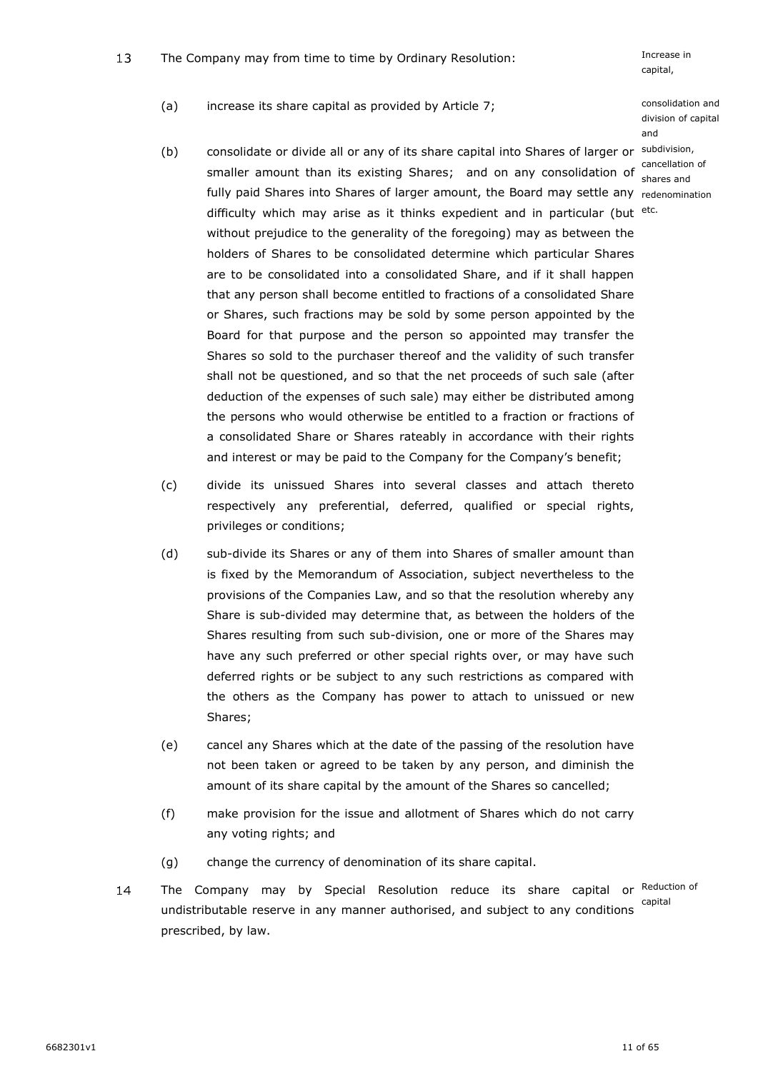13 The Company may from time to time by Ordinary Resolution:

Increase in capital, consolidation and division of capital and subdivision, cancellation of shares and redenomination etc.

(a) increase its share capital as provided by Article 7;

(b) consolidate or divide all or any of its share capital into Shares of larger or smaller amount than its existing Shares; and on any consolidation of fully paid Shares into Shares of larger amount, the Board may settle any difficulty which may arise as it thinks expedient and in particular (but without prejudice to the generality of the foregoing) may as between the holders of Shares to be consolidated determine which particular Shares are to be consolidated into a consolidated Share, and if it shall happen that any person shall become entitled to fractions of a consolidated Share or Shares, such fractions may be sold by some person appointed by the Board for that purpose and the person so appointed may transfer the Shares so sold to the purchaser thereof and the validity of such transfer shall not be questioned, and so that the net proceeds of such sale (after deduction of the expenses of such sale) may either be distributed among the persons who would otherwise be entitled to a fraction or fractions of a consolidated Share or Shares rateably in accordance with their rights and interest or may be paid to the Company for the Company's benefit;

(c) divide its unissued Shares into several classes and attach thereto respectively any preferential, deferred, qualified or special rights, privileges or conditions;

(d) sub-divide its Shares or any of them into Shares of smaller amount than is fixed by the Memorandum of Association, subject nevertheless to the provisions of the Companies Law, and so that the resolution whereby any Share is sub-divided may determine that, as between the holders of the Shares resulting from such sub-division, one or more of the Shares may have any such preferred or other special rights over, or may have such deferred rights or be subject to any such restrictions as compared with the others as the Company has power to attach to unissued or new Shares;

(e) cancel any Shares which at the date of the passing of the resolution have not been taken or agreed to be taken by any person, and diminish the amount of its share capital by the amount of the Shares so cancelled;

(f) make provision for the issue and allotment of Shares which do not carry any voting rights; and

(g) change the currency of denomination of its share capital.

14 The Company may by Special Resolution reduce its share capital or undistributable reserve in any manner authorised, and subject to any conditions prescribed, by law.

Reduction of capital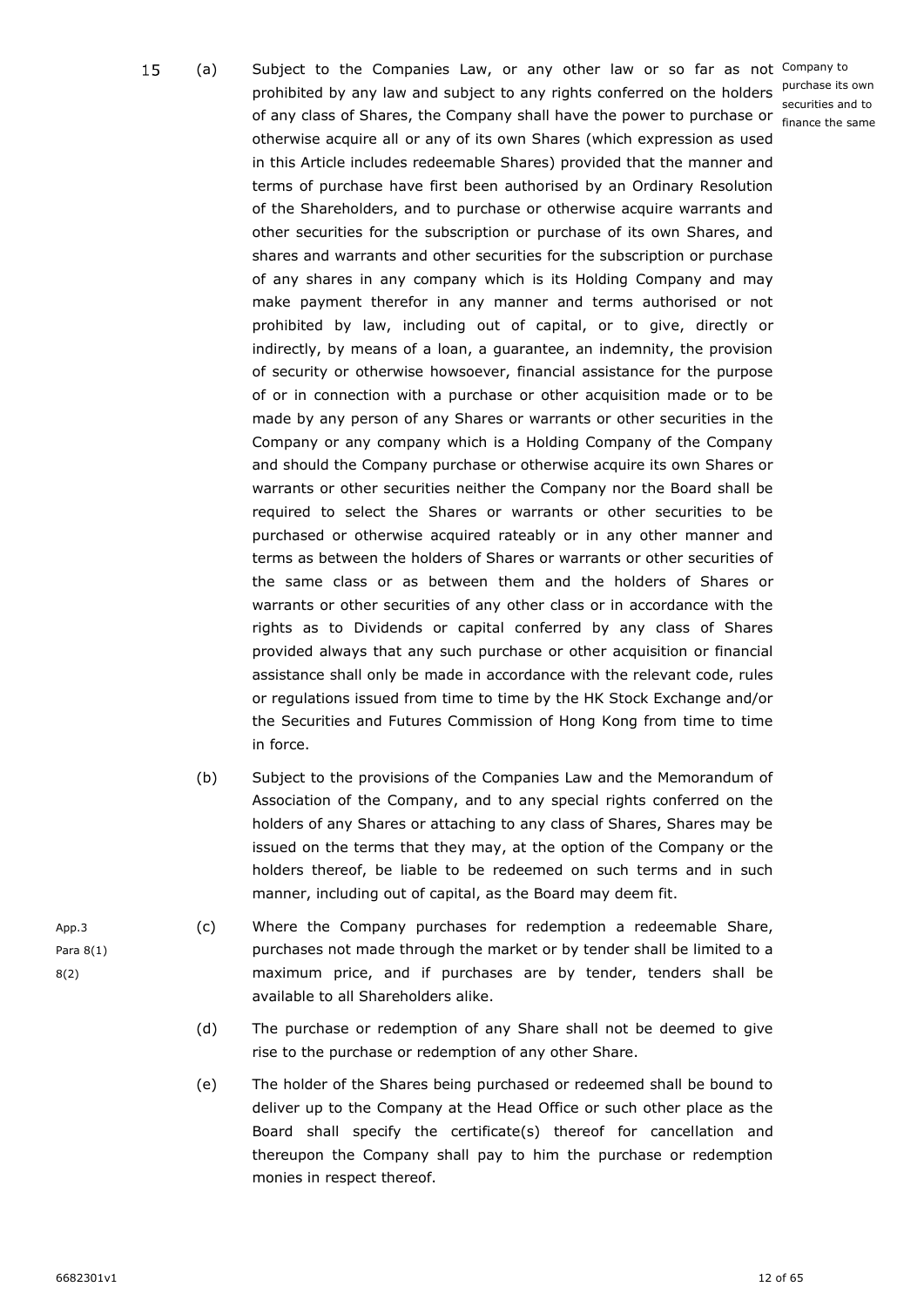15 (a) Subject to the Companies Law, or any other law or so far as not prohibited by any law and subject to any rights conferred on the holders of any class of Shares, the Company shall have the power to purchase or otherwise acquire all or any of its own Shares (which expression as used in this Article includes redeemable Shares) provided that the manner and terms of purchase have first been authorised by an Ordinary Resolution of the Shareholders, and to purchase or otherwise acquire warrants and other securities for the subscription or purchase of its own Shares, and shares and warrants and other securities for the subscription or purchase of any shares in any company which is its Holding Company and may make payment therefor in any manner and terms authorised or not prohibited by law, including out of capital, or to give, directly or indirectly, by means of a loan, a guarantee, an indemnity, the provision of security or otherwise howsoever, financial assistance for the purpose of or in connection with a purchase or other acquisition made or to be made by any person of any Shares or warrants or other securities in the Company or any company which is a Holding Company of the Company and should the Company purchase or otherwise acquire its own Shares or warrants or other securities neither the Company nor the Board shall be required to select the Shares or warrants or other securities to be purchased or otherwise acquired rateably or in any other manner and terms as between the holders of Shares or warrants or other securities of the same class or as between them and the holders of Shares or warrants or other securities of any other class or in accordance with the rights as to Dividends or capital conferred by any class of Shares provided always that any such purchase or other acquisition or financial assistance shall only be made in accordance with the relevant code, rules or regulations issued from time to time by the HK Stock Exchange and/or the Securities and Futures Commission of Hong Kong from time to time in force.

Company to purchase its own securities and to finance the same

(b) Subject to the provisions of the Companies Law and the Memorandum of Association of the Company, and to any special rights conferred on the holders of any Shares or attaching to any class of Shares, Shares may be issued on the terms that they may, at the option of the Company or the holders thereof, be liable to be redeemed on such terms and in such manner, including out of capital, as the Board may deem fit.

App.3 Para 8(1) 8(2)

(c) Where the Company purchases for redemption a redeemable Share, purchases not made through the market or by tender shall be limited to a maximum price, and if purchases are by tender, tenders shall be available to all Shareholders alike.

(d) The purchase or redemption of any Share shall not be deemed to give rise to the purchase or redemption of any other Share.

(e) The holder of the Shares being purchased or redeemed shall be bound to deliver up to the Company at the Head Office or such other place as the Board shall specify the certificate(s) thereof for cancellation and thereupon the Company shall pay to him the purchase or redemption monies in respect thereof.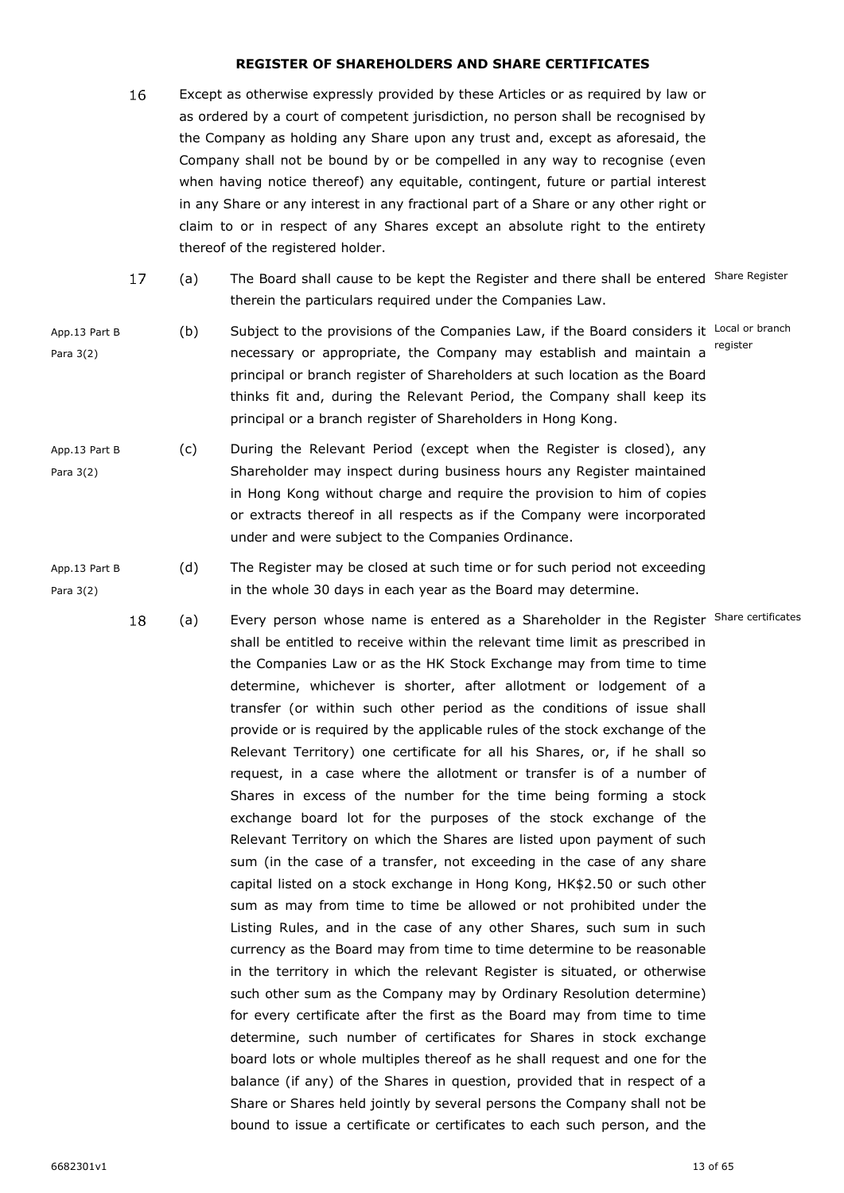## REGISTER OF SHAREHOLDERS AND SHARE CERTIFICATES

16 Except as otherwise expressly provided by these Articles or as required by law or as ordered by a court of competent jurisdiction, no person shall be recognised by the Company as holding any Share upon any trust and, except as aforesaid, the Company shall not be bound by or be compelled in any way to recognise (even when having notice thereof) any equitable, contingent, future or partial interest in any Share or any interest in any fractional part of a Share or any other right or claim to or in respect of any Shares except an absolute right to the entirety thereof of the registered holder.

17 (a) The Board shall cause to be kept the Register and there shall be entered therein the particulars required under the Companies Law. *Share Register*

(b) Subject to the provisions of the Companies Law, if the Board considers it necessary or appropriate, the Company may establish and maintain a principal or branch register of Shareholders at such location as the Board thinks fit and, during the Relevant Period, the Company shall keep its principal or a branch register of Shareholders in Hong Kong. *App.13 Part B Para 3(2)* *Local or branch register*

(c) During the Relevant Period (except when the Register is closed), any Shareholder may inspect during business hours any Register maintained in Hong Kong without charge and require the provision to him of copies or extracts thereof in all respects as if the Company were incorporated under and were subject to the Companies Ordinance. *App.13 Part B Para 3(2)*

(d) The Register may be closed at such time or for such period not exceeding in the whole 30 days in each year as the Board may determine. *App.13 Part B Para 3(2)*

18 (a) Every person whose name is entered as a Shareholder in the Register shall be entitled to receive within the relevant time limit as prescribed in the Companies Law or as the HK Stock Exchange may from time to time determine, whichever is shorter, after allotment or lodgement of a transfer (or within such other period as the conditions of issue shall provide or is required by the applicable rules of the stock exchange of the Relevant Territory) one certificate for all his Shares, or, if he shall so request, in a case where the allotment or transfer is of a number of Shares in excess of the number for the time being forming a stock exchange board lot for the purposes of the stock exchange of the Relevant Territory on which the Shares are listed upon payment of such sum (in the case of a transfer, not exceeding in the case of any share capital listed on a stock exchange in Hong Kong, HK$2.50 or such other sum as may from time to time be allowed or not prohibited under the Listing Rules, and in the case of any other Shares, such sum in such currency as the Board may from time to time determine to be reasonable in the territory in which the relevant Register is situated, or otherwise such other sum as the Company may by Ordinary Resolution determine) for every certificate after the first as the Board may from time to time determine, such number of certificates for Shares in stock exchange board lots or whole multiples thereof as he shall request and one for the balance (if any) of the Shares in question, provided that in respect of a Share or Shares held jointly by several persons the Company shall not be bound to issue a certificate or certificates to each such person, and the *Share certificates*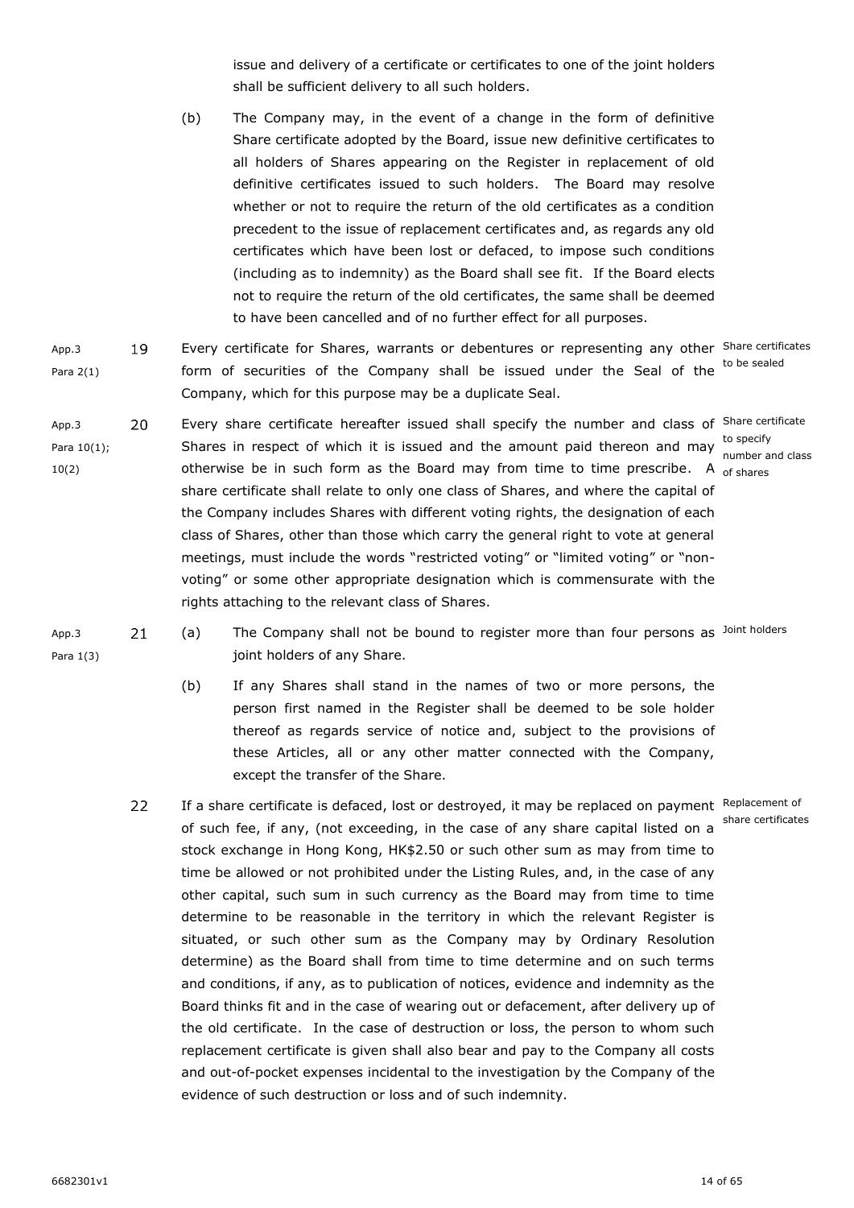issue and delivery of a certificate or certificates to one of the joint holders shall be sufficient delivery to all such holders.

(b) The Company may, in the event of a change in the form of definitive Share certificate adopted by the Board, issue new definitive certificates to all holders of Shares appearing on the Register in replacement of old definitive certificates issued to such holders. The Board may resolve whether or not to require the return of the old certificates as a condition precedent to the issue of replacement certificates and, as regards any old certificates which have been lost or defaced, to impose such conditions (including as to indemnity) as the Board shall see fit. If the Board elects not to require the return of the old certificates, the same shall be deemed to have been cancelled and of no further effect for all purposes.

App.3 Para 2(1)

19 Every certificate for Shares, warrants or debentures or representing any other form of securities of the Company shall be issued under the Seal of the Company, which for this purpose may be a duplicate Seal.

*Share certificates to be sealed*

App.3 Para 10(1); 10(2)

20 Every share certificate hereafter issued shall specify the number and class of Shares in respect of which it is issued and the amount paid thereon and may otherwise be in such form as the Board may from time to time prescribe. A share certificate shall relate to only one class of Shares, and where the capital of the Company includes Shares with different voting rights, the designation of each class of Shares, other than those which carry the general right to vote at general meetings, must include the words "restricted voting" or "limited voting" or "non-voting" or some other appropriate designation which is commensurate with the rights attaching to the relevant class of Shares.

*Share certificate to specify number and class of shares*

App.3 Para 1(3)

21 (a) The Company shall not be bound to register more than four persons as joint holders of any Share.

*Joint holders*

(b) If any Shares shall stand in the names of two or more persons, the person first named in the Register shall be deemed to be sole holder thereof as regards service of notice and, subject to the provisions of these Articles, all or any other matter connected with the Company, except the transfer of the Share.

22 If a share certificate is defaced, lost or destroyed, it may be replaced on payment of such fee, if any, (not exceeding, in the case of any share capital listed on a stock exchange in Hong Kong, HK$2.50 or such other sum as may from time to time be allowed or not prohibited under the Listing Rules, and, in the case of any other capital, such sum in such currency as the Board may from time to time determine to be reasonable in the territory in which the relevant Register is situated, or such other sum as the Company may by Ordinary Resolution determine) as the Board shall from time to time determine and on such terms and conditions, if any, as to publication of notices, evidence and indemnity as the Board thinks fit and in the case of wearing out or defacement, after delivery up of the old certificate. In the case of destruction or loss, the person to whom such replacement certificate is given shall also bear and pay to the Company all costs and out-of-pocket expenses incidental to the investigation by the Company of the evidence of such destruction or loss and of such indemnity.

*Replacement of share certificates*

6682301v1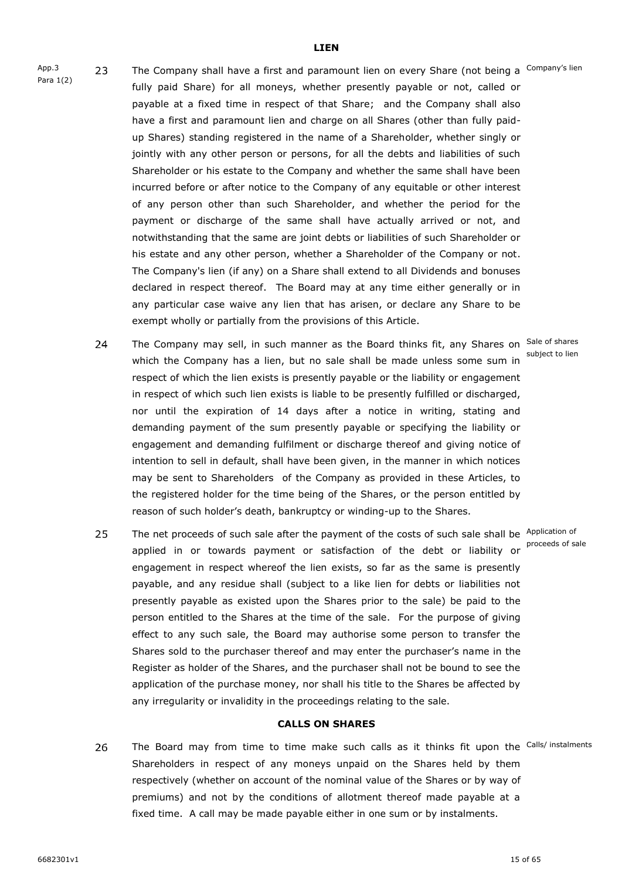## LIEN

App.3 Para 1(2)

23 The Company shall have a first and paramount lien on every Share (not being a fully paid Share) for all moneys, whether presently payable or not, called or payable at a fixed time in respect of that Share; and the Company shall also have a first and paramount lien and charge on all Shares (other than fully paid-up Shares) standing registered in the name of a Shareholder, whether singly or jointly with any other person or persons, for all the debts and liabilities of such Shareholder or his estate to the Company and whether the same shall have been incurred before or after notice to the Company of any equitable or other interest of any person other than such Shareholder, and whether the period for the payment or discharge of the same shall have actually arrived or not, and notwithstanding that the same are joint debts or liabilities of such Shareholder or his estate and any other person, whether a Shareholder of the Company or not. The Company's lien (if any) on a Share shall extend to all Dividends and bonuses declared in respect thereof. The Board may at any time either generally or in any particular case waive any lien that has arisen, or declare any Share to be exempt wholly or partially from the provisions of this Article.

Company's lien

24 The Company may sell, in such manner as the Board thinks fit, any Shares on which the Company has a lien, but no sale shall be made unless some sum in respect of which the lien exists is presently payable or the liability or engagement in respect of which such lien exists is liable to be presently fulfilled or discharged, nor until the expiration of 14 days after a notice in writing, stating and demanding payment of the sum presently payable or specifying the liability or engagement and demanding fulfilment or discharge thereof and giving notice of intention to sell in default, shall have been given, in the manner in which notices may be sent to Shareholders of the Company as provided in these Articles, to the registered holder for the time being of the Shares, or the person entitled by reason of such holder's death, bankruptcy or winding-up to the Shares.

Sale of shares subject to lien

25 The net proceeds of such sale after the payment of the costs of such sale shall be applied in or towards payment or satisfaction of the debt or liability or engagement in respect whereof the lien exists, so far as the same is presently payable, and any residue shall (subject to a like lien for debts or liabilities not presently payable as existed upon the Shares prior to the sale) be paid to the person entitled to the Shares at the time of the sale. For the purpose of giving effect to any such sale, the Board may authorise some person to transfer the Shares sold to the purchaser thereof and may enter the purchaser's name in the Register as holder of the Shares, and the purchaser shall not be bound to see the application of the purchase money, nor shall his title to the Shares be affected by any irregularity or invalidity in the proceedings relating to the sale.

Application of proceeds of sale

## CALLS ON SHARES

26 The Board may from time to time make such calls as it thinks fit upon the Shareholders in respect of any moneys unpaid on the Shares held by them respectively (whether on account of the nominal value of the Shares or by way of premiums) and not by the conditions of allotment thereof made payable at a fixed time. A call may be made payable either in one sum or by instalments.

Calls/ instalments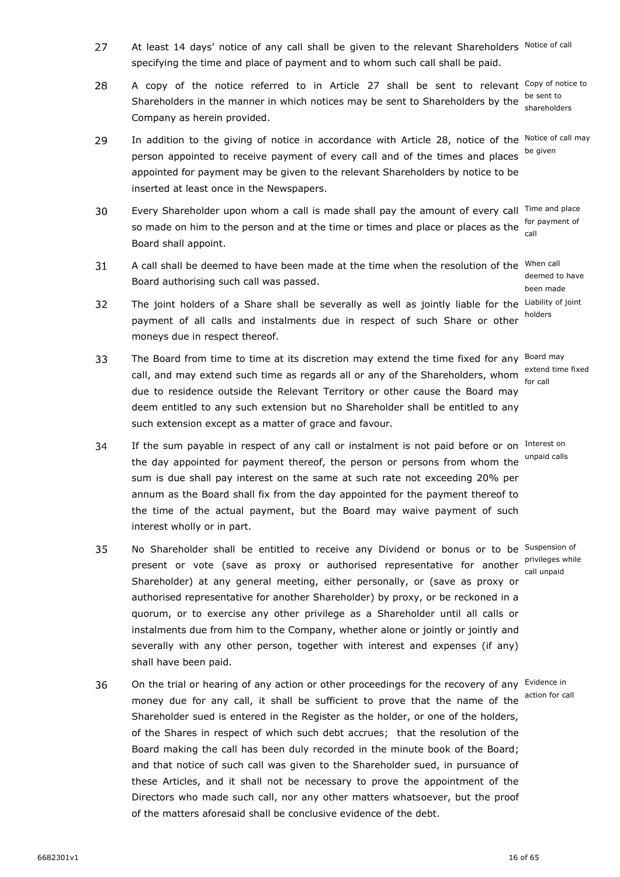27 At least 14 days' notice of any call shall be given to the relevant Shareholders specifying the time and place of payment and to whom such call shall be paid. *Notice of call*

28 A copy of the notice referred to in Article 27 shall be sent to relevant Shareholders in the manner in which notices may be sent to Shareholders by the Company as herein provided. *Copy of notice to be sent to shareholders*

29 In addition to the giving of notice in accordance with Article 28, notice of the person appointed to receive payment of every call and of the times and places appointed for payment may be given to the relevant Shareholders by notice to be inserted at least once in the Newspapers. *Notice of call may be given*

30 Every Shareholder upon whom a call is made shall pay the amount of every call so made on him to the person and at the time or times and place or places as the Board shall appoint. *Time and place for payment of call*

31 A call shall be deemed to have been made at the time when the resolution of the Board authorising such call was passed. *When call deemed to have been made*

32 The joint holders of a Share shall be severally as well as jointly liable for the payment of all calls and instalments due in respect of such Share or other moneys due in respect thereof. *Liability of joint holders*

33 The Board from time to time at its discretion may extend the time fixed for any call, and may extend such time as regards all or any of the Shareholders, whom due to residence outside the Relevant Territory or other cause the Board may deem entitled to any such extension but no Shareholder shall be entitled to any such extension except as a matter of grace and favour. *Board may extend time fixed for call*

34 If the sum payable in respect of any call or instalment is not paid before or on the day appointed for payment thereof, the person or persons from whom the sum is due shall pay interest on the same at such rate not exceeding 20% per annum as the Board shall fix from the day appointed for the payment thereof to the time of the actual payment, but the Board may waive payment of such interest wholly or in part. *Interest on unpaid calls*

35 No Shareholder shall be entitled to receive any Dividend or bonus or to be present or vote (save as proxy or authorised representative for another Shareholder) at any general meeting, either personally, or (save as proxy or authorised representative for another Shareholder) by proxy, or be reckoned in a quorum, or to exercise any other privilege as a Shareholder until all calls or instalments due from him to the Company, whether alone or jointly or jointly and severally with any other person, together with interest and expenses (if any) shall have been paid. *Suspension of privileges while call unpaid*

36 On the trial or hearing of any action or other proceedings for the recovery of any money due for any call, it shall be sufficient to prove that the name of the Shareholder sued is entered in the Register as the holder, or one of the holders, of the Shares in respect of which such debt accrues; that the resolution of the Board making the call has been duly recorded in the minute book of the Board; and that notice of such call was given to the Shareholder sued, in pursuance of these Articles, and it shall not be necessary to prove the appointment of the Directors who made such call, nor any other matters whatsoever, but the proof of the matters aforesaid shall be conclusive evidence of the debt. *Evidence in action for call*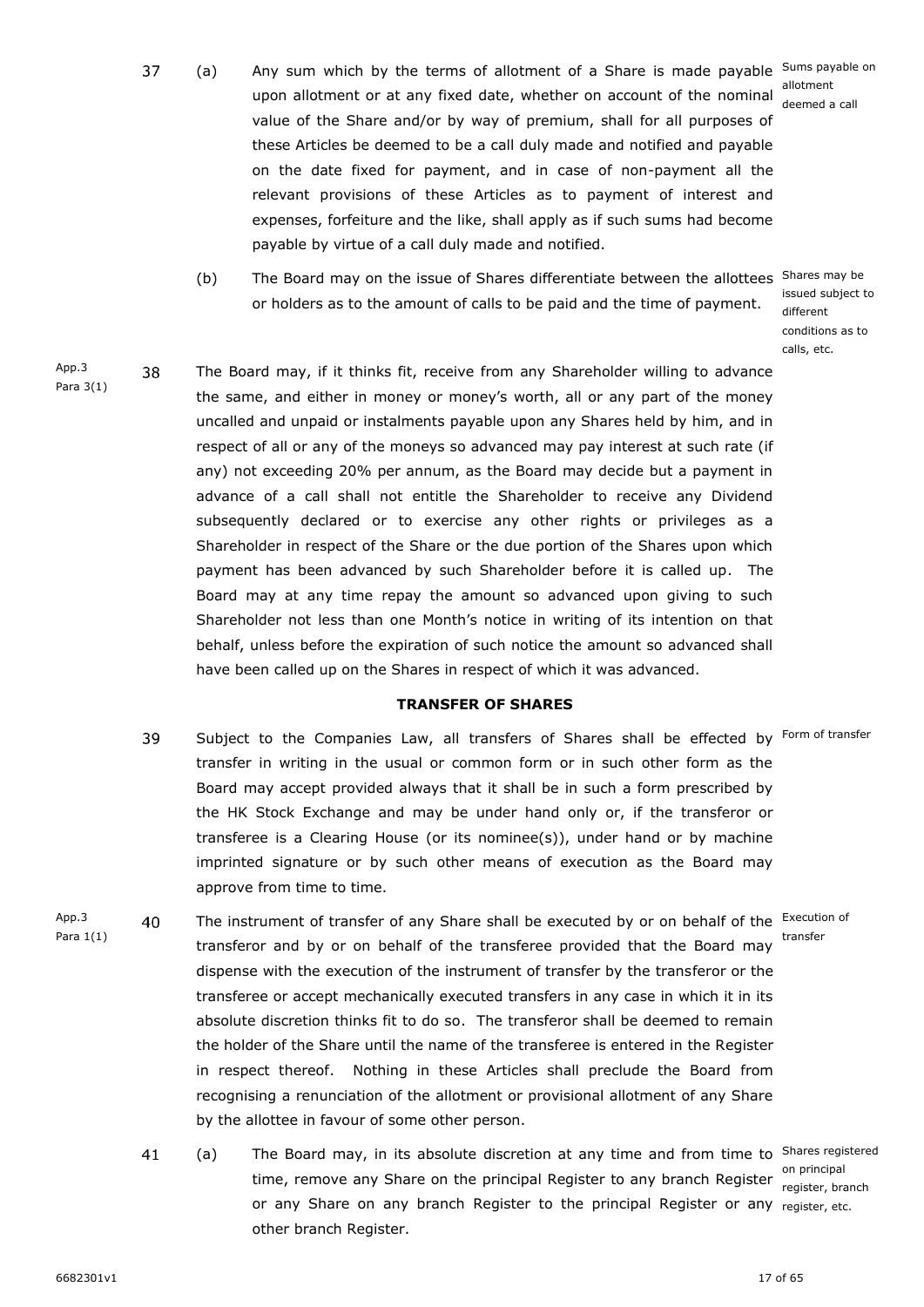37 (a) Any sum which by the terms of allotment of a Share is made payable upon allotment or at any fixed date, whether on account of the nominal value of the Share and/or by way of premium, shall for all purposes of these Articles be deemed to be a call duly made and notified and payable on the date fixed for payment, and in case of non-payment all the relevant provisions of these Articles as to payment of interest and expenses, forfeiture and the like, shall apply as if such sums had become payable by virtue of a call duly made and notified.

Sums payable on allotment deemed a call

(b) The Board may on the issue of Shares differentiate between the allottees or holders as to the amount of calls to be paid and the time of payment.

Shares may be issued subject to different conditions as to calls, etc.

App.3 Para 3(1)

38 The Board may, if it thinks fit, receive from any Shareholder willing to advance the same, and either in money or money's worth, all or any part of the money uncalled and unpaid or instalments payable upon any Shares held by him, and in respect of all or any of the moneys so advanced may pay interest at such rate (if any) not exceeding 20% per annum, as the Board may decide but a payment in advance of a call shall not entitle the Shareholder to receive any Dividend subsequently declared or to exercise any other rights or privileges as a Shareholder in respect of the Share or the due portion of the Shares upon which payment has been advanced by such Shareholder before it is called up. The Board may at any time repay the amount so advanced upon giving to such Shareholder not less than one Month's notice in writing of its intention on that behalf, unless before the expiration of such notice the amount so advanced shall have been called up on the Shares in respect of which it was advanced.

**TRANSFER OF SHARES**

39 Subject to the Companies Law, all transfers of Shares shall be effected by transfer in writing in the usual or common form or in such other form as the Board may accept provided always that it shall be in such a form prescribed by the HK Stock Exchange and may be under hand only or, if the transferor or transferee is a Clearing House (or its nominee(s)), under hand or by machine imprinted signature or by such other means of execution as the Board may approve from time to time.

Form of transfer

App.3 Para 1(1)

40 The instrument of transfer of any Share shall be executed by or on behalf of the transferor and by or on behalf of the transferee provided that the Board may dispense with the execution of the instrument of transfer by the transferor or the transferee or accept mechanically executed transfers in any case in which it in its absolute discretion thinks fit to do so. The transferor shall be deemed to remain the holder of the Share until the name of the transferee is entered in the Register in respect thereof. Nothing in these Articles shall preclude the Board from recognising a renunciation of the allotment or provisional allotment of any Share by the allottee in favour of some other person.

Execution of transfer

41 (a) The Board may, in its absolute discretion at any time and from time to time, remove any Share on the principal Register to any branch Register or any Share on any branch Register to the principal Register or any other branch Register.

Shares registered on principal register, branch register, etc.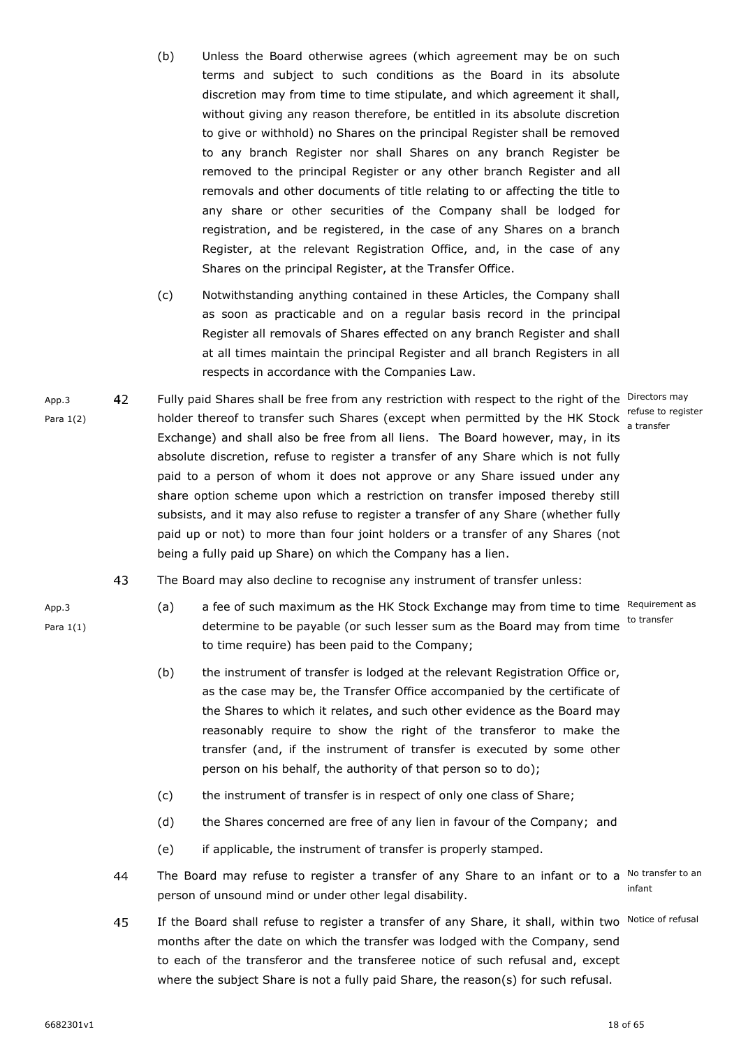(b) Unless the Board otherwise agrees (which agreement may be on such terms and subject to such conditions as the Board in its absolute discretion may from time to time stipulate, and which agreement it shall, without giving any reason therefore, be entitled in its absolute discretion to give or withhold) no Shares on the principal Register shall be removed to any branch Register nor shall Shares on any branch Register be removed to the principal Register or any other branch Register and all removals and other documents of title relating to or affecting the title to any share or other securities of the Company shall be lodged for registration, and be registered, in the case of any Shares on a branch Register, at the relevant Registration Office, and, in the case of any Shares on the principal Register, at the Transfer Office.

(c) Notwithstanding anything contained in these Articles, the Company shall as soon as practicable and on a regular basis record in the principal Register all removals of Shares effected on any branch Register and shall at all times maintain the principal Register and all branch Registers in all respects in accordance with the Companies Law.

App.3 Para 1(2)

Directors may refuse to register a transfer

42 Fully paid Shares shall be free from any restriction with respect to the right of the holder thereof to transfer such Shares (except when permitted by the HK Stock Exchange) and shall also be free from all liens. The Board however, may, in its absolute discretion, refuse to register a transfer of any Share which is not fully paid to a person of whom it does not approve or any Share issued under any share option scheme upon which a restriction on transfer imposed thereby still subsists, and it may also refuse to register a transfer of any Share (whether fully paid up or not) to more than four joint holders or a transfer of any Shares (not being a fully paid up Share) on which the Company has a lien.

43 The Board may also decline to recognise any instrument of transfer unless:

App.3 Para 1(1)

Requirement as to transfer

(a) a fee of such maximum as the HK Stock Exchange may from time to time determine to be payable (or such lesser sum as the Board may from time to time require) has been paid to the Company;

(b) the instrument of transfer is lodged at the relevant Registration Office or, as the case may be, the Transfer Office accompanied by the certificate of the Shares to which it relates, and such other evidence as the Board may reasonably require to show the right of the transferor to make the transfer (and, if the instrument of transfer is executed by some other person on his behalf, the authority of that person so to do);

(c) the instrument of transfer is in respect of only one class of Share;

(d) the Shares concerned are free of any lien in favour of the Company; and

(e) if applicable, the instrument of transfer is properly stamped.

No transfer to an infant

44 The Board may refuse to register a transfer of any Share to an infant or to a person of unsound mind or under other legal disability.

Notice of refusal

45 If the Board shall refuse to register a transfer of any Share, it shall, within two months after the date on which the transfer was lodged with the Company, send to each of the transferor and the transferee notice of such refusal and, except where the subject Share is not a fully paid Share, the reason(s) for such refusal.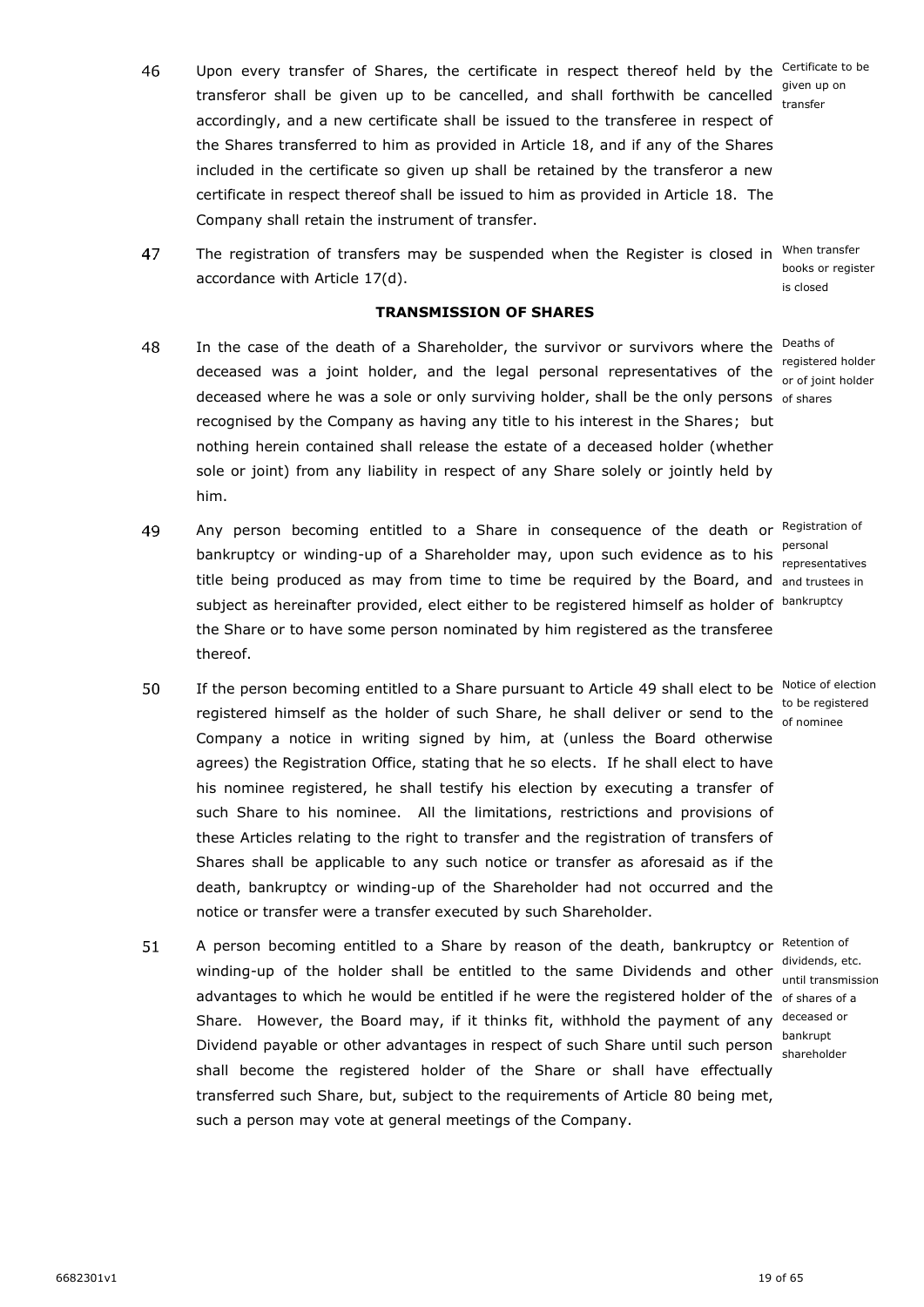46 Upon every transfer of Shares, the certificate in respect thereof held by the transferor shall be given up to be cancelled, and shall forthwith be cancelled accordingly, and a new certificate shall be issued to the transferee in respect of the Shares transferred to him as provided in Article 18, and if any of the Shares included in the certificate so given up shall be retained by the transferor a new certificate in respect thereof shall be issued to him as provided in Article 18. The Company shall retain the instrument of transfer.

*Certificate to be given up on transfer*

47 The registration of transfers may be suspended when the Register is closed in accordance with Article 17(d).

*When transfer books or register is closed*

**TRANSMISSION OF SHARES**

48 In the case of the death of a Shareholder, the survivor or survivors where the deceased was a joint holder, and the legal personal representatives of the deceased where he was a sole or only surviving holder, shall be the only persons recognised by the Company as having any title to his interest in the Shares; but nothing herein contained shall release the estate of a deceased holder (whether sole or joint) from any liability in respect of any Share solely or jointly held by him.

*Deaths of registered holder or of joint holder of shares*

49 Any person becoming entitled to a Share in consequence of the death or bankruptcy or winding-up of a Shareholder may, upon such evidence as to his title being produced as may from time to time be required by the Board, and subject as hereinafter provided, elect either to be registered himself as holder of the Share or to have some person nominated by him registered as the transferee thereof.

*Registration of personal representatives and trustees in bankruptcy*

50 If the person becoming entitled to a Share pursuant to Article 49 shall elect to be registered himself as the holder of such Share, he shall deliver or send to the Company a notice in writing signed by him, at (unless the Board otherwise agrees) the Registration Office, stating that he so elects. If he shall elect to have his nominee registered, he shall testify his election by executing a transfer of such Share to his nominee. All the limitations, restrictions and provisions of these Articles relating to the right to transfer and the registration of transfers of Shares shall be applicable to any such notice or transfer as aforesaid as if the death, bankruptcy or winding-up of the Shareholder had not occurred and the notice or transfer were a transfer executed by such Shareholder.

*Notice of election to be registered of nominee*

51 A person becoming entitled to a Share by reason of the death, bankruptcy or winding-up of the holder shall be entitled to the same Dividends and other advantages to which he would be entitled if he were the registered holder of the Share. However, the Board may, if it thinks fit, withhold the payment of any Dividend payable or other advantages in respect of such Share until such person shall become the registered holder of the Share or shall have effectually transferred such Share, but, subject to the requirements of Article 80 being met, such a person may vote at general meetings of the Company.

*Retention of dividends, etc. until transmission of shares of a deceased or bankrupt shareholder*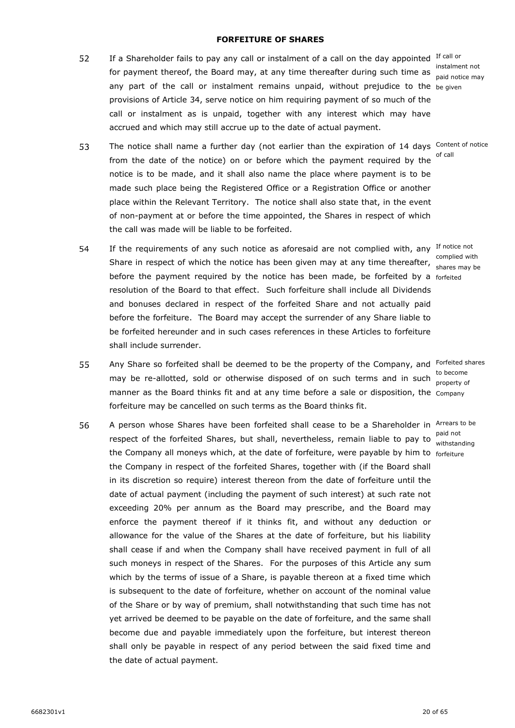## FORFEITURE OF SHARES

52 If a Shareholder fails to pay any call or instalment of a call on the day appointed for payment thereof, the Board may, at any time thereafter during such time as any part of the call or instalment remains unpaid, without prejudice to the provisions of Article 34, serve notice on him requiring payment of so much of the call or instalment as is unpaid, together with any interest which may have accrued and which may still accrue up to the date of actual payment.

*If call or instalment not paid notice may be given*

53 The notice shall name a further day (not earlier than the expiration of 14 days from the date of the notice) on or before which the payment required by the notice is to be made, and it shall also name the place where payment is to be made such place being the Registered Office or a Registration Office or another place within the Relevant Territory. The notice shall also state that, in the event of non-payment at or before the time appointed, the Shares in respect of which the call was made will be liable to be forfeited.

*Content of notice of call*

54 If the requirements of any such notice as aforesaid are not complied with, any Share in respect of which the notice has been given may at any time thereafter, before the payment required by the notice has been made, be forfeited by a resolution of the Board to that effect. Such forfeiture shall include all Dividends and bonuses declared in respect of the forfeited Share and not actually paid before the forfeiture. The Board may accept the surrender of any Share liable to be forfeited hereunder and in such cases references in these Articles to forfeiture shall include surrender.

*If notice not complied with shares may be forfeited*

55 Any Share so forfeited shall be deemed to be the property of the Company, and may be re-allotted, sold or otherwise disposed of on such terms and in such manner as the Board thinks fit and at any time before a sale or disposition, the forfeiture may be cancelled on such terms as the Board thinks fit.

*Forfeited shares to become property of Company*

56 A person whose Shares have been forfeited shall cease to be a Shareholder in respect of the forfeited Shares, but shall, nevertheless, remain liable to pay to the Company all moneys which, at the date of forfeiture, were payable by him to the Company in respect of the forfeited Shares, together with (if the Board shall in its discretion so require) interest thereon from the date of forfeiture until the date of actual payment (including the payment of such interest) at such rate not exceeding 20% per annum as the Board may prescribe, and the Board may enforce the payment thereof if it thinks fit, and without any deduction or allowance for the value of the Shares at the date of forfeiture, but his liability shall cease if and when the Company shall have received payment in full of all such moneys in respect of the Shares. For the purposes of this Article any sum which by the terms of issue of a Share, is payable thereon at a fixed time which is subsequent to the date of forfeiture, whether on account of the nominal value of the Share or by way of premium, shall notwithstanding that such time has not yet arrived be deemed to be payable on the date of forfeiture, and the same shall become due and payable immediately upon the forfeiture, but interest thereon shall only be payable in respect of any period between the said fixed time and the date of actual payment.

*Arrears to be paid not withstanding forfeiture*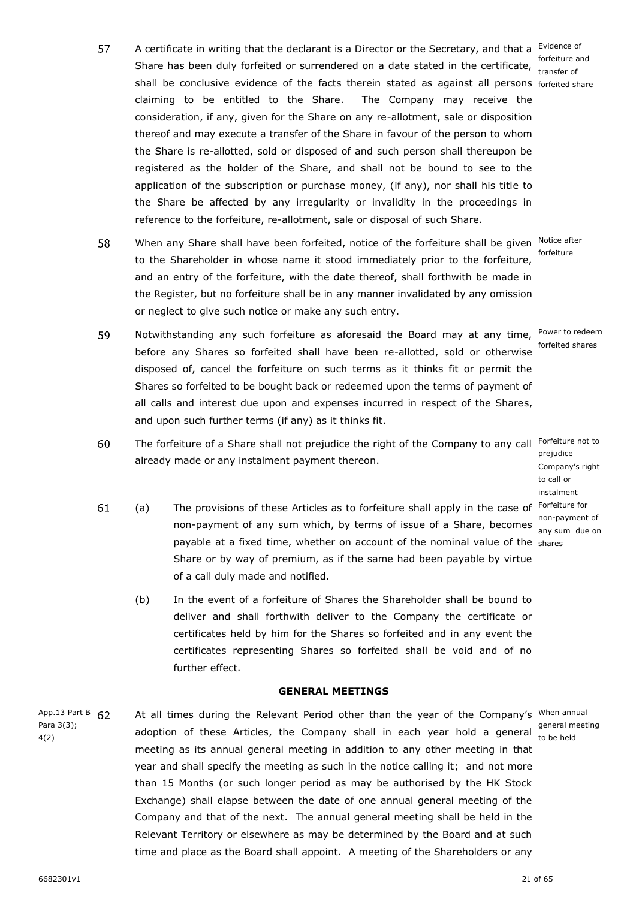57 A certificate in writing that the declarant is a Director or the Secretary, and that a Share has been duly forfeited or surrendered on a date stated in the certificate, shall be conclusive evidence of the facts therein stated as against all persons claiming to be entitled to the Share. The Company may receive the consideration, if any, given for the Share on any re-allotment, sale or disposition thereof and may execute a transfer of the Share in favour of the person to whom the Share is re-allotted, sold or disposed of and such person shall thereupon be registered as the holder of the Share, and shall not be bound to see to the application of the subscription or purchase money, (if any), nor shall his title to the Share be affected by any irregularity or invalidity in the proceedings in reference to the forfeiture, re-allotment, sale or disposal of such Share.

*Evidence of forfeiture and transfer of forfeited share*

58 When any Share shall have been forfeited, notice of the forfeiture shall be given to the Shareholder in whose name it stood immediately prior to the forfeiture, and an entry of the forfeiture, with the date thereof, shall forthwith be made in the Register, but no forfeiture shall be in any manner invalidated by any omission or neglect to give such notice or make any such entry.

*Notice after forfeiture*

59 Notwithstanding any such forfeiture as aforesaid the Board may at any time, before any Shares so forfeited shall have been re-allotted, sold or otherwise disposed of, cancel the forfeiture on such terms as it thinks fit or permit the Shares so forfeited to be bought back or redeemed upon the terms of payment of all calls and interest due upon and expenses incurred in respect of the Shares, and upon such further terms (if any) as it thinks fit.

*Power to redeem forfeited shares*

60 The forfeiture of a Share shall not prejudice the right of the Company to any call already made or any instalment payment thereon.

*Forfeiture not to prejudice Company's right to call or instalment*

61 (a) The provisions of these Articles as to forfeiture shall apply in the case of non-payment of any sum which, by terms of issue of a Share, becomes payable at a fixed time, whether on account of the nominal value of the Share or by way of premium, as if the same had been payable by virtue of a call duly made and notified.

*Forfeiture for non-payment of any sum due on shares*

(b) In the event of a forfeiture of Shares the Shareholder shall be bound to deliver and shall forthwith deliver to the Company the certificate or certificates held by him for the Shares so forfeited and in any event the certificates representing Shares so forfeited shall be void and of no further effect.

## GENERAL MEETINGS

*App.13 Part B Para 3(3); 4(2)*

62 At all times during the Relevant Period other than the year of the Company's adoption of these Articles, the Company shall in each year hold a general meeting as its annual general meeting in addition to any other meeting in that year and shall specify the meeting as such in the notice calling it; and not more than 15 Months (or such longer period as may be authorised by the HK Stock Exchange) shall elapse between the date of one annual general meeting of the Company and that of the next. The annual general meeting shall be held in the Relevant Territory or elsewhere as may be determined by the Board and at such time and place as the Board shall appoint. A meeting of the Shareholders or any

*When annual general meeting to be held*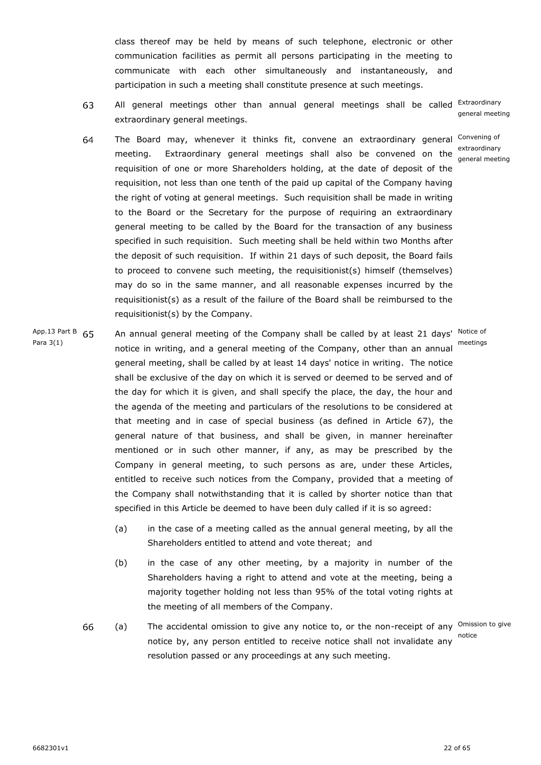class thereof may be held by means of such telephone, electronic or other communication facilities as permit all persons participating in the meeting to communicate with each other simultaneously and instantaneously, and participation in such a meeting shall constitute presence at such meetings.

63 All general meetings other than annual general meetings shall be called extraordinary general meetings. *Extraordinary general meeting*

64 The Board may, whenever it thinks fit, convene an extraordinary general meeting. Extraordinary general meetings shall also be convened on the requisition of one or more Shareholders holding, at the date of deposit of the requisition, not less than one tenth of the paid up capital of the Company having the right of voting at general meetings. Such requisition shall be made in writing to the Board or the Secretary for the purpose of requiring an extraordinary general meeting to be called by the Board for the transaction of any business specified in such requisition. Such meeting shall be held within two Months after the deposit of such requisition. If within 21 days of such deposit, the Board fails to proceed to convene such meeting, the requisitionist(s) himself (themselves) may do so in the same manner, and all reasonable expenses incurred by the requisitionist(s) as a result of the failure of the Board shall be reimbursed to the requisitionist(s) by the Company. *Convening of extraordinary general meeting*

App.13 Part B Para 3(1)

65 An annual general meeting of the Company shall be called by at least 21 days' notice in writing, and a general meeting of the Company, other than an annual general meeting, shall be called by at least 14 days' notice in writing. The notice shall be exclusive of the day on which it is served or deemed to be served and of the day for which it is given, and shall specify the place, the day, the hour and the agenda of the meeting and particulars of the resolutions to be considered at that meeting and in case of special business (as defined in Article 67), the general nature of that business, and shall be given, in manner hereinafter mentioned or in such other manner, if any, as may be prescribed by the Company in general meeting, to such persons as are, under these Articles, entitled to receive such notices from the Company, provided that a meeting of the Company shall notwithstanding that it is called by shorter notice than that specified in this Article be deemed to have been duly called if it is so agreed: *Notice of meetings*

(a) in the case of a meeting called as the annual general meeting, by all the Shareholders entitled to attend and vote thereat; and

(b) in the case of any other meeting, by a majority in number of the Shareholders having a right to attend and vote at the meeting, being a majority together holding not less than 95% of the total voting rights at the meeting of all members of the Company.

66 (a) The accidental omission to give any notice to, or the non-receipt of any notice by, any person entitled to receive notice shall not invalidate any resolution passed or any proceedings at any such meeting. *Omission to give notice*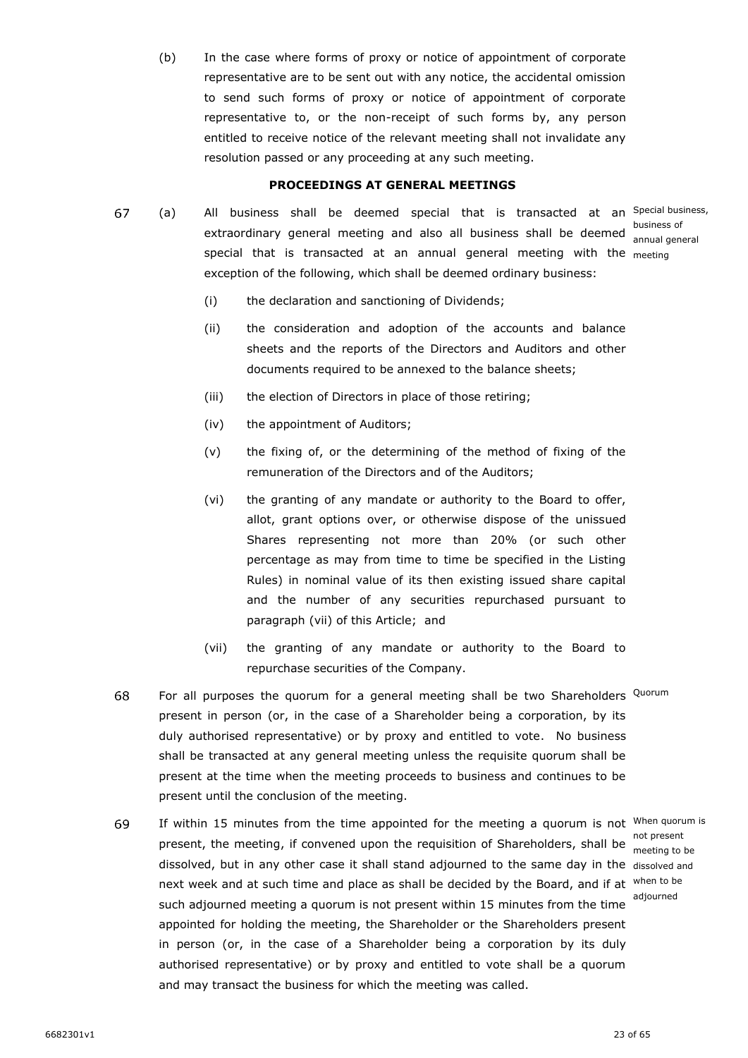(b) In the case where forms of proxy or notice of appointment of corporate representative are to be sent out with any notice, the accidental omission to send such forms of proxy or notice of appointment of corporate representative to, or the non-receipt of such forms by, any person entitled to receive notice of the relevant meeting shall not invalidate any resolution passed or any proceeding at any such meeting.

## PROCEEDINGS AT GENERAL MEETINGS

67 (a) All business shall be deemed special that is transacted at an extraordinary general meeting and also all business shall be deemed special that is transacted at an annual general meeting with the exception of the following, which shall be deemed ordinary business:

*Special business, business of annual general meeting*

(i) the declaration and sanctioning of Dividends;

(ii) the consideration and adoption of the accounts and balance sheets and the reports of the Directors and Auditors and other documents required to be annexed to the balance sheets;

(iii) the election of Directors in place of those retiring;

(iv) the appointment of Auditors;

(v) the fixing of, or the determining of the method of fixing of the remuneration of the Directors and of the Auditors;

(vi) the granting of any mandate or authority to the Board to offer, allot, grant options over, or otherwise dispose of the unissued Shares representing not more than 20% (or such other percentage as may from time to time be specified in the Listing Rules) in nominal value of its then existing issued share capital and the number of any securities repurchased pursuant to paragraph (vii) of this Article; and

(vii) the granting of any mandate or authority to the Board to repurchase securities of the Company.

68 For all purposes the quorum for a general meeting shall be two Shareholders present in person (or, in the case of a Shareholder being a corporation, by its duly authorised representative) or by proxy and entitled to vote. No business shall be transacted at any general meeting unless the requisite quorum shall be present at the time when the meeting proceeds to business and continues to be present until the conclusion of the meeting.

*Quorum*

69 If within 15 minutes from the time appointed for the meeting a quorum is not present, the meeting, if convened upon the requisition of Shareholders, shall be dissolved, but in any other case it shall stand adjourned to the same day in the next week and at such time and place as shall be decided by the Board, and if at such adjourned meeting a quorum is not present within 15 minutes from the time appointed for holding the meeting, the Shareholder or the Shareholders present in person (or, in the case of a Shareholder being a corporation by its duly authorised representative) or by proxy and entitled to vote shall be a quorum and may transact the business for which the meeting was called.

*When quorum is not present meeting to be dissolved and when to be adjourned*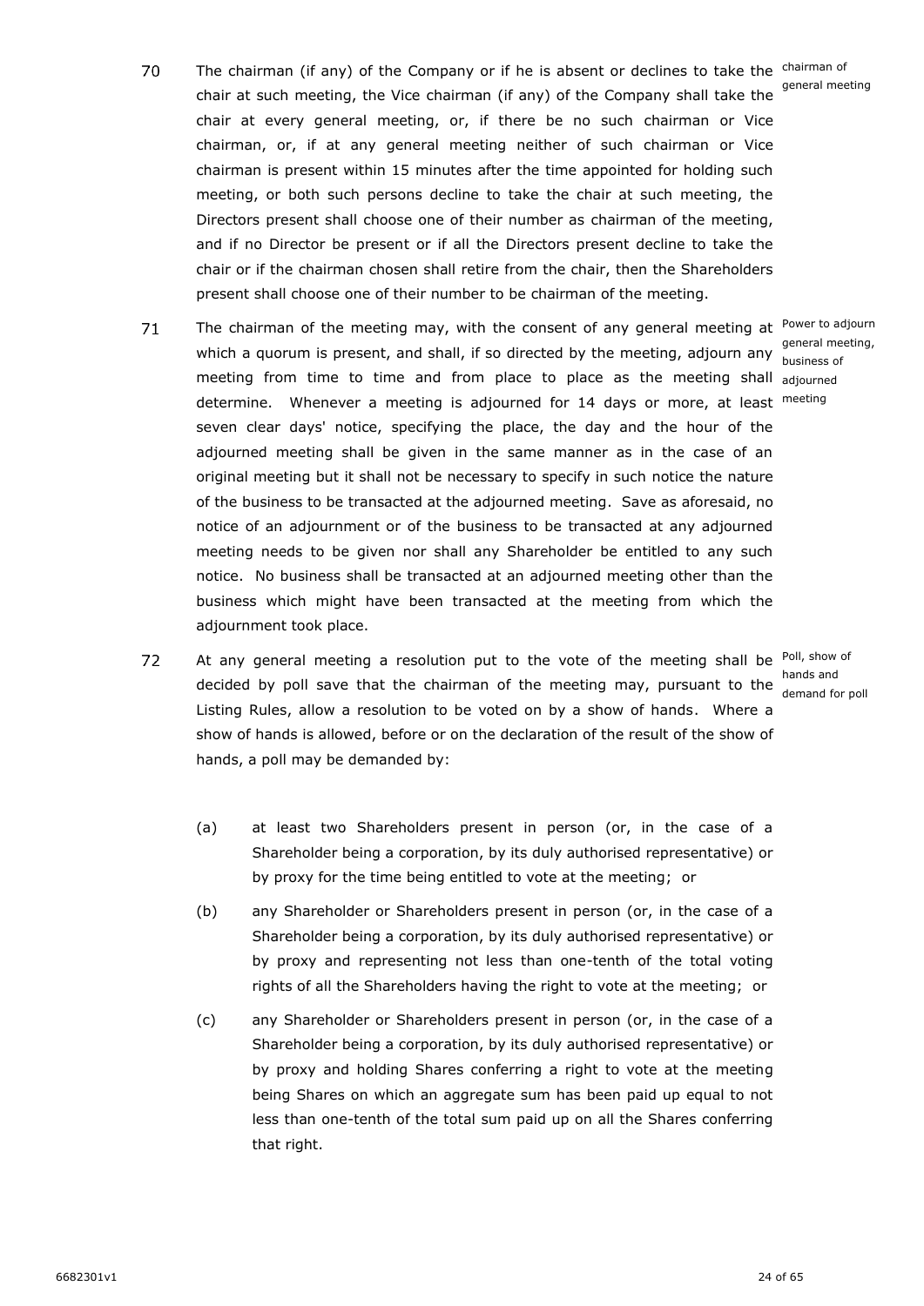70 The chairman (if any) of the Company or if he is absent or declines to take the chair at such meeting, the Vice chairman (if any) of the Company shall take the chair at every general meeting, or, if there be no such chairman or Vice chairman, or, if at any general meeting neither of such chairman or Vice chairman is present within 15 minutes after the time appointed for holding such meeting, or both such persons decline to take the chair at such meeting, the Directors present shall choose one of their number as chairman of the meeting, and if no Director be present or if all the Directors present decline to take the chair or if the chairman chosen shall retire from the chair, then the Shareholders present shall choose one of their number to be chairman of the meeting.

chairman of general meeting

71 The chairman of the meeting may, with the consent of any general meeting at which a quorum is present, and shall, if so directed by the meeting, adjourn any meeting from time to time and from place to place as the meeting shall determine. Whenever a meeting is adjourned for 14 days or more, at least seven clear days' notice, specifying the place, the day and the hour of the adjourned meeting shall be given in the same manner as in the case of an original meeting but it shall not be necessary to specify in such notice the nature of the business to be transacted at the adjourned meeting. Save as aforesaid, no notice of an adjournment or of the business to be transacted at any adjourned meeting needs to be given nor shall any Shareholder be entitled to any such notice. No business shall be transacted at an adjourned meeting other than the business which might have been transacted at the meeting from which the adjournment took place.

Power to adjourn general meeting, business of adjourned meeting

72 At any general meeting a resolution put to the vote of the meeting shall be decided by poll save that the chairman of the meeting may, pursuant to the Listing Rules, allow a resolution to be voted on by a show of hands. Where a show of hands is allowed, before or on the declaration of the result of the show of hands, a poll may be demanded by:

Poll, show of hands and demand for poll

(a) at least two Shareholders present in person (or, in the case of a Shareholder being a corporation, by its duly authorised representative) or by proxy for the time being entitled to vote at the meeting; or

(b) any Shareholder or Shareholders present in person (or, in the case of a Shareholder being a corporation, by its duly authorised representative) or by proxy and representing not less than one-tenth of the total voting rights of all the Shareholders having the right to vote at the meeting; or

(c) any Shareholder or Shareholders present in person (or, in the case of a Shareholder being a corporation, by its duly authorised representative) or by proxy and holding Shares conferring a right to vote at the meeting being Shares on which an aggregate sum has been paid up equal to not less than one-tenth of the total sum paid up on all the Shares conferring that right.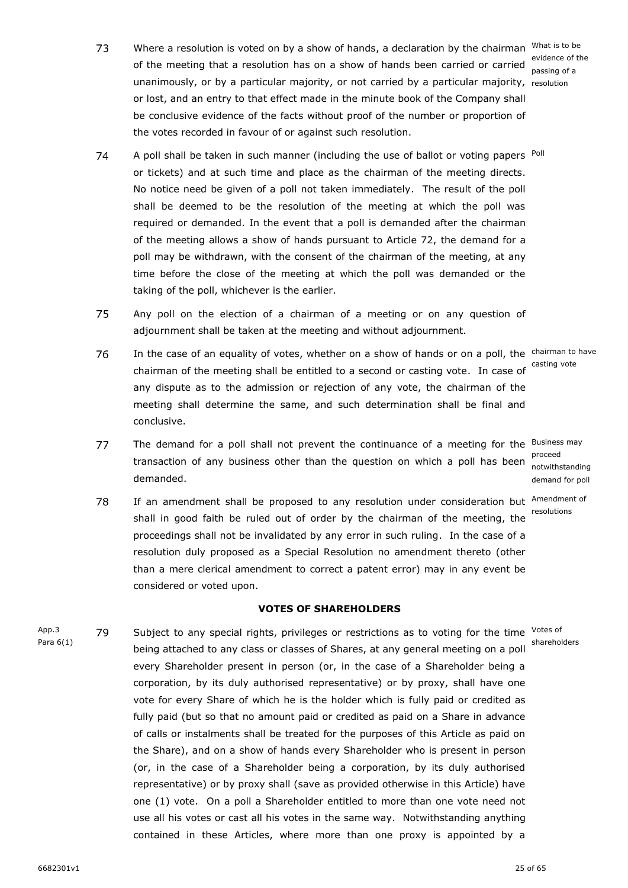73 Where a resolution is voted on by a show of hands, a declaration by the chairman of the meeting that a resolution has on a show of hands been carried or carried unanimously, or by a particular majority, or not carried by a particular majority, or lost, and an entry to that effect made in the minute book of the Company shall be conclusive evidence of the facts without proof of the number or proportion of the votes recorded in favour of or against such resolution.

What is to be evidence of the passing of a resolution

74 A poll shall be taken in such manner (including the use of ballot or voting papers or tickets) and at such time and place as the chairman of the meeting directs. No notice need be given of a poll not taken immediately. The result of the poll shall be deemed to be the resolution of the meeting at which the poll was required or demanded. In the event that a poll is demanded after the chairman of the meeting allows a show of hands pursuant to Article 72, the demand for a poll may be withdrawn, with the consent of the chairman of the meeting, at any time before the close of the meeting at which the poll was demanded or the taking of the poll, whichever is the earlier.

Poll

75 Any poll on the election of a chairman of a meeting or on any question of adjournment shall be taken at the meeting and without adjournment.

76 In the case of an equality of votes, whether on a show of hands or on a poll, the chairman of the meeting shall be entitled to a second or casting vote. In case of any dispute as to the admission or rejection of any vote, the chairman of the meeting shall determine the same, and such determination shall be final and conclusive.

chairman to have casting vote

77 The demand for a poll shall not prevent the continuance of a meeting for the transaction of any business other than the question on which a poll has been demanded.

Business may proceed notwithstanding demand for poll

78 If an amendment shall be proposed to any resolution under consideration but shall in good faith be ruled out of order by the chairman of the meeting, the proceedings shall not be invalidated by any error in such ruling. In the case of a resolution duly proposed as a Special Resolution no amendment thereto (other than a mere clerical amendment to correct a patent error) may in any event be considered or voted upon.

Amendment of resolutions

## VOTES OF SHAREHOLDERS

App.3 Para 6(1)

79 Subject to any special rights, privileges or restrictions as to voting for the time being attached to any class or classes of Shares, at any general meeting on a poll every Shareholder present in person (or, in the case of a Shareholder being a corporation, by its duly authorised representative) or by proxy, shall have one vote for every Share of which he is the holder which is fully paid or credited as fully paid (but so that no amount paid or credited as paid on a Share in advance of calls or instalments shall be treated for the purposes of this Article as paid on the Share), and on a show of hands every Shareholder who is present in person (or, in the case of a Shareholder being a corporation, by its duly authorised representative) or by proxy shall (save as provided otherwise in this Article) have one (1) vote. On a poll a Shareholder entitled to more than one vote need not use all his votes or cast all his votes in the same way. Notwithstanding anything contained in these Articles, where more than one proxy is appointed by a

Votes of shareholders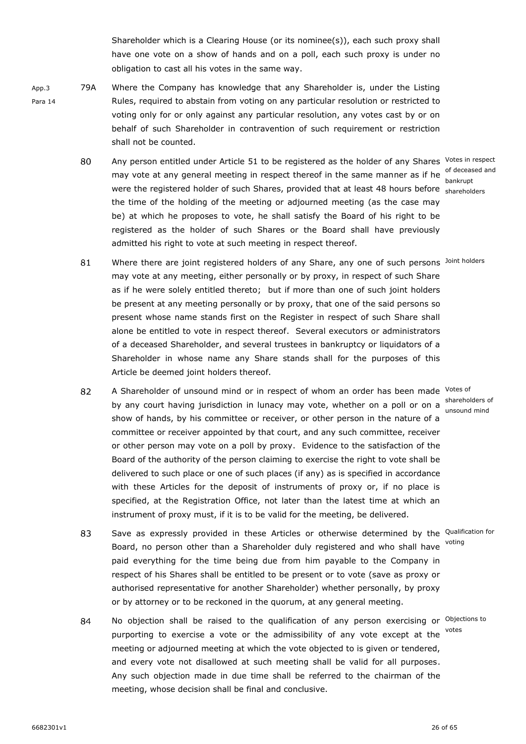Shareholder which is a Clearing House (or its nominee(s)), each such proxy shall have one vote on a show of hands and on a poll, each such proxy is under no obligation to cast all his votes in the same way.

App.3 Para 14

79A Where the Company has knowledge that any Shareholder is, under the Listing Rules, required to abstain from voting on any particular resolution or restricted to voting only for or only against any particular resolution, any votes cast by or on behalf of such Shareholder in contravention of such requirement or restriction shall not be counted.

**Votes in respect of deceased and bankrupt shareholders**

80 Any person entitled under Article 51 to be registered as the holder of any Shares may vote at any general meeting in respect thereof in the same manner as if he were the registered holder of such Shares, provided that at least 48 hours before the time of the holding of the meeting or adjourned meeting (as the case may be) at which he proposes to vote, he shall satisfy the Board of his right to be registered as the holder of such Shares or the Board shall have previously admitted his right to vote at such meeting in respect thereof.

**Joint holders**

81 Where there are joint registered holders of any Share, any one of such persons may vote at any meeting, either personally or by proxy, in respect of such Share as if he were solely entitled thereto; but if more than one of such joint holders be present at any meeting personally or by proxy, that one of the said persons so present whose name stands first on the Register in respect of such Share shall alone be entitled to vote in respect thereof. Several executors or administrators of a deceased Shareholder, and several trustees in bankruptcy or liquidators of a Shareholder in whose name any Share stands shall for the purposes of this Article be deemed joint holders thereof.

**Votes of shareholders of unsound mind**

82 A Shareholder of unsound mind or in respect of whom an order has been made by any court having jurisdiction in lunacy may vote, whether on a poll or on a show of hands, by his committee or receiver, or other person in the nature of a committee or receiver appointed by that court, and any such committee, receiver or other person may vote on a poll by proxy. Evidence to the satisfaction of the Board of the authority of the person claiming to exercise the right to vote shall be delivered to such place or one of such places (if any) as is specified in accordance with these Articles for the deposit of instruments of proxy or, if no place is specified, at the Registration Office, not later than the latest time at which an instrument of proxy must, if it is to be valid for the meeting, be delivered.

**Qualification for voting**

83 Save as expressly provided in these Articles or otherwise determined by the Board, no person other than a Shareholder duly registered and who shall have paid everything for the time being due from him payable to the Company in respect of his Shares shall be entitled to be present or to vote (save as proxy or authorised representative for another Shareholder) whether personally, by proxy or by attorney or to be reckoned in the quorum, at any general meeting.

**Objections to votes**

84 No objection shall be raised to the qualification of any person exercising or purporting to exercise a vote or the admissibility of any vote except at the meeting or adjourned meeting at which the vote objected to is given or tendered, and every vote not disallowed at such meeting shall be valid for all purposes. Any such objection made in due time shall be referred to the chairman of the meeting, whose decision shall be final and conclusive.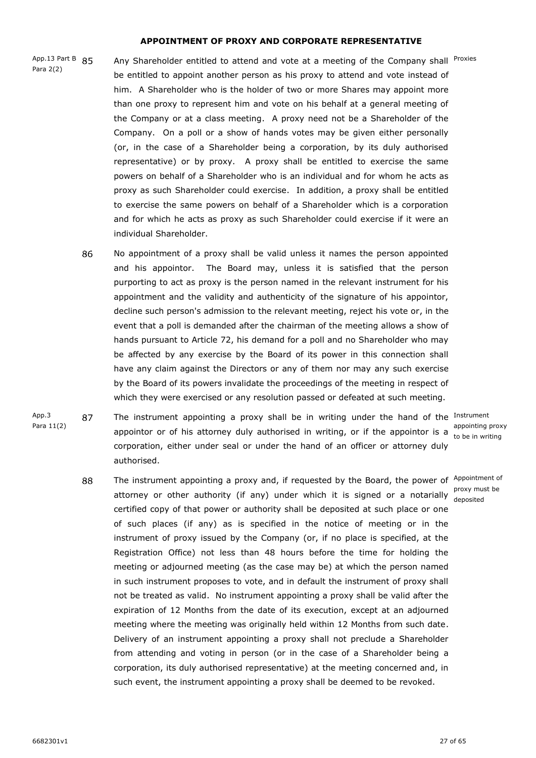## APPOINTMENT OF PROXY AND CORPORATE REPRESENTATIVE

App.13 Part B Para 2(2)

85 Any Shareholder entitled to attend and vote at a meeting of the Company shall be entitled to appoint another person as his proxy to attend and vote instead of him. A Shareholder who is the holder of two or more Shares may appoint more than one proxy to represent him and vote on his behalf at a general meeting of the Company or at a class meeting. A proxy need not be a Shareholder of the Company. On a poll or a show of hands votes may be given either personally (or, in the case of a Shareholder being a corporation, by its duly authorised representative) or by proxy. A proxy shall be entitled to exercise the same powers on behalf of a Shareholder who is an individual and for whom he acts as proxy as such Shareholder could exercise. In addition, a proxy shall be entitled to exercise the same powers on behalf of a Shareholder which is a corporation and for which he acts as proxy as such Shareholder could exercise if it were an individual Shareholder.

Proxies

86 No appointment of a proxy shall be valid unless it names the person appointed and his appointor. The Board may, unless it is satisfied that the person purporting to act as proxy is the person named in the relevant instrument for his appointment and the validity and authenticity of the signature of his appointor, decline such person's admission to the relevant meeting, reject his vote or, in the event that a poll is demanded after the chairman of the meeting allows a show of hands pursuant to Article 72, his demand for a poll and no Shareholder who may be affected by any exercise by the Board of its power in this connection shall have any claim against the Directors or any of them nor may any such exercise by the Board of its powers invalidate the proceedings of the meeting in respect of which they were exercised or any resolution passed or defeated at such meeting.

App.3 Para 11(2)

87 The instrument appointing a proxy shall be in writing under the hand of the appointor or of his attorney duly authorised in writing, or if the appointor is a corporation, either under seal or under the hand of an officer or attorney duly authorised.

Instrument appointing proxy to be in writing

88 The instrument appointing a proxy and, if requested by the Board, the power of attorney or other authority (if any) under which it is signed or a notarially certified copy of that power or authority shall be deposited at such place or one of such places (if any) as is specified in the notice of meeting or in the instrument of proxy issued by the Company (or, if no place is specified, at the Registration Office) not less than 48 hours before the time for holding the meeting or adjourned meeting (as the case may be) at which the person named in such instrument proposes to vote, and in default the instrument of proxy shall not be treated as valid. No instrument appointing a proxy shall be valid after the expiration of 12 Months from the date of its execution, except at an adjourned meeting where the meeting was originally held within 12 Months from such date. Delivery of an instrument appointing a proxy shall not preclude a Shareholder from attending and voting in person (or in the case of a Shareholder being a corporation, its duly authorised representative) at the meeting concerned and, in such event, the instrument appointing a proxy shall be deemed to be revoked.

Appointment of proxy must be deposited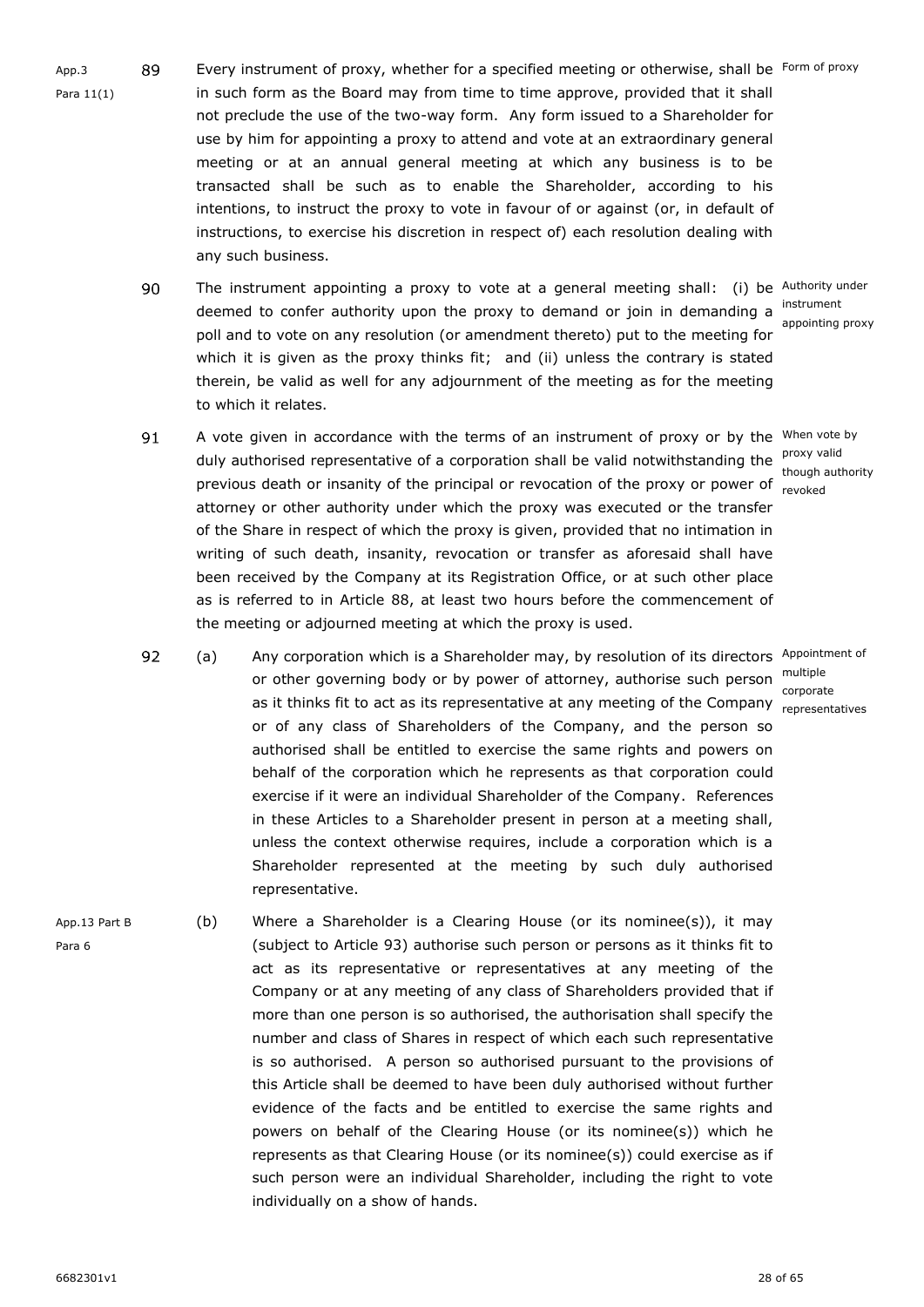App.3 Para 11(1)

**89** Every instrument of proxy, whether for a specified meeting or otherwise, shall be in such form as the Board may from time to time approve, provided that it shall not preclude the use of the two-way form. Any form issued to a Shareholder for use by him for appointing a proxy to attend and vote at an extraordinary general meeting or at an annual general meeting at which any business is to be transacted shall be such as to enable the Shareholder, according to his intentions, to instruct the proxy to vote in favour of or against (or, in default of instructions, to exercise his discretion in respect of) each resolution dealing with any such business.

*Form of proxy*

**90** The instrument appointing a proxy to vote at a general meeting shall: (i) be deemed to confer authority upon the proxy to demand or join in demanding a poll and to vote on any resolution (or amendment thereto) put to the meeting for which it is given as the proxy thinks fit; and (ii) unless the contrary is stated therein, be valid as well for any adjournment of the meeting as for the meeting to which it relates.

*Authority under instrument appointing proxy*

**91** A vote given in accordance with the terms of an instrument of proxy or by the duly authorised representative of a corporation shall be valid notwithstanding the previous death or insanity of the principal or revocation of the proxy or power of attorney or other authority under which the proxy was executed or the transfer of the Share in respect of which the proxy is given, provided that no intimation in writing of such death, insanity, revocation or transfer as aforesaid shall have been received by the Company at its Registration Office, or at such other place as is referred to in Article 88, at least two hours before the commencement of the meeting or adjourned meeting at which the proxy is used.

*When vote by proxy valid though authority revoked*

**92** (a) Any corporation which is a Shareholder may, by resolution of its directors or other governing body or by power of attorney, authorise such person as it thinks fit to act as its representative at any meeting of the Company or of any class of Shareholders of the Company, and the person so authorised shall be entitled to exercise the same rights and powers on behalf of the corporation which he represents as that corporation could exercise if it were an individual Shareholder of the Company. References in these Articles to a Shareholder present in person at a meeting shall, unless the context otherwise requires, include a corporation which is a Shareholder represented at the meeting by such duly authorised representative.

*Appointment of multiple corporate representatives*

App.13 Part B Para 6

(b) Where a Shareholder is a Clearing House (or its nominee(s)), it may (subject to Article 93) authorise such person or persons as it thinks fit to act as its representative or representatives at any meeting of the Company or at any meeting of any class of Shareholders provided that if more than one person is so authorised, the authorisation shall specify the number and class of Shares in respect of which each such representative is so authorised. A person so authorised pursuant to the provisions of this Article shall be deemed to have been duly authorised without further evidence of the facts and be entitled to exercise the same rights and powers on behalf of the Clearing House (or its nominee(s)) which he represents as that Clearing House (or its nominee(s)) could exercise as if such person were an individual Shareholder, including the right to vote individually on a show of hands.

6682301v1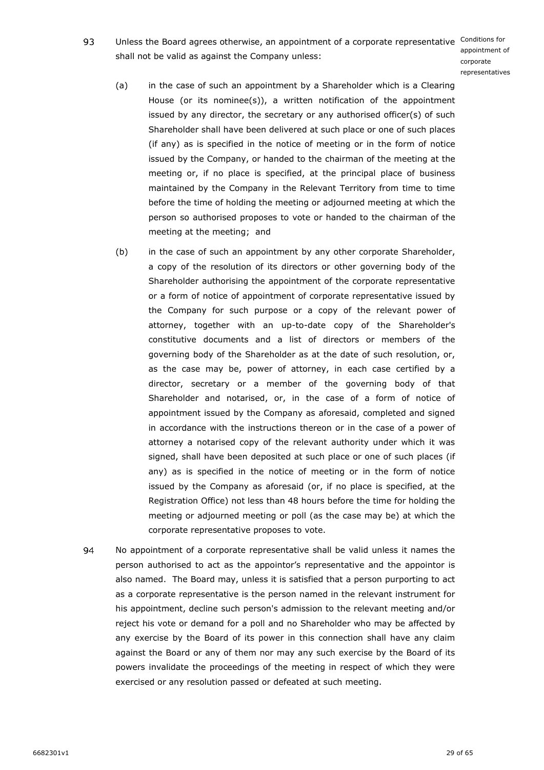93 Unless the Board agrees otherwise, an appointment of a corporate representative shall not be valid as against the Company unless:

Conditions for appointment of corporate representatives

(a) in the case of such an appointment by a Shareholder which is a Clearing House (or its nominee(s)), a written notification of the appointment issued by any director, the secretary or any authorised officer(s) of such Shareholder shall have been delivered at such place or one of such places (if any) as is specified in the notice of meeting or in the form of notice issued by the Company, or handed to the chairman of the meeting at the meeting or, if no place is specified, at the principal place of business maintained by the Company in the Relevant Territory from time to time before the time of holding the meeting or adjourned meeting at which the person so authorised proposes to vote or handed to the chairman of the meeting at the meeting; and

(b) in the case of such an appointment by any other corporate Shareholder, a copy of the resolution of its directors or other governing body of the Shareholder authorising the appointment of the corporate representative or a form of notice of appointment of corporate representative issued by the Company for such purpose or a copy of the relevant power of attorney, together with an up-to-date copy of the Shareholder's constitutive documents and a list of directors or members of the governing body of the Shareholder as at the date of such resolution, or, as the case may be, power of attorney, in each case certified by a director, secretary or a member of the governing body of that Shareholder and notarised, or, in the case of a form of notice of appointment issued by the Company as aforesaid, completed and signed in accordance with the instructions thereon or in the case of a power of attorney a notarised copy of the relevant authority under which it was signed, shall have been deposited at such place or one of such places (if any) as is specified in the notice of meeting or in the form of notice issued by the Company as aforesaid (or, if no place is specified, at the Registration Office) not less than 48 hours before the time for holding the meeting or adjourned meeting or poll (as the case may be) at which the corporate representative proposes to vote.

94 No appointment of a corporate representative shall be valid unless it names the person authorised to act as the appointor's representative and the appointor is also named. The Board may, unless it is satisfied that a person purporting to act as a corporate representative is the person named in the relevant instrument for his appointment, decline such person's admission to the relevant meeting and/or reject his vote or demand for a poll and no Shareholder who may be affected by any exercise by the Board of its power in this connection shall have any claim against the Board or any of them nor may any such exercise by the Board of its powers invalidate the proceedings of the meeting in respect of which they were exercised or any resolution passed or defeated at such meeting.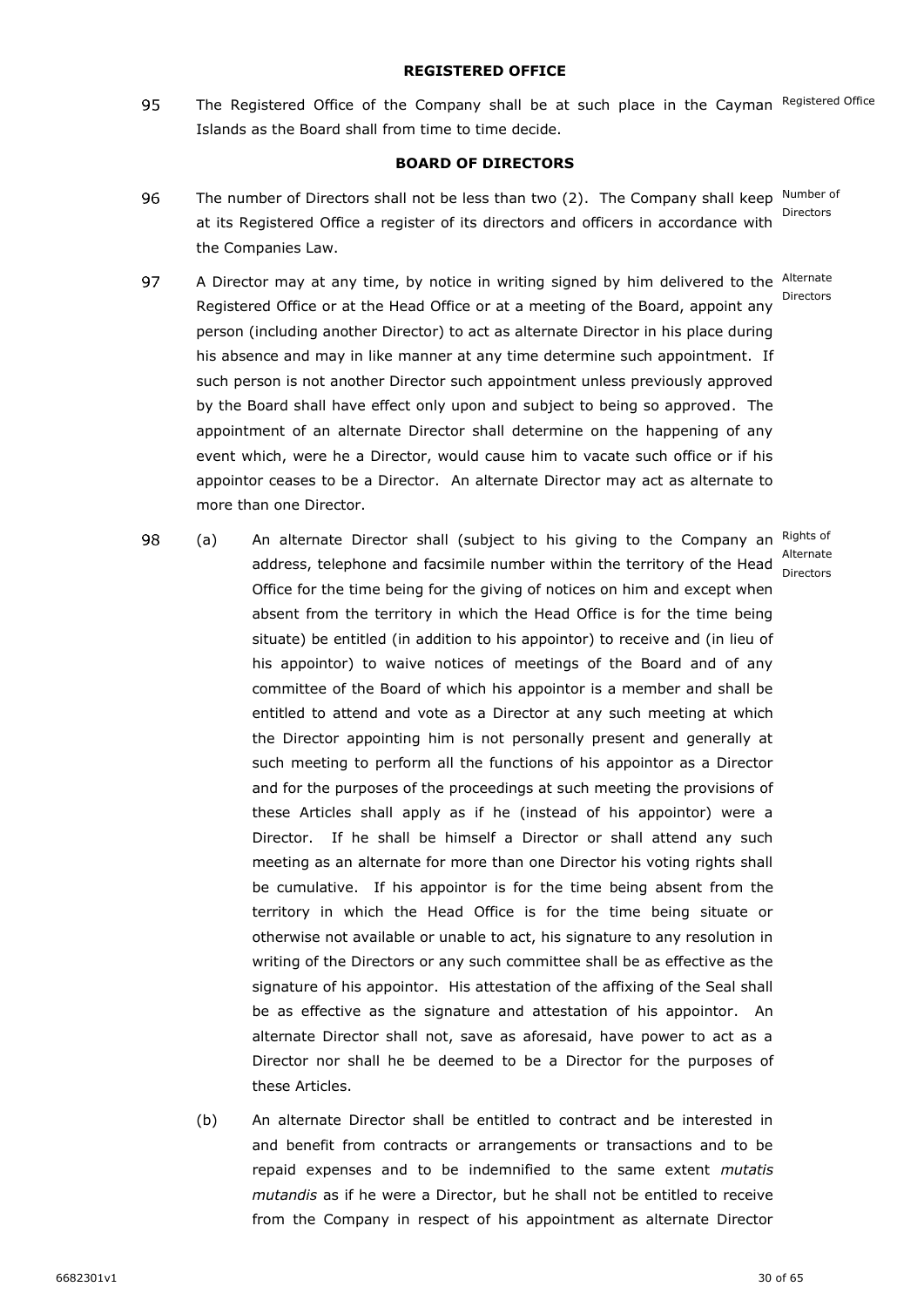**REGISTERED OFFICE**

95 The Registered Office of the Company shall be at such place in the Cayman Islands as the Board shall from time to time decide. Registered Office

**BOARD OF DIRECTORS**

96 The number of Directors shall not be less than two (2). The Company shall keep at its Registered Office a register of its directors and officers in accordance with the Companies Law. Number of Directors

97 A Director may at any time, by notice in writing signed by him delivered to the Registered Office or at the Head Office or at a meeting of the Board, appoint any person (including another Director) to act as alternate Director in his place during his absence and may in like manner at any time determine such appointment. If such person is not another Director such appointment unless previously approved by the Board shall have effect only upon and subject to being so approved. The appointment of an alternate Director shall determine on the happening of any event which, were he a Director, would cause him to vacate such office or if his appointor ceases to be a Director. An alternate Director may act as alternate to more than one Director. Alternate Directors

98 (a) An alternate Director shall (subject to his giving to the Company an address, telephone and facsimile number within the territory of the Head Office for the time being for the giving of notices on him and except when absent from the territory in which the Head Office is for the time being situate) be entitled (in addition to his appointor) to receive and (in lieu of his appointor) to waive notices of meetings of the Board and of any committee of the Board of which his appointor is a member and shall be entitled to attend and vote as a Director at any such meeting at which the Director appointing him is not personally present and generally at such meeting to perform all the functions of his appointor as a Director and for the purposes of the proceedings at such meeting the provisions of these Articles shall apply as if he (instead of his appointor) were a Director. If he shall be himself a Director or shall attend any such meeting as an alternate for more than one Director his voting rights shall be cumulative. If his appointor is for the time being absent from the territory in which the Head Office is for the time being situate or otherwise not available or unable to act, his signature to any resolution in writing of the Directors or any such committee shall be as effective as the signature of his appointor. His attestation of the affixing of the Seal shall be as effective as the signature and attestation of his appointor. An alternate Director shall not, save as aforesaid, have power to act as a Director nor shall he be deemed to be a Director for the purposes of these Articles. Rights of Alternate Directors

(b) An alternate Director shall be entitled to contract and be interested in and benefit from contracts or arrangements or transactions and to be repaid expenses and to be indemnified to the same extent *mutatis mutandis* as if he were a Director, but he shall not be entitled to receive from the Company in respect of his appointment as alternate Director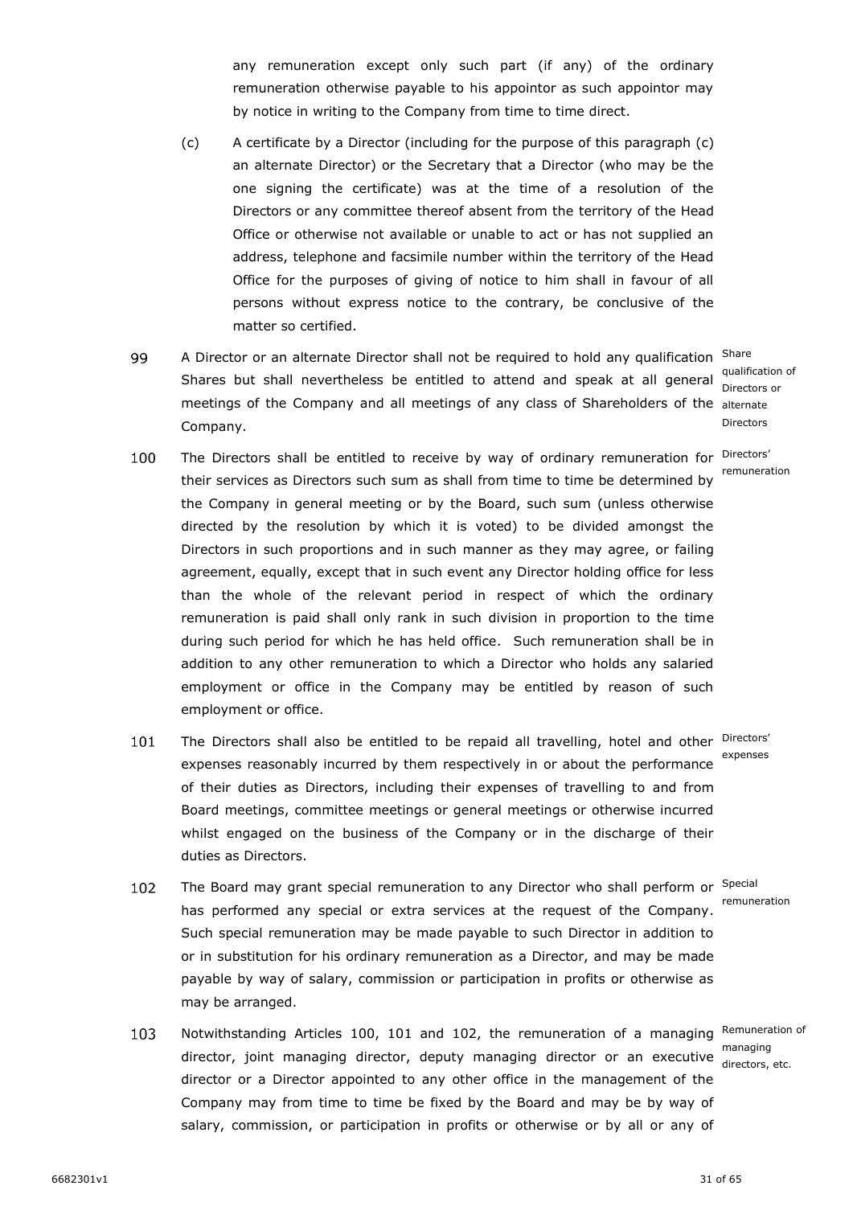any remuneration except only such part (if any) of the ordinary remuneration otherwise payable to his appointor as such appointor may by notice in writing to the Company from time to time direct.

(c) A certificate by a Director (including for the purpose of this paragraph (c) an alternate Director) or the Secretary that a Director (who may be the one signing the certificate) was at the time of a resolution of the Directors or any committee thereof absent from the territory of the Head Office or otherwise not available or unable to act or has not supplied an address, telephone and facsimile number within the territory of the Head Office for the purposes of giving of notice to him shall in favour of all persons without express notice to the contrary, be conclusive of the matter so certified.

99 A Director or an alternate Director shall not be required to hold any qualification Shares but shall nevertheless be entitled to attend and speak at all general meetings of the Company and all meetings of any class of Shareholders of the Company.

*Share qualification of Directors or alternate Directors*

100 The Directors shall be entitled to receive by way of ordinary remuneration for their services as Directors such sum as shall from time to time be determined by the Company in general meeting or by the Board, such sum (unless otherwise directed by the resolution by which it is voted) to be divided amongst the Directors in such proportions and in such manner as they may agree, or failing agreement, equally, except that in such event any Director holding office for less than the whole of the relevant period in respect of which the ordinary remuneration is paid shall only rank in such division in proportion to the time during such period for which he has held office. Such remuneration shall be in addition to any other remuneration to which a Director who holds any salaried employment or office in the Company may be entitled by reason of such employment or office.

*Directors' remuneration*

101 The Directors shall also be entitled to be repaid all travelling, hotel and other expenses reasonably incurred by them respectively in or about the performance of their duties as Directors, including their expenses of travelling to and from Board meetings, committee meetings or general meetings or otherwise incurred whilst engaged on the business of the Company or in the discharge of their duties as Directors.

*Directors' expenses*

102 The Board may grant special remuneration to any Director who shall perform or has performed any special or extra services at the request of the Company. Such special remuneration may be made payable to such Director in addition to or in substitution for his ordinary remuneration as a Director, and may be made payable by way of salary, commission or participation in profits or otherwise as may be arranged.

*Special remuneration*

103 Notwithstanding Articles 100, 101 and 102, the remuneration of a managing director, joint managing director, deputy managing director or an executive director or a Director appointed to any other office in the management of the Company may from time to time be fixed by the Board and may be by way of salary, commission, or participation in profits or otherwise or by all or any of

*Remuneration of managing directors, etc.*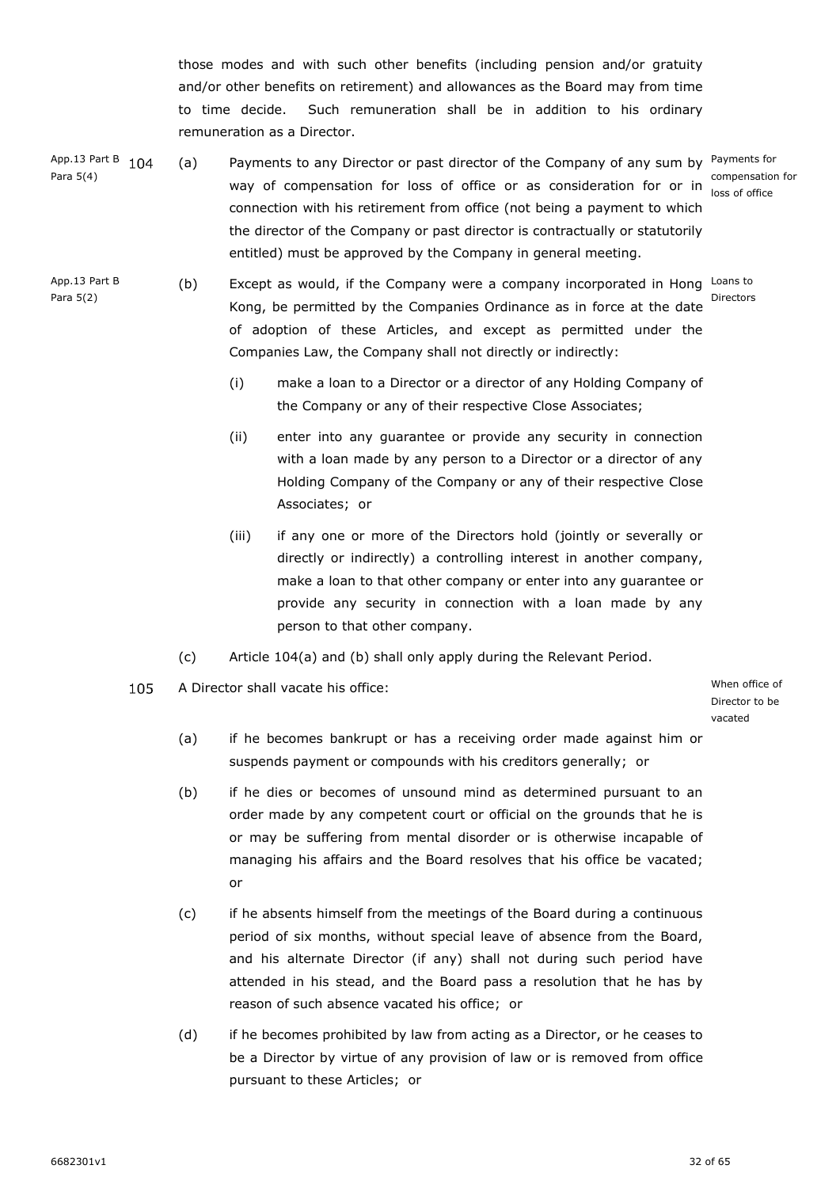those modes and with such other benefits (including pension and/or gratuity and/or other benefits on retirement) and allowances as the Board may from time to time decide. Such remuneration shall be in addition to his ordinary remuneration as a Director.

App.13 Part B Para 5(4)

104 (a) Payments to any Director or past director of the Company of any sum by way of compensation for loss of office or as consideration for or in connection with his retirement from office (not being a payment to which the director of the Company or past director is contractually or statutorily entitled) must be approved by the Company in general meeting.

Payments for compensation for loss of office

App.13 Part B Para 5(2)

(b) Except as would, if the Company were a company incorporated in Hong Kong, be permitted by the Companies Ordinance as in force at the date of adoption of these Articles, and except as permitted under the Companies Law, the Company shall not directly or indirectly:

Loans to Directors

(i) make a loan to a Director or a director of any Holding Company of the Company or any of their respective Close Associates;

(ii) enter into any guarantee or provide any security in connection with a loan made by any person to a Director or a director of any Holding Company of the Company or any of their respective Close Associates; or

(iii) if any one or more of the Directors hold (jointly or severally or directly or indirectly) a controlling interest in another company, make a loan to that other company or enter into any guarantee or provide any security in connection with a loan made by any person to that other company.

(c) Article 104(a) and (b) shall only apply during the Relevant Period.

105 A Director shall vacate his office:

When office of Director to be vacated

(a) if he becomes bankrupt or has a receiving order made against him or suspends payment or compounds with his creditors generally; or

(b) if he dies or becomes of unsound mind as determined pursuant to an order made by any competent court or official on the grounds that he is or may be suffering from mental disorder or is otherwise incapable of managing his affairs and the Board resolves that his office be vacated; or

(c) if he absents himself from the meetings of the Board during a continuous period of six months, without special leave of absence from the Board, and his alternate Director (if any) shall not during such period have attended in his stead, and the Board pass a resolution that he has by reason of such absence vacated his office; or

(d) if he becomes prohibited by law from acting as a Director, or he ceases to be a Director by virtue of any provision of law or is removed from office pursuant to these Articles; or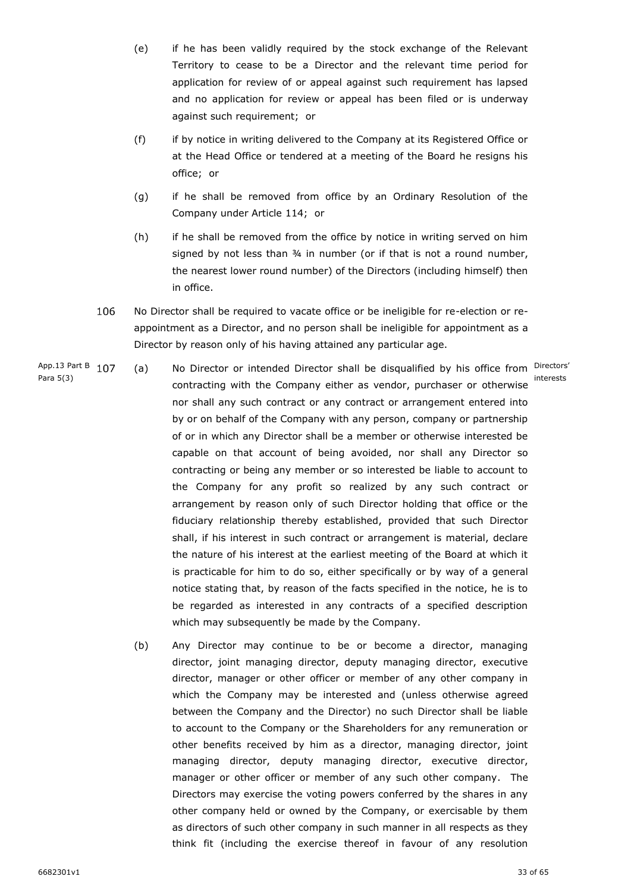(e) if he has been validly required by the stock exchange of the Relevant Territory to cease to be a Director and the relevant time period for application for review of or appeal against such requirement has lapsed and no application for review or appeal has been filed or is underway against such requirement; or

(f) if by notice in writing delivered to the Company at its Registered Office or at the Head Office or tendered at a meeting of the Board he resigns his office; or

(g) if he shall be removed from office by an Ordinary Resolution of the Company under Article 114; or

(h) if he shall be removed from the office by notice in writing served on him signed by not less than ¾ in number (or if that is not a round number, the nearest lower round number) of the Directors (including himself) then in office.

106 No Director shall be required to vacate office or be ineligible for re-election or re-appointment as a Director, and no person shall be ineligible for appointment as a Director by reason only of his having attained any particular age.

App.13 Part B Para 5(3)

Directors' interests

107 (a) No Director or intended Director shall be disqualified by his office from contracting with the Company either as vendor, purchaser or otherwise nor shall any such contract or any contract or arrangement entered into by or on behalf of the Company with any person, company or partnership of or in which any Director shall be a member or otherwise interested be capable on that account of being avoided, nor shall any Director so contracting or being any member or so interested be liable to account to the Company for any profit so realized by any such contract or arrangement by reason only of such Director holding that office or the fiduciary relationship thereby established, provided that such Director shall, if his interest in such contract or arrangement is material, declare the nature of his interest at the earliest meeting of the Board at which it is practicable for him to do so, either specifically or by way of a general notice stating that, by reason of the facts specified in the notice, he is to be regarded as interested in any contracts of a specified description which may subsequently be made by the Company.

(b) Any Director may continue to be or become a director, managing director, joint managing director, deputy managing director, executive director, manager or other officer or member of any other company in which the Company may be interested and (unless otherwise agreed between the Company and the Director) no such Director shall be liable to account to the Company or the Shareholders for any remuneration or other benefits received by him as a director, managing director, joint managing director, deputy managing director, executive director, manager or other officer or member of any such other company. The Directors may exercise the voting powers conferred by the shares in any other company held or owned by the Company, or exercisable by them as directors of such other company in such manner in all respects as they think fit (including the exercise thereof in favour of any resolution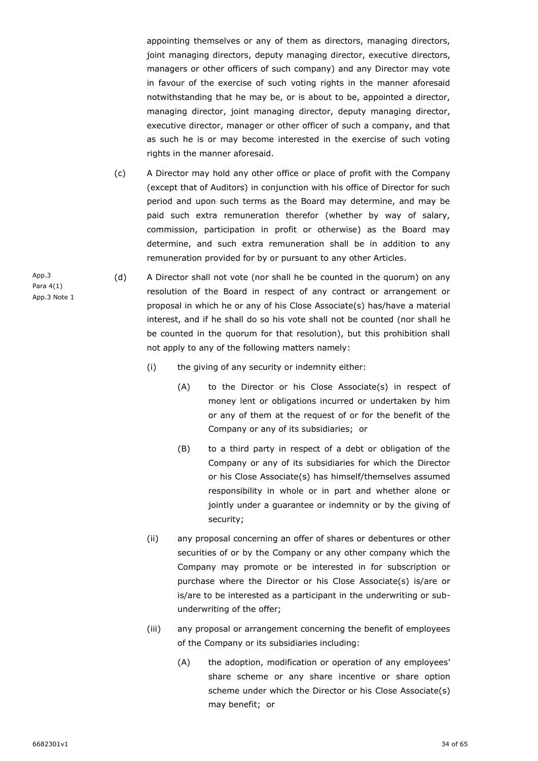appointing themselves or any of them as directors, managing directors, joint managing directors, deputy managing director, executive directors, managers or other officers of such company) and any Director may vote in favour of the exercise of such voting rights in the manner aforesaid notwithstanding that he may be, or is about to be, appointed a director, managing director, joint managing director, deputy managing director, executive director, manager or other officer of such a company, and that as such he is or may become interested in the exercise of such voting rights in the manner aforesaid.

(c) A Director may hold any other office or place of profit with the Company (except that of Auditors) in conjunction with his office of Director for such period and upon such terms as the Board may determine, and may be paid such extra remuneration therefor (whether by way of salary, commission, participation in profit or otherwise) as the Board may determine, and such extra remuneration shall be in addition to any remuneration provided for by or pursuant to any other Articles.

App.3
Para 4(1)
App.3 Note 1

(d) A Director shall not vote (nor shall he be counted in the quorum) on any resolution of the Board in respect of any contract or arrangement or proposal in which he or any of his Close Associate(s) has/have a material interest, and if he shall do so his vote shall not be counted (nor shall he be counted in the quorum for that resolution), but this prohibition shall not apply to any of the following matters namely:

(i) the giving of any security or indemnity either:

(A) to the Director or his Close Associate(s) in respect of money lent or obligations incurred or undertaken by him or any of them at the request of or for the benefit of the Company or any of its subsidiaries; or

(B) to a third party in respect of a debt or obligation of the Company or any of its subsidiaries for which the Director or his Close Associate(s) has himself/themselves assumed responsibility in whole or in part and whether alone or jointly under a guarantee or indemnity or by the giving of security;

(ii) any proposal concerning an offer of shares or debentures or other securities of or by the Company or any other company which the Company may promote or be interested in for subscription or purchase where the Director or his Close Associate(s) is/are or is/are to be interested as a participant in the underwriting or sub-underwriting of the offer;

(iii) any proposal or arrangement concerning the benefit of employees of the Company or its subsidiaries including:

(A) the adoption, modification or operation of any employees' share scheme or any share incentive or share option scheme under which the Director or his Close Associate(s) may benefit; or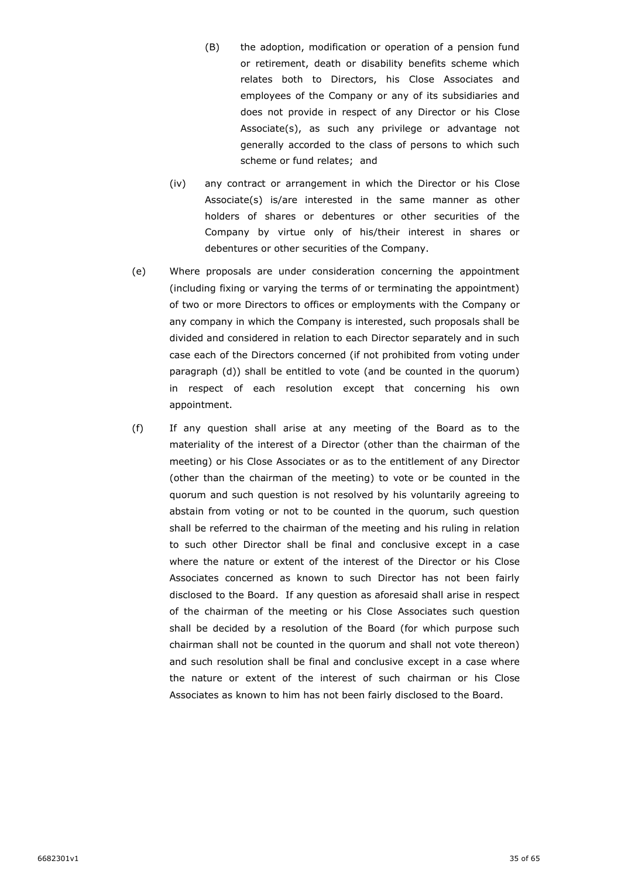(B) the adoption, modification or operation of a pension fund or retirement, death or disability benefits scheme which relates both to Directors, his Close Associates and employees of the Company or any of its subsidiaries and does not provide in respect of any Director or his Close Associate(s), as such any privilege or advantage not generally accorded to the class of persons to which such scheme or fund relates; and

(iv) any contract or arrangement in which the Director or his Close Associate(s) is/are interested in the same manner as other holders of shares or debentures or other securities of the Company by virtue only of his/their interest in shares or debentures or other securities of the Company.

(e) Where proposals are under consideration concerning the appointment (including fixing or varying the terms of or terminating the appointment) of two or more Directors to offices or employments with the Company or any company in which the Company is interested, such proposals shall be divided and considered in relation to each Director separately and in such case each of the Directors concerned (if not prohibited from voting under paragraph (d)) shall be entitled to vote (and be counted in the quorum) in respect of each resolution except that concerning his own appointment.

(f) If any question shall arise at any meeting of the Board as to the materiality of the interest of a Director (other than the chairman of the meeting) or his Close Associates or as to the entitlement of any Director (other than the chairman of the meeting) to vote or be counted in the quorum and such question is not resolved by his voluntarily agreeing to abstain from voting or not to be counted in the quorum, such question shall be referred to the chairman of the meeting and his ruling in relation to such other Director shall be final and conclusive except in a case where the nature or extent of the interest of the Director or his Close Associates concerned as known to such Director has not been fairly disclosed to the Board. If any question as aforesaid shall arise in respect of the chairman of the meeting or his Close Associates such question shall be decided by a resolution of the Board (for which purpose such chairman shall not be counted in the quorum and shall not vote thereon) and such resolution shall be final and conclusive except in a case where the nature or extent of the interest of such chairman or his Close Associates as known to him has not been fairly disclosed to the Board.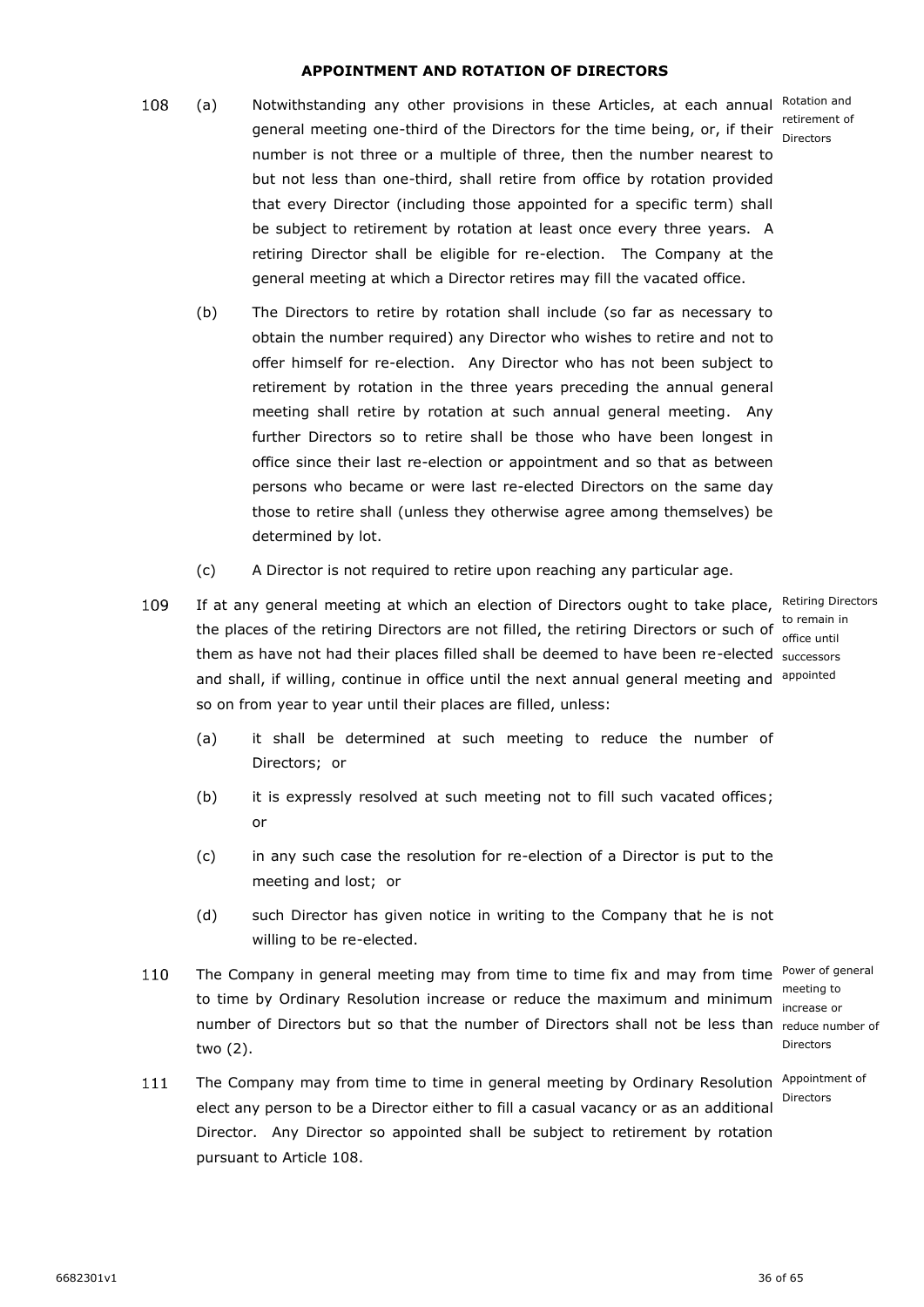## APPOINTMENT AND ROTATION OF DIRECTORS

108 (a) Notwithstanding any other provisions in these Articles, at each annual general meeting one-third of the Directors for the time being, or, if their number is not three or a multiple of three, then the number nearest to but not less than one-third, shall retire from office by rotation provided that every Director (including those appointed for a specific term) shall be subject to retirement by rotation at least once every three years. A retiring Director shall be eligible for re-election. The Company at the general meeting at which a Director retires may fill the vacated office.

*Rotation and retirement of Directors*

(b) The Directors to retire by rotation shall include (so far as necessary to obtain the number required) any Director who wishes to retire and not to offer himself for re-election. Any Director who has not been subject to retirement by rotation in the three years preceding the annual general meeting shall retire by rotation at such annual general meeting. Any further Directors so to retire shall be those who have been longest in office since their last re-election or appointment and so that as between persons who became or were last re-elected Directors on the same day those to retire shall (unless they otherwise agree among themselves) be determined by lot.

(c) A Director is not required to retire upon reaching any particular age.

109 If at any general meeting at which an election of Directors ought to take place, the places of the retiring Directors are not filled, the retiring Directors or such of them as have not had their places filled shall be deemed to have been re-elected and shall, if willing, continue in office until the next annual general meeting and so on from year to year until their places are filled, unless:

*Retiring Directors to remain in office until successors appointed*

(a) it shall be determined at such meeting to reduce the number of Directors; or

(b) it is expressly resolved at such meeting not to fill such vacated offices; or

(c) in any such case the resolution for re-election of a Director is put to the meeting and lost; or

(d) such Director has given notice in writing to the Company that he is not willing to be re-elected.

110 The Company in general meeting may from time to time fix and may from time to time by Ordinary Resolution increase or reduce the maximum and minimum number of Directors but so that the number of Directors shall not be less than two (2).

*Power of general meeting to increase or reduce number of Directors*

111 The Company may from time to time in general meeting by Ordinary Resolution elect any person to be a Director either to fill a casual vacancy or as an additional Director. Any Director so appointed shall be subject to retirement by rotation pursuant to Article 108.

*Appointment of Directors*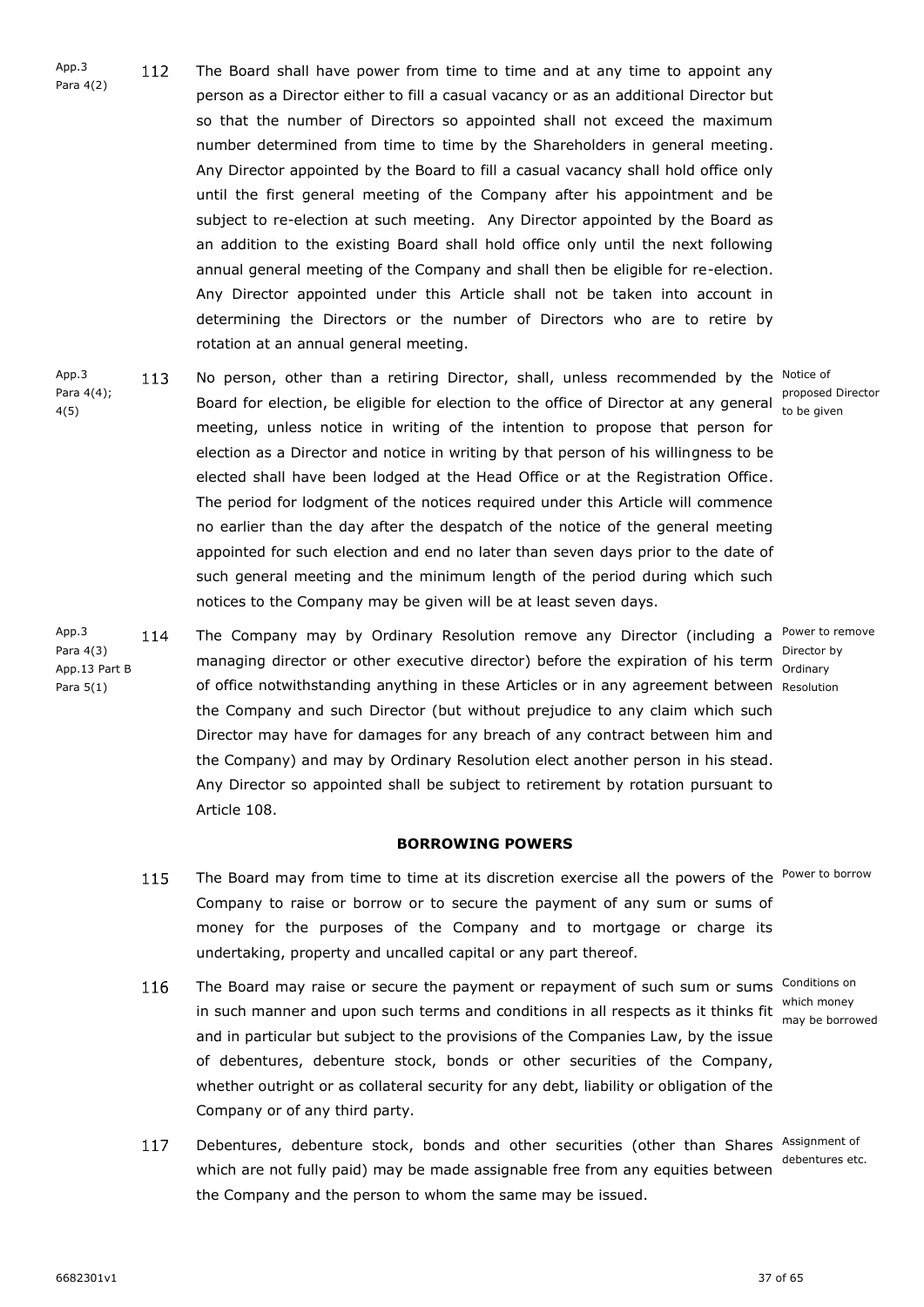App.3 Para 4(2)

112 The Board shall have power from time to time and at any time to appoint any person as a Director either to fill a casual vacancy or as an additional Director but so that the number of Directors so appointed shall not exceed the maximum number determined from time to time by the Shareholders in general meeting. Any Director appointed by the Board to fill a casual vacancy shall hold office only until the first general meeting of the Company after his appointment and be subject to re-election at such meeting. Any Director appointed by the Board as an addition to the existing Board shall hold office only until the next following annual general meeting of the Company and shall then be eligible for re-election. Any Director appointed under this Article shall not be taken into account in determining the Directors or the number of Directors who are to retire by rotation at an annual general meeting.

App.3 Para 4(4); 4(5)

Notice of proposed Director to be given

113 No person, other than a retiring Director, shall, unless recommended by the Board for election, be eligible for election to the office of Director at any general meeting, unless notice in writing of the intention to propose that person for election as a Director and notice in writing by that person of his willingness to be elected shall have been lodged at the Head Office or at the Registration Office. The period for lodgment of the notices required under this Article will commence no earlier than the day after the despatch of the notice of the general meeting appointed for such election and end no later than seven days prior to the date of such general meeting and the minimum length of the period during which such notices to the Company may be given will be at least seven days.

App.3 Para 4(3) App.13 Part B Para 5(1)

Power to remove Director by Ordinary Resolution

114 The Company may by Ordinary Resolution remove any Director (including a managing director or other executive director) before the expiration of his term of office notwithstanding anything in these Articles or in any agreement between the Company and such Director (but without prejudice to any claim which such Director may have for damages for any breach of any contract between him and the Company) and may by Ordinary Resolution elect another person in his stead. Any Director so appointed shall be subject to retirement by rotation pursuant to Article 108.

## BORROWING POWERS

Power to borrow

115 The Board may from time to time at its discretion exercise all the powers of the Company to raise or borrow or to secure the payment of any sum or sums of money for the purposes of the Company and to mortgage or charge its undertaking, property and uncalled capital or any part thereof.

Conditions on which money may be borrowed

116 The Board may raise or secure the payment or repayment of such sum or sums in such manner and upon such terms and conditions in all respects as it thinks fit and in particular but subject to the provisions of the Companies Law, by the issue of debentures, debenture stock, bonds or other securities of the Company, whether outright or as collateral security for any debt, liability or obligation of the Company or of any third party.

Assignment of debentures etc.

117 Debentures, debenture stock, bonds and other securities (other than Shares which are not fully paid) may be made assignable free from any equities between the Company and the person to whom the same may be issued.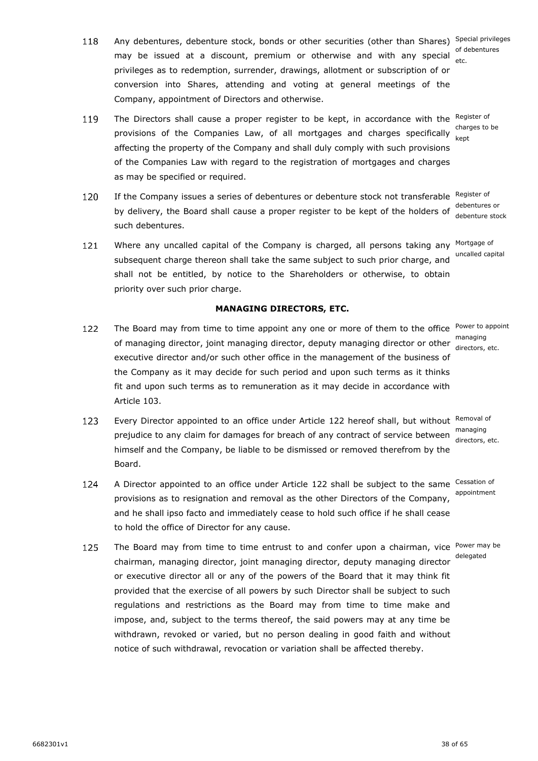118 Any debentures, debenture stock, bonds or other securities (other than Shares) may be issued at a discount, premium or otherwise and with any special privileges as to redemption, surrender, drawings, allotment or subscription of or conversion into Shares, attending and voting at general meetings of the Company, appointment of Directors and otherwise.

Special privileges of debentures etc.

119 The Directors shall cause a proper register to be kept, in accordance with the provisions of the Companies Law, of all mortgages and charges specifically affecting the property of the Company and shall duly comply with such provisions of the Companies Law with regard to the registration of mortgages and charges as may be specified or required.

Register of charges to be kept

120 If the Company issues a series of debentures or debenture stock not transferable by delivery, the Board shall cause a proper register to be kept of the holders of such debentures.

Register of debentures or debenture stock

121 Where any uncalled capital of the Company is charged, all persons taking any subsequent charge thereon shall take the same subject to such prior charge, and shall not be entitled, by notice to the Shareholders or otherwise, to obtain priority over such prior charge.

Mortgage of uncalled capital

## MANAGING DIRECTORS, ETC.

122 The Board may from time to time appoint any one or more of them to the office of managing director, joint managing director, deputy managing director or other executive director and/or such other office in the management of the business of the Company as it may decide for such period and upon such terms as it thinks fit and upon such terms as to remuneration as it may decide in accordance with Article 103.

Power to appoint managing directors, etc.

123 Every Director appointed to an office under Article 122 hereof shall, but without prejudice to any claim for damages for breach of any contract of service between himself and the Company, be liable to be dismissed or removed therefrom by the Board.

Removal of managing directors, etc.

124 A Director appointed to an office under Article 122 shall be subject to the same provisions as to resignation and removal as the other Directors of the Company, and he shall ipso facto and immediately cease to hold such office if he shall cease to hold the office of Director for any cause.

Cessation of appointment

125 The Board may from time to time entrust to and confer upon a chairman, vice chairman, managing director, joint managing director, deputy managing director or executive director all or any of the powers of the Board that it may think fit provided that the exercise of all powers by such Director shall be subject to such regulations and restrictions as the Board may from time to time make and impose, and, subject to the terms thereof, the said powers may at any time be withdrawn, revoked or varied, but no person dealing in good faith and without notice of such withdrawal, revocation or variation shall be affected thereby.

Power may be delegated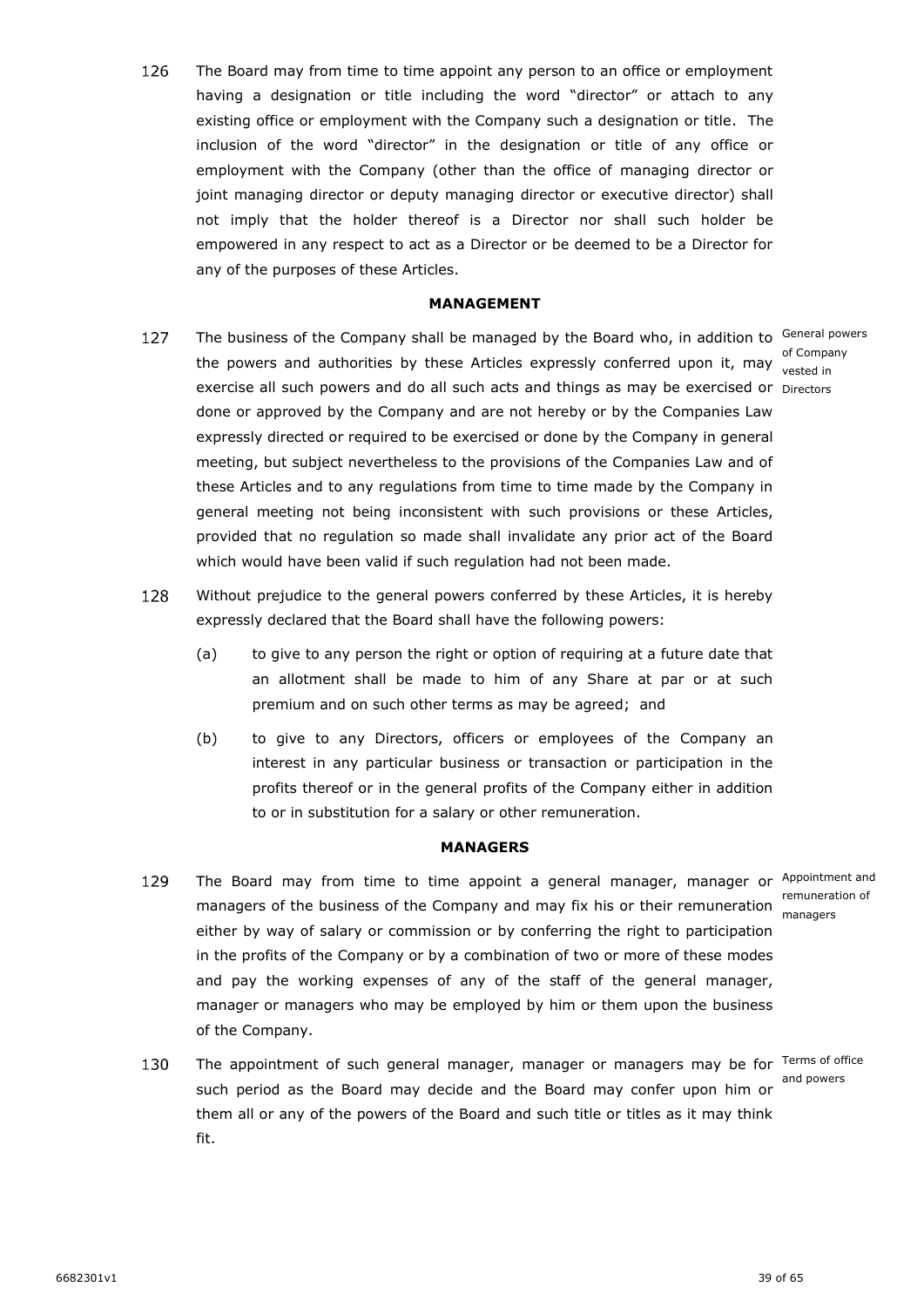126 The Board may from time to time appoint any person to an office or employment having a designation or title including the word "director" or attach to any existing office or employment with the Company such a designation or title. The inclusion of the word "director" in the designation or title of any office or employment with the Company (other than the office of managing director or joint managing director or deputy managing director or executive director) shall not imply that the holder thereof is a Director nor shall such holder be empowered in any respect to act as a Director or be deemed to be a Director for any of the purposes of these Articles.

## MANAGEMENT

127 The business of the Company shall be managed by the Board who, in addition to the powers and authorities by these Articles expressly conferred upon it, may exercise all such powers and do all such acts and things as may be exercised or done or approved by the Company and are not hereby or by the Companies Law expressly directed or required to be exercised or done by the Company in general meeting, but subject nevertheless to the provisions of the Companies Law and of these Articles and to any regulations from time to time made by the Company in general meeting not being inconsistent with such provisions or these Articles, provided that no regulation so made shall invalidate any prior act of the Board which would have been valid if such regulation had not been made.

*General powers of Company vested in Directors*

128 Without prejudice to the general powers conferred by these Articles, it is hereby expressly declared that the Board shall have the following powers:

(a) to give to any person the right or option of requiring at a future date that an allotment shall be made to him of any Share at par or at such premium and on such other terms as may be agreed; and

(b) to give to any Directors, officers or employees of the Company an interest in any particular business or transaction or participation in the profits thereof or in the general profits of the Company either in addition to or in substitution for a salary or other remuneration.

## MANAGERS

129 The Board may from time to time appoint a general manager, manager or managers of the business of the Company and may fix his or their remuneration either by way of salary or commission or by conferring the right to participation in the profits of the Company or by a combination of two or more of these modes and pay the working expenses of any of the staff of the general manager, manager or managers who may be employed by him or them upon the business of the Company.

*Appointment and remuneration of managers*

130 The appointment of such general manager, manager or managers may be for such period as the Board may decide and the Board may confer upon him or them all or any of the powers of the Board and such title or titles as it may think fit.

*Terms of office and powers*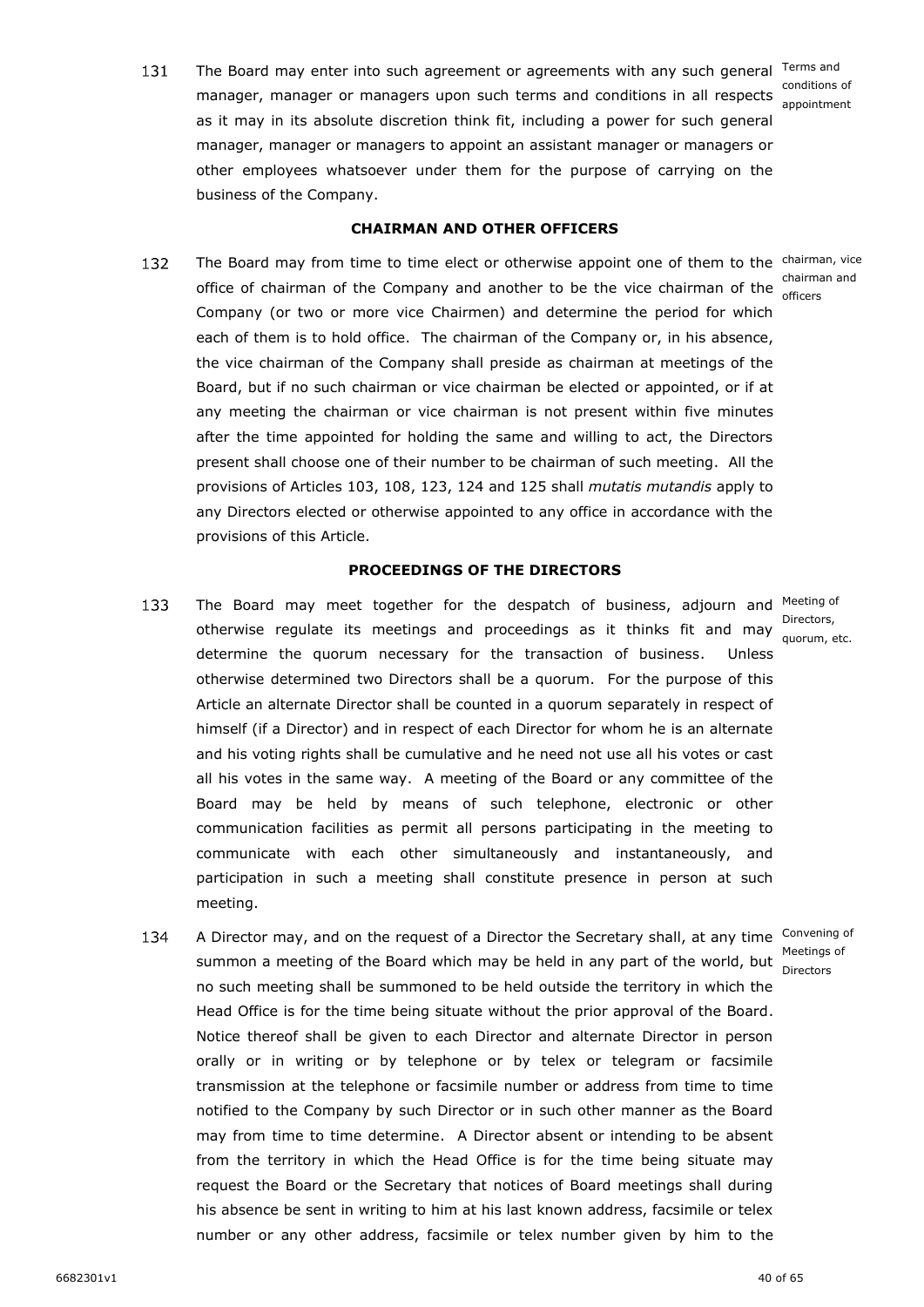131 The Board may enter into such agreement or agreements with any such general manager, manager or managers upon such terms and conditions in all respects as it may in its absolute discretion think fit, including a power for such general manager, manager or managers to appoint an assistant manager or managers or other employees whatsoever under them for the purpose of carrying on the business of the Company.

Terms and conditions of appointment

## CHAIRMAN AND OTHER OFFICERS

132 The Board may from time to time elect or otherwise appoint one of them to the office of chairman of the Company and another to be the vice chairman of the Company (or two or more vice Chairmen) and determine the period for which each of them is to hold office. The chairman of the Company or, in his absence, the vice chairman of the Company shall preside as chairman at meetings of the Board, but if no such chairman or vice chairman be elected or appointed, or if at any meeting the chairman or vice chairman is not present within five minutes after the time appointed for holding the same and willing to act, the Directors present shall choose one of their number to be chairman of such meeting. All the provisions of Articles 103, 108, 123, 124 and 125 shall *mutatis mutandis* apply to any Directors elected or otherwise appointed to any office in accordance with the provisions of this Article.

chairman, vice chairman and officers

## PROCEEDINGS OF THE DIRECTORS

133 The Board may meet together for the despatch of business, adjourn and otherwise regulate its meetings and proceedings as it thinks fit and may determine the quorum necessary for the transaction of business. Unless otherwise determined two Directors shall be a quorum. For the purpose of this Article an alternate Director shall be counted in a quorum separately in respect of himself (if a Director) and in respect of each Director for whom he is an alternate and his voting rights shall be cumulative and he need not use all his votes or cast all his votes in the same way. A meeting of the Board or any committee of the Board may be held by means of such telephone, electronic or other communication facilities as permit all persons participating in the meeting to communicate with each other simultaneously and instantaneously, and participation in such a meeting shall constitute presence in person at such meeting.

Meeting of Directors, quorum, etc.

134 A Director may, and on the request of a Director the Secretary shall, at any time summon a meeting of the Board which may be held in any part of the world, but no such meeting shall be summoned to be held outside the territory in which the Head Office is for the time being situate without the prior approval of the Board. Notice thereof shall be given to each Director and alternate Director in person orally or in writing or by telephone or by telex or telegram or facsimile transmission at the telephone or facsimile number or address from time to time notified to the Company by such Director or in such other manner as the Board may from time to time determine. A Director absent or intending to be absent from the territory in which the Head Office is for the time being situate may request the Board or the Secretary that notices of Board meetings shall during his absence be sent in writing to him at his last known address, facsimile or telex number or any other address, facsimile or telex number given by him to the

Convening of Meetings of Directors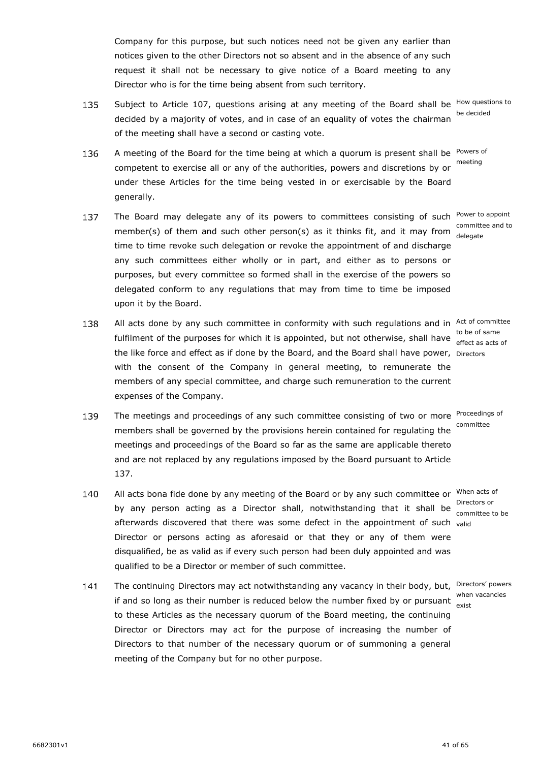Company for this purpose, but such notices need not be given any earlier than notices given to the other Directors not so absent and in the absence of any such request it shall not be necessary to give notice of a Board meeting to any Director who is for the time being absent from such territory.

135 Subject to Article 107, questions arising at any meeting of the Board shall be decided by a majority of votes, and in case of an equality of votes the chairman of the meeting shall have a second or casting vote.

*How questions to be decided*

136 A meeting of the Board for the time being at which a quorum is present shall be competent to exercise all or any of the authorities, powers and discretions by or under these Articles for the time being vested in or exercisable by the Board generally.

*Powers of meeting*

137 The Board may delegate any of its powers to committees consisting of such member(s) of them and such other person(s) as it thinks fit, and it may from time to time revoke such delegation or revoke the appointment of and discharge any such committees either wholly or in part, and either as to persons or purposes, but every committee so formed shall in the exercise of the powers so delegated conform to any regulations that may from time to time be imposed upon it by the Board.

*Power to appoint committee and to delegate*

138 All acts done by any such committee in conformity with such regulations and in fulfilment of the purposes for which it is appointed, but not otherwise, shall have the like force and effect as if done by the Board, and the Board shall have power, with the consent of the Company in general meeting, to remunerate the members of any special committee, and charge such remuneration to the current expenses of the Company.

*Act of committee to be of same effect as acts of Directors*

139 The meetings and proceedings of any such committee consisting of two or more members shall be governed by the provisions herein contained for regulating the meetings and proceedings of the Board so far as the same are applicable thereto and are not replaced by any regulations imposed by the Board pursuant to Article 137.

*Proceedings of committee*

140 All acts bona fide done by any meeting of the Board or by any such committee or by any person acting as a Director shall, notwithstanding that it shall be afterwards discovered that there was some defect in the appointment of such Director or persons acting as aforesaid or that they or any of them were disqualified, be as valid as if every such person had been duly appointed and was qualified to be a Director or member of such committee.

*When acts of Directors or committee to be valid*

141 The continuing Directors may act notwithstanding any vacancy in their body, but, if and so long as their number is reduced below the number fixed by or pursuant to these Articles as the necessary quorum of the Board meeting, the continuing Director or Directors may act for the purpose of increasing the number of Directors to that number of the necessary quorum or of summoning a general meeting of the Company but for no other purpose.

*Directors' powers when vacancies exist*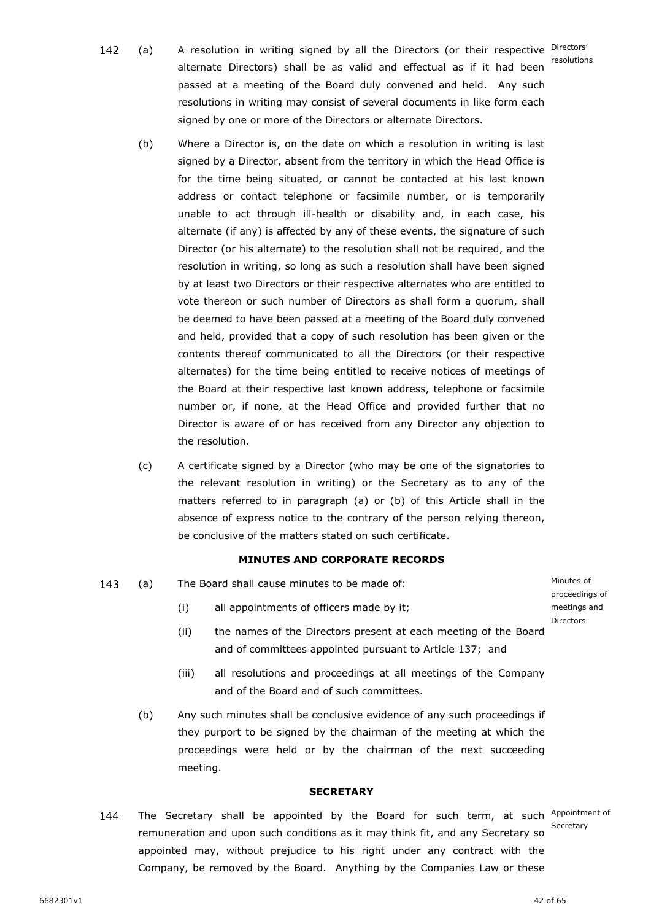142 (a) A resolution in writing signed by all the Directors (or their respective alternate Directors) shall be as valid and effectual as if it had been passed at a meeting of the Board duly convened and held. Any such resolutions in writing may consist of several documents in like form each signed by one or more of the Directors or alternate Directors.

Directors' resolutions

(b) Where a Director is, on the date on which a resolution in writing is last signed by a Director, absent from the territory in which the Head Office is for the time being situated, or cannot be contacted at his last known address or contact telephone or facsimile number, or is temporarily unable to act through ill-health or disability and, in each case, his alternate (if any) is affected by any of these events, the signature of such Director (or his alternate) to the resolution shall not be required, and the resolution in writing, so long as such a resolution shall have been signed by at least two Directors or their respective alternates who are entitled to vote thereon or such number of Directors as shall form a quorum, shall be deemed to have been passed at a meeting of the Board duly convened and held, provided that a copy of such resolution has been given or the contents thereof communicated to all the Directors (or their respective alternates) for the time being entitled to receive notices of meetings of the Board at their respective last known address, telephone or facsimile number or, if none, at the Head Office and provided further that no Director is aware of or has received from any Director any objection to the resolution.

(c) A certificate signed by a Director (who may be one of the signatories to the relevant resolution in writing) or the Secretary as to any of the matters referred to in paragraph (a) or (b) of this Article shall in the absence of express notice to the contrary of the person relying thereon, be conclusive of the matters stated on such certificate.

**MINUTES AND CORPORATE RECORDS**

143 (a) The Board shall cause minutes to be made of:

Minutes of proceedings of meetings and Directors

(i) all appointments of officers made by it;

(ii) the names of the Directors present at each meeting of the Board and of committees appointed pursuant to Article 137; and

(iii) all resolutions and proceedings at all meetings of the Company and of the Board and of such committees.

(b) Any such minutes shall be conclusive evidence of any such proceedings if they purport to be signed by the chairman of the meeting at which the proceedings were held or by the chairman of the next succeeding meeting.

**SECRETARY**

144 The Secretary shall be appointed by the Board for such term, at such remuneration and upon such conditions as it may think fit, and any Secretary so appointed may, without prejudice to his right under any contract with the Company, be removed by the Board. Anything by the Companies Law or these

Appointment of Secretary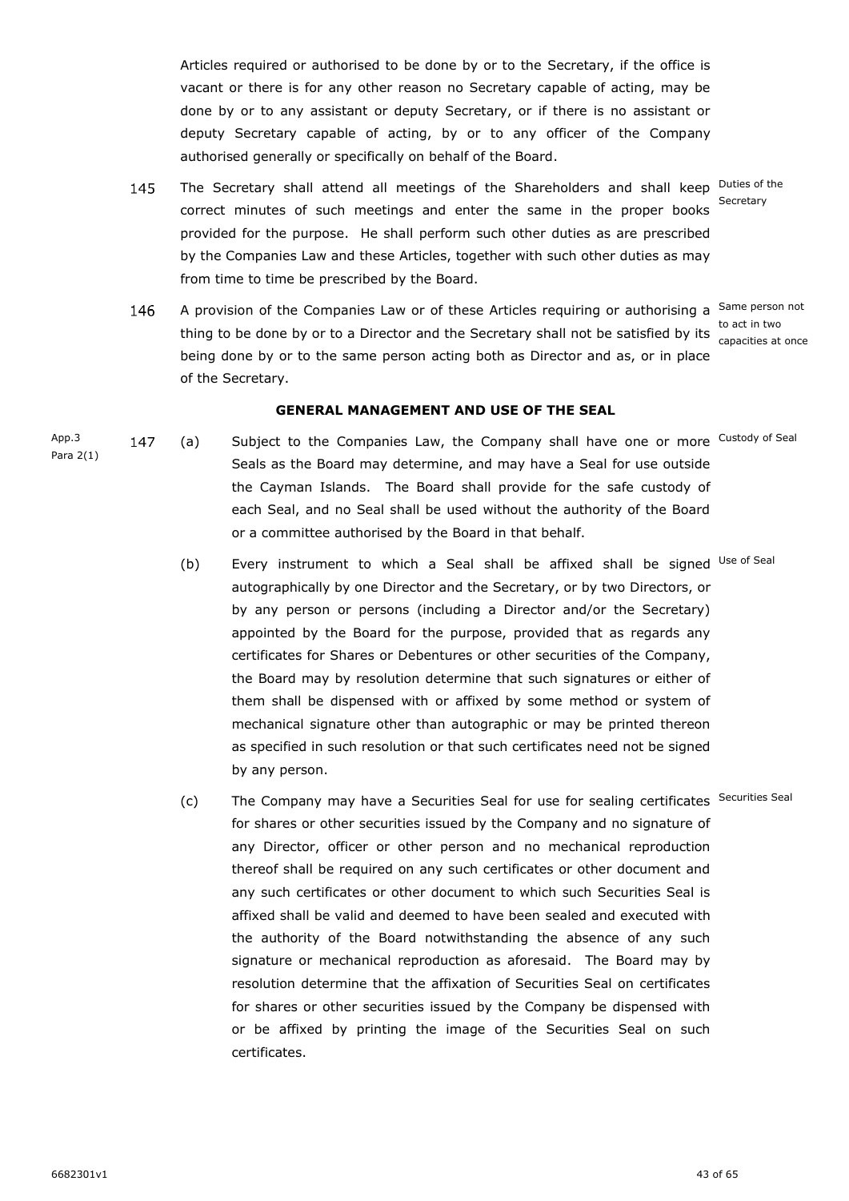Articles required or authorised to be done by or to the Secretary, if the office is vacant or there is for any other reason no Secretary capable of acting, may be done by or to any assistant or deputy Secretary, or if there is no assistant or deputy Secretary capable of acting, by or to any officer of the Company authorised generally or specifically on behalf of the Board.

145 The Secretary shall attend all meetings of the Shareholders and shall keep correct minutes of such meetings and enter the same in the proper books provided for the purpose. He shall perform such other duties as are prescribed by the Companies Law and these Articles, together with such other duties as may from time to time be prescribed by the Board. *Duties of the Secretary*

146 A provision of the Companies Law or of these Articles requiring or authorising a thing to be done by or to a Director and the Secretary shall not be satisfied by its being done by or to the same person acting both as Director and as, or in place of the Secretary. *Same person not to act in two capacities at once*

## GENERAL MANAGEMENT AND USE OF THE SEAL

App.3 Para 2(1)

147 (a) Subject to the Companies Law, the Company shall have one or more Seals as the Board may determine, and may have a Seal for use outside the Cayman Islands. The Board shall provide for the safe custody of each Seal, and no Seal shall be used without the authority of the Board or a committee authorised by the Board in that behalf. *Custody of Seal*

(b) Every instrument to which a Seal shall be affixed shall be signed autographically by one Director and the Secretary, or by two Directors, or by any person or persons (including a Director and/or the Secretary) appointed by the Board for the purpose, provided that as regards any certificates for Shares or Debentures or other securities of the Company, the Board may by resolution determine that such signatures or either of them shall be dispensed with or affixed by some method or system of mechanical signature other than autographic or may be printed thereon as specified in such resolution or that such certificates need not be signed by any person. *Use of Seal*

(c) The Company may have a Securities Seal for use for sealing certificates for shares or other securities issued by the Company and no signature of any Director, officer or other person and no mechanical reproduction thereof shall be required on any such certificates or other document and any such certificates or other document to which such Securities Seal is affixed shall be valid and deemed to have been sealed and executed with the authority of the Board notwithstanding the absence of any such signature or mechanical reproduction as aforesaid. The Board may by resolution determine that the affixation of Securities Seal on certificates for shares or other securities issued by the Company be dispensed with or be affixed by printing the image of the Securities Seal on such certificates. *Securities Seal*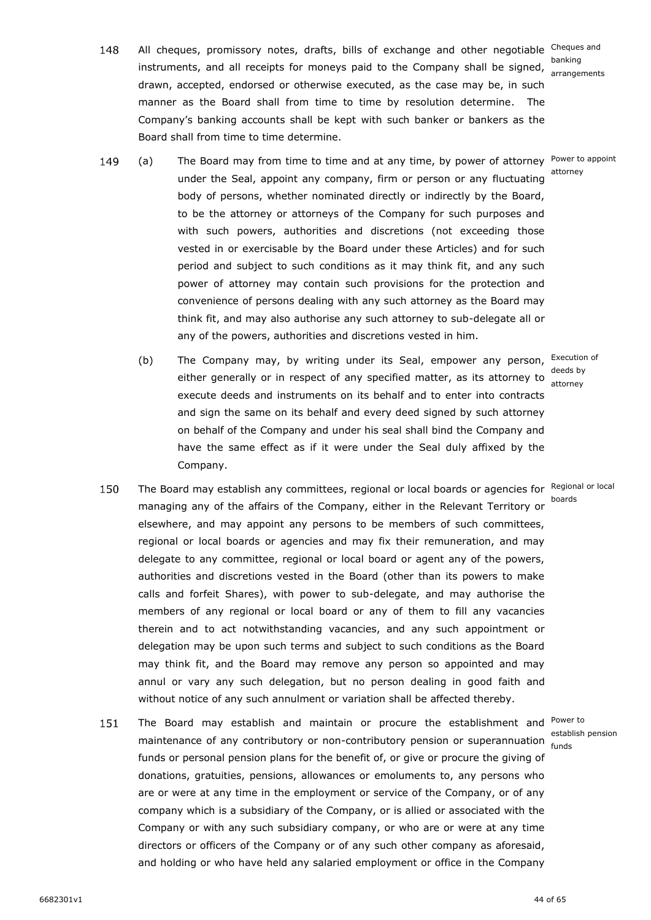148 All cheques, promissory notes, drafts, bills of exchange and other negotiable instruments, and all receipts for moneys paid to the Company shall be signed, drawn, accepted, endorsed or otherwise executed, as the case may be, in such manner as the Board shall from time to time by resolution determine. The Company's banking accounts shall be kept with such banker or bankers as the Board shall from time to time determine.

*Cheques and banking arrangements*

149 (a) The Board may from time to time and at any time, by power of attorney under the Seal, appoint any company, firm or person or any fluctuating body of persons, whether nominated directly or indirectly by the Board, to be the attorney or attorneys of the Company for such purposes and with such powers, authorities and discretions (not exceeding those vested in or exercisable by the Board under these Articles) and for such period and subject to such conditions as it may think fit, and any such power of attorney may contain such provisions for the protection and convenience of persons dealing with any such attorney as the Board may think fit, and may also authorise any such attorney to sub-delegate all or any of the powers, authorities and discretions vested in him.

*Power to appoint attorney*

(b) The Company may, by writing under its Seal, empower any person, either generally or in respect of any specified matter, as its attorney to execute deeds and instruments on its behalf and to enter into contracts and sign the same on its behalf and every deed signed by such attorney on behalf of the Company and under his seal shall bind the Company and have the same effect as if it were under the Seal duly affixed by the Company.

*Execution of deeds by attorney*

150 The Board may establish any committees, regional or local boards or agencies for managing any of the affairs of the Company, either in the Relevant Territory or elsewhere, and may appoint any persons to be members of such committees, regional or local boards or agencies and may fix their remuneration, and may delegate to any committee, regional or local board or agent any of the powers, authorities and discretions vested in the Board (other than its powers to make calls and forfeit Shares), with power to sub-delegate, and may authorise the members of any regional or local board or any of them to fill any vacancies therein and to act notwithstanding vacancies, and any such appointment or delegation may be upon such terms and subject to such conditions as the Board may think fit, and the Board may remove any person so appointed and may annul or vary any such delegation, but no person dealing in good faith and without notice of any such annulment or variation shall be affected thereby.

*Regional or local boards*

151 The Board may establish and maintain or procure the establishment and maintenance of any contributory or non-contributory pension or superannuation funds or personal pension plans for the benefit of, or give or procure the giving of donations, gratuities, pensions, allowances or emoluments to, any persons who are or were at any time in the employment or service of the Company, or of any company which is a subsidiary of the Company, or is allied or associated with the Company or with any such subsidiary company, or who are or were at any time directors or officers of the Company or of any such other company as aforesaid, and holding or who have held any salaried employment or office in the Company

*Power to establish pension funds*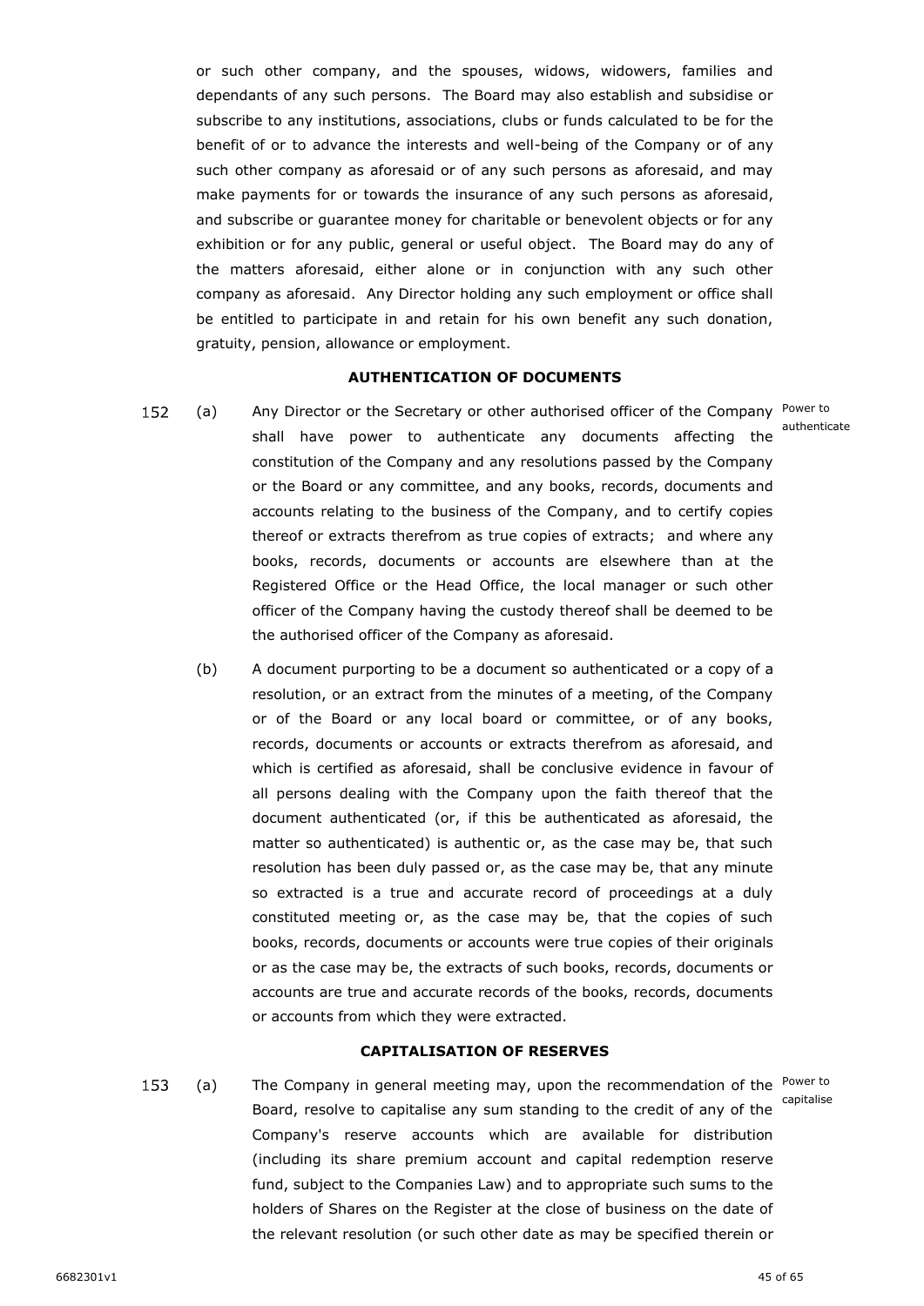or such other company, and the spouses, widows, widowers, families and dependants of any such persons. The Board may also establish and subsidise or subscribe to any institutions, associations, clubs or funds calculated to be for the benefit of or to advance the interests and well-being of the Company or of any such other company as aforesaid or of any such persons as aforesaid, and may make payments for or towards the insurance of any such persons as aforesaid, and subscribe or guarantee money for charitable or benevolent objects or for any exhibition or for any public, general or useful object. The Board may do any of the matters aforesaid, either alone or in conjunction with any such other company as aforesaid. Any Director holding any such employment or office shall be entitled to participate in and retain for his own benefit any such donation, gratuity, pension, allowance or employment.

## AUTHENTICATION OF DOCUMENTS

152 (a) Any Director or the Secretary or other authorised officer of the Company shall have power to authenticate any documents affecting the constitution of the Company and any resolutions passed by the Company or the Board or any committee, and any books, records, documents and accounts relating to the business of the Company, and to certify copies thereof or extracts therefrom as true copies of extracts; and where any books, records, documents or accounts are elsewhere than at the Registered Office or the Head Office, the local manager or such other officer of the Company having the custody thereof shall be deemed to be the authorised officer of the Company as aforesaid. *Power to authenticate*

(b) A document purporting to be a document so authenticated or a copy of a resolution, or an extract from the minutes of a meeting, of the Company or of the Board or any local board or committee, or of any books, records, documents or accounts or extracts therefrom as aforesaid, and which is certified as aforesaid, shall be conclusive evidence in favour of all persons dealing with the Company upon the faith thereof that the document authenticated (or, if this be authenticated as aforesaid, the matter so authenticated) is authentic or, as the case may be, that such resolution has been duly passed or, as the case may be, that any minute so extracted is a true and accurate record of proceedings at a duly constituted meeting or, as the case may be, that the copies of such books, records, documents or accounts were true copies of their originals or as the case may be, the extracts of such books, records, documents or accounts are true and accurate records of the books, records, documents or accounts from which they were extracted.

## CAPITALISATION OF RESERVES

153 (a) The Company in general meeting may, upon the recommendation of the Board, resolve to capitalise any sum standing to the credit of any of the Company's reserve accounts which are available for distribution (including its share premium account and capital redemption reserve fund, subject to the Companies Law) and to appropriate such sums to the holders of Shares on the Register at the close of business on the date of the relevant resolution (or such other date as may be specified therein or *Power to capitalise*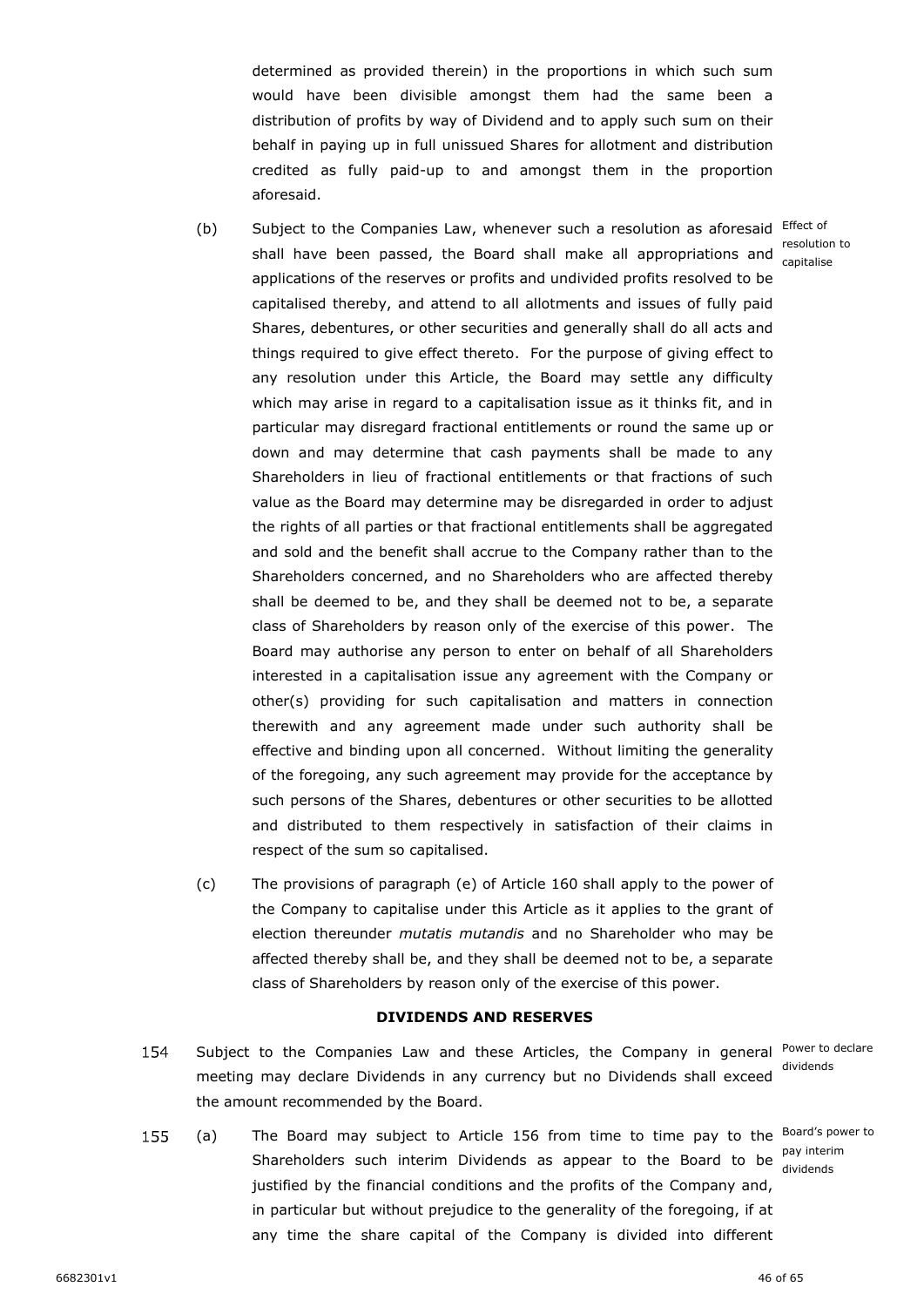determined as provided therein) in the proportions in which such sum would have been divisible amongst them had the same been a distribution of profits by way of Dividend and to apply such sum on their behalf in paying up in full unissued Shares for allotment and distribution credited as fully paid-up to and amongst them in the proportion aforesaid.

(b) Subject to the Companies Law, whenever such a resolution as aforesaid shall have been passed, the Board shall make all appropriations and applications of the reserves or profits and undivided profits resolved to be capitalised thereby, and attend to all allotments and issues of fully paid Shares, debentures, or other securities and generally shall do all acts and things required to give effect thereto. For the purpose of giving effect to any resolution under this Article, the Board may settle any difficulty which may arise in regard to a capitalisation issue as it thinks fit, and in particular may disregard fractional entitlements or round the same up or down and may determine that cash payments shall be made to any Shareholders in lieu of fractional entitlements or that fractions of such value as the Board may determine may be disregarded in order to adjust the rights of all parties or that fractional entitlements shall be aggregated and sold and the benefit shall accrue to the Company rather than to the Shareholders concerned, and no Shareholders who are affected thereby shall be deemed to be, and they shall be deemed not to be, a separate class of Shareholders by reason only of the exercise of this power. The Board may authorise any person to enter on behalf of all Shareholders interested in a capitalisation issue any agreement with the Company or other(s) providing for such capitalisation and matters in connection therewith and any agreement made under such authority shall be effective and binding upon all concerned. Without limiting the generality of the foregoing, any such agreement may provide for the acceptance by such persons of the Shares, debentures or other securities to be allotted and distributed to them respectively in satisfaction of their claims in respect of the sum so capitalised.

Effect of resolution to capitalise

(c) The provisions of paragraph (e) of Article 160 shall apply to the power of the Company to capitalise under this Article as it applies to the grant of election thereunder *mutatis mutandis* and no Shareholder who may be affected thereby shall be, and they shall be deemed not to be, a separate class of Shareholders by reason only of the exercise of this power.

## DIVIDENDS AND RESERVES

154 Subject to the Companies Law and these Articles, the Company in general meeting may declare Dividends in any currency but no Dividends shall exceed the amount recommended by the Board.

Power to declare dividends

155 (a) The Board may subject to Article 156 from time to time pay to the Shareholders such interim Dividends as appear to the Board to be justified by the financial conditions and the profits of the Company and, in particular but without prejudice to the generality of the foregoing, if at any time the share capital of the Company is divided into different

Board's power to pay interim dividends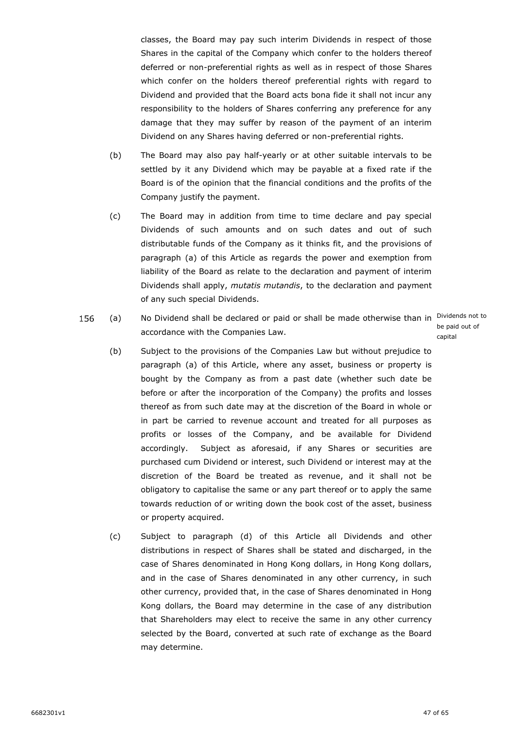classes, the Board may pay such interim Dividends in respect of those Shares in the capital of the Company which confer to the holders thereof deferred or non-preferential rights as well as in respect of those Shares which confer on the holders thereof preferential rights with regard to Dividend and provided that the Board acts bona fide it shall not incur any responsibility to the holders of Shares conferring any preference for any damage that they may suffer by reason of the payment of an interim Dividend on any Shares having deferred or non-preferential rights.

(b) The Board may also pay half-yearly or at other suitable intervals to be settled by it any Dividend which may be payable at a fixed rate if the Board is of the opinion that the financial conditions and the profits of the Company justify the payment.

(c) The Board may in addition from time to time declare and pay special Dividends of such amounts and on such dates and out of such distributable funds of the Company as it thinks fit, and the provisions of paragraph (a) of this Article as regards the power and exemption from liability of the Board as relate to the declaration and payment of interim Dividends shall apply, *mutatis mutandis*, to the declaration and payment of any such special Dividends.

156 (a) No Dividend shall be declared or paid or shall be made otherwise than in accordance with the Companies Law.

Dividends not to be paid out of capital

(b) Subject to the provisions of the Companies Law but without prejudice to paragraph (a) of this Article, where any asset, business or property is bought by the Company as from a past date (whether such date be before or after the incorporation of the Company) the profits and losses thereof as from such date may at the discretion of the Board in whole or in part be carried to revenue account and treated for all purposes as profits or losses of the Company, and be available for Dividend accordingly. Subject as aforesaid, if any Shares or securities are purchased cum Dividend or interest, such Dividend or interest may at the discretion of the Board be treated as revenue, and it shall not be obligatory to capitalise the same or any part thereof or to apply the same towards reduction of or writing down the book cost of the asset, business or property acquired.

(c) Subject to paragraph (d) of this Article all Dividends and other distributions in respect of Shares shall be stated and discharged, in the case of Shares denominated in Hong Kong dollars, in Hong Kong dollars, and in the case of Shares denominated in any other currency, in such other currency, provided that, in the case of Shares denominated in Hong Kong dollars, the Board may determine in the case of any distribution that Shareholders may elect to receive the same in any other currency selected by the Board, converted at such rate of exchange as the Board may determine.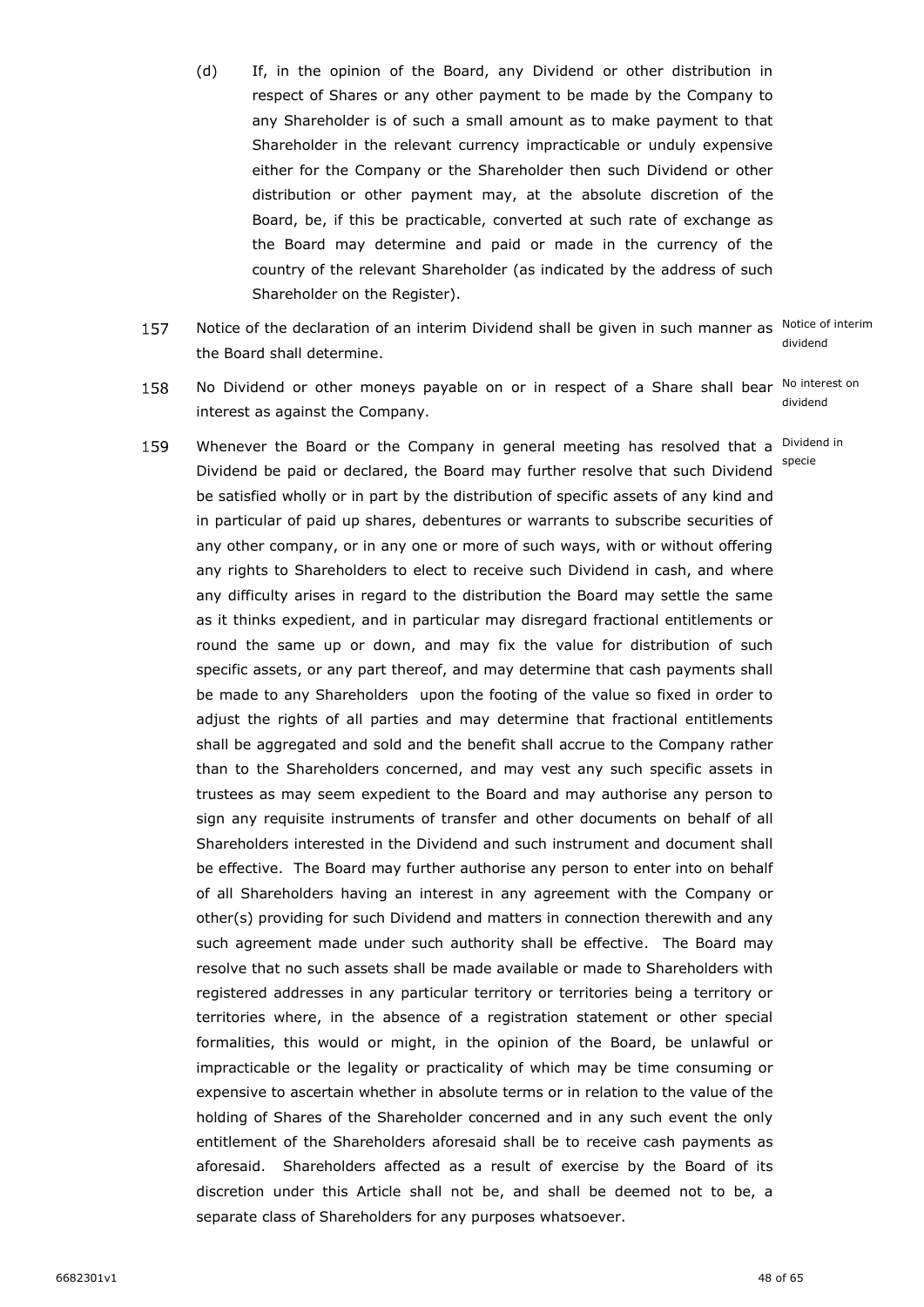(d) If, in the opinion of the Board, any Dividend or other distribution in respect of Shares or any other payment to be made by the Company to any Shareholder is of such a small amount as to make payment to that Shareholder in the relevant currency impracticable or unduly expensive either for the Company or the Shareholder then such Dividend or other distribution or other payment may, at the absolute discretion of the Board, be, if this be practicable, converted at such rate of exchange as the Board may determine and paid or made in the currency of the country of the relevant Shareholder (as indicated by the address of such Shareholder on the Register).

157 Notice of the declaration of an interim Dividend shall be given in such manner as the Board shall determine. *Notice of interim dividend*

158 No Dividend or other moneys payable on or in respect of a Share shall bear interest as against the Company. *No interest on dividend*

159 Whenever the Board or the Company in general meeting has resolved that a Dividend be paid or declared, the Board may further resolve that such Dividend be satisfied wholly or in part by the distribution of specific assets of any kind and in particular of paid up shares, debentures or warrants to subscribe securities of any other company, or in any one or more of such ways, with or without offering any rights to Shareholders to elect to receive such Dividend in cash, and where any difficulty arises in regard to the distribution the Board may settle the same as it thinks expedient, and in particular may disregard fractional entitlements or round the same up or down, and may fix the value for distribution of such specific assets, or any part thereof, and may determine that cash payments shall be made to any Shareholders upon the footing of the value so fixed in order to adjust the rights of all parties and may determine that fractional entitlements shall be aggregated and sold and the benefit shall accrue to the Company rather than to the Shareholders concerned, and may vest any such specific assets in trustees as may seem expedient to the Board and may authorise any person to sign any requisite instruments of transfer and other documents on behalf of all Shareholders interested in the Dividend and such instrument and document shall be effective. The Board may further authorise any person to enter into on behalf of all Shareholders having an interest in any agreement with the Company or other(s) providing for such Dividend and matters in connection therewith and any such agreement made under such authority shall be effective. The Board may resolve that no such assets shall be made available or made to Shareholders with registered addresses in any particular territory or territories being a territory or territories where, in the absence of a registration statement or other special formalities, this would or might, in the opinion of the Board, be unlawful or impracticable or the legality or practicality of which may be time consuming or expensive to ascertain whether in absolute terms or in relation to the value of the holding of Shares of the Shareholder concerned and in any such event the only entitlement of the Shareholders aforesaid shall be to receive cash payments as aforesaid. Shareholders affected as a result of exercise by the Board of its discretion under this Article shall not be, and shall be deemed not to be, a separate class of Shareholders for any purposes whatsoever. *Dividend in specie*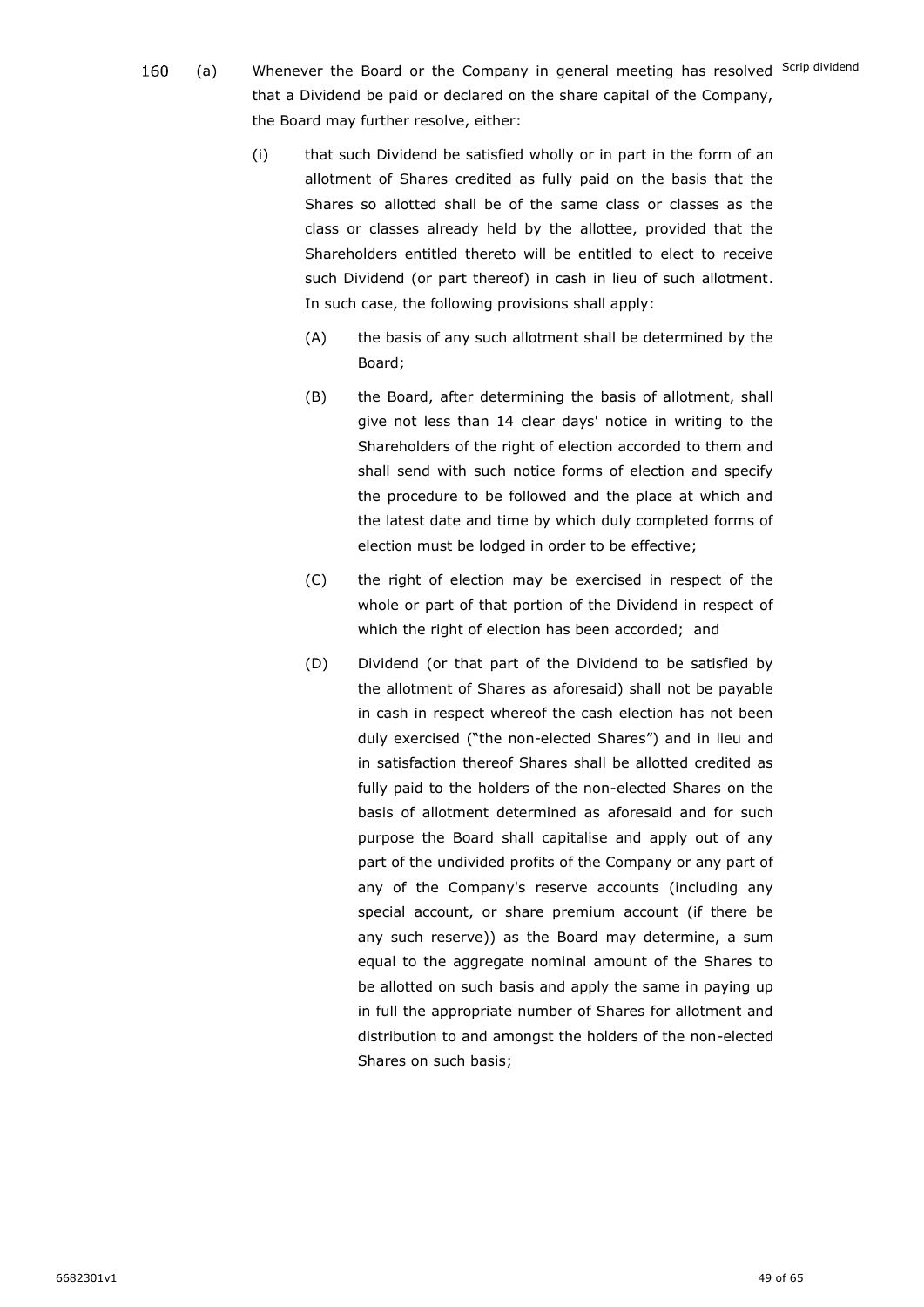160 (a) Whenever the Board or the Company in general meeting has resolved that a Dividend be paid or declared on the share capital of the Company, the Board may further resolve, either:

Scrip dividend

(i) that such Dividend be satisfied wholly or in part in the form of an allotment of Shares credited as fully paid on the basis that the Shares so allotted shall be of the same class or classes as the class or classes already held by the allottee, provided that the Shareholders entitled thereto will be entitled to elect to receive such Dividend (or part thereof) in cash in lieu of such allotment. In such case, the following provisions shall apply:

(A) the basis of any such allotment shall be determined by the Board;

(B) the Board, after determining the basis of allotment, shall give not less than 14 clear days' notice in writing to the Shareholders of the right of election accorded to them and shall send with such notice forms of election and specify the procedure to be followed and the place at which and the latest date and time by which duly completed forms of election must be lodged in order to be effective;

(C) the right of election may be exercised in respect of the whole or part of that portion of the Dividend in respect of which the right of election has been accorded; and

(D) Dividend (or that part of the Dividend to be satisfied by the allotment of Shares as aforesaid) shall not be payable in cash in respect whereof the cash election has not been duly exercised ("the non-elected Shares") and in lieu and in satisfaction thereof Shares shall be allotted credited as fully paid to the holders of the non-elected Shares on the basis of allotment determined as aforesaid and for such purpose the Board shall capitalise and apply out of any part of the undivided profits of the Company or any part of any of the Company's reserve accounts (including any special account, or share premium account (if there be any such reserve)) as the Board may determine, a sum equal to the aggregate nominal amount of the Shares to be allotted on such basis and apply the same in paying up in full the appropriate number of Shares for allotment and distribution to and amongst the holders of the non-elected Shares on such basis;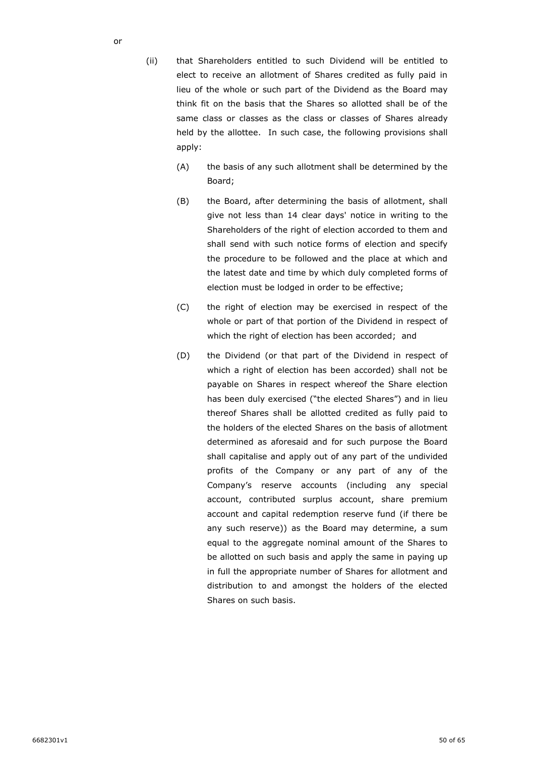or

(ii) that Shareholders entitled to such Dividend will be entitled to elect to receive an allotment of Shares credited as fully paid in lieu of the whole or such part of the Dividend as the Board may think fit on the basis that the Shares so allotted shall be of the same class or classes as the class or classes of Shares already held by the allottee. In such case, the following provisions shall apply:

(A) the basis of any such allotment shall be determined by the Board;

(B) the Board, after determining the basis of allotment, shall give not less than 14 clear days' notice in writing to the Shareholders of the right of election accorded to them and shall send with such notice forms of election and specify the procedure to be followed and the place at which and the latest date and time by which duly completed forms of election must be lodged in order to be effective;

(C) the right of election may be exercised in respect of the whole or part of that portion of the Dividend in respect of which the right of election has been accorded; and

(D) the Dividend (or that part of the Dividend in respect of which a right of election has been accorded) shall not be payable on Shares in respect whereof the Share election has been duly exercised ("the elected Shares") and in lieu thereof Shares shall be allotted credited as fully paid to the holders of the elected Shares on the basis of allotment determined as aforesaid and for such purpose the Board shall capitalise and apply out of any part of the undivided profits of the Company or any part of any of the Company's reserve accounts (including any special account, contributed surplus account, share premium account and capital redemption reserve fund (if there be any such reserve)) as the Board may determine, a sum equal to the aggregate nominal amount of the Shares to be allotted on such basis and apply the same in paying up in full the appropriate number of Shares for allotment and distribution to and amongst the holders of the elected Shares on such basis.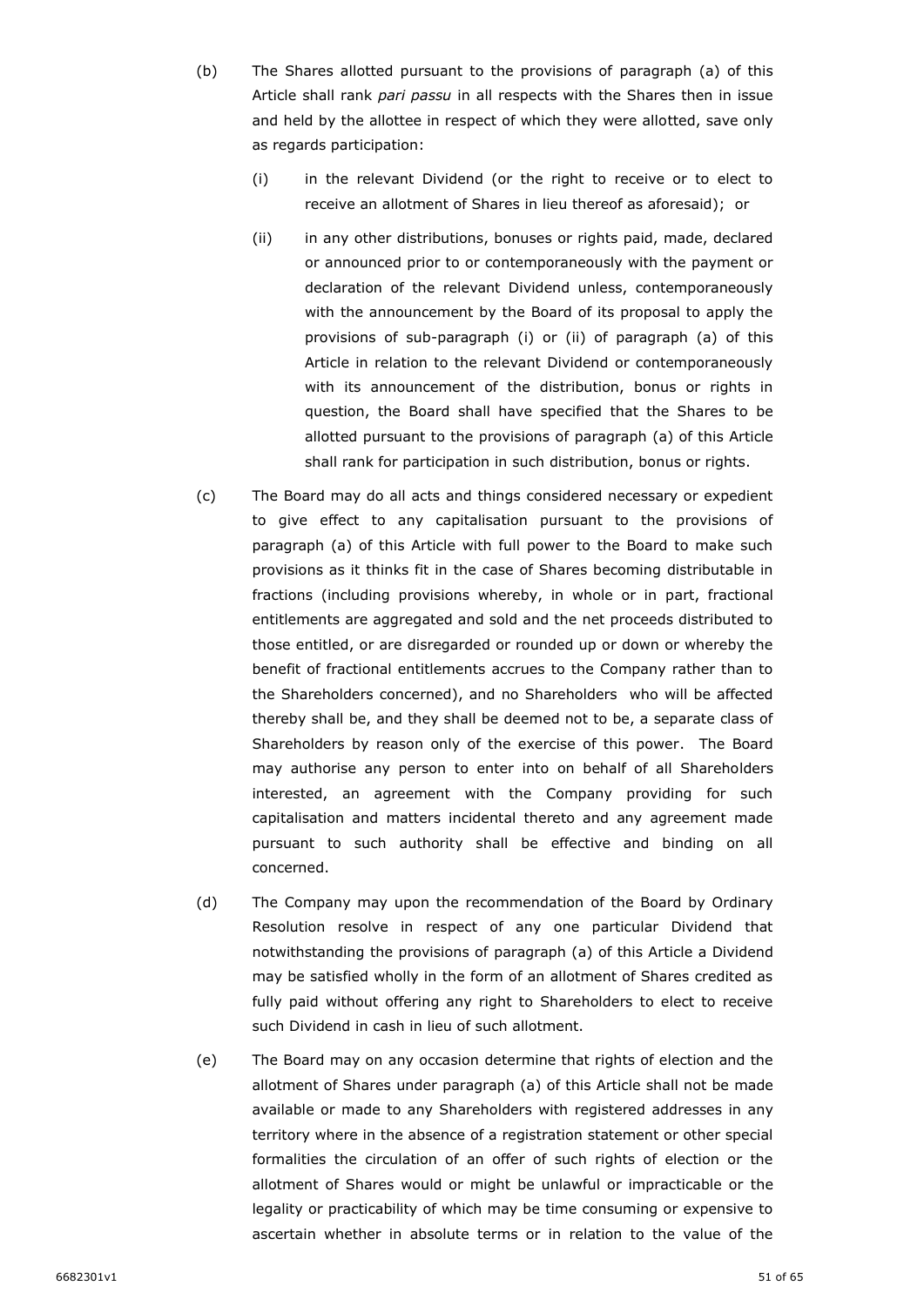(b) The Shares allotted pursuant to the provisions of paragraph (a) of this Article shall rank *pari passu* in all respects with the Shares then in issue and held by the allottee in respect of which they were allotted, save only as regards participation:

(i) in the relevant Dividend (or the right to receive or to elect to receive an allotment of Shares in lieu thereof as aforesaid); or

(ii) in any other distributions, bonuses or rights paid, made, declared or announced prior to or contemporaneously with the payment or declaration of the relevant Dividend unless, contemporaneously with the announcement by the Board of its proposal to apply the provisions of sub-paragraph (i) or (ii) of paragraph (a) of this Article in relation to the relevant Dividend or contemporaneously with its announcement of the distribution, bonus or rights in question, the Board shall have specified that the Shares to be allotted pursuant to the provisions of paragraph (a) of this Article shall rank for participation in such distribution, bonus or rights.

(c) The Board may do all acts and things considered necessary or expedient to give effect to any capitalisation pursuant to the provisions of paragraph (a) of this Article with full power to the Board to make such provisions as it thinks fit in the case of Shares becoming distributable in fractions (including provisions whereby, in whole or in part, fractional entitlements are aggregated and sold and the net proceeds distributed to those entitled, or are disregarded or rounded up or down or whereby the benefit of fractional entitlements accrues to the Company rather than to the Shareholders concerned), and no Shareholders who will be affected thereby shall be, and they shall be deemed not to be, a separate class of Shareholders by reason only of the exercise of this power. The Board may authorise any person to enter into on behalf of all Shareholders interested, an agreement with the Company providing for such capitalisation and matters incidental thereto and any agreement made pursuant to such authority shall be effective and binding on all concerned.

(d) The Company may upon the recommendation of the Board by Ordinary Resolution resolve in respect of any one particular Dividend that notwithstanding the provisions of paragraph (a) of this Article a Dividend may be satisfied wholly in the form of an allotment of Shares credited as fully paid without offering any right to Shareholders to elect to receive such Dividend in cash in lieu of such allotment.

(e) The Board may on any occasion determine that rights of election and the allotment of Shares under paragraph (a) of this Article shall not be made available or made to any Shareholders with registered addresses in any territory where in the absence of a registration statement or other special formalities the circulation of an offer of such rights of election or the allotment of Shares would or might be unlawful or impracticable or the legality or practicability of which may be time consuming or expensive to ascertain whether in absolute terms or in relation to the value of the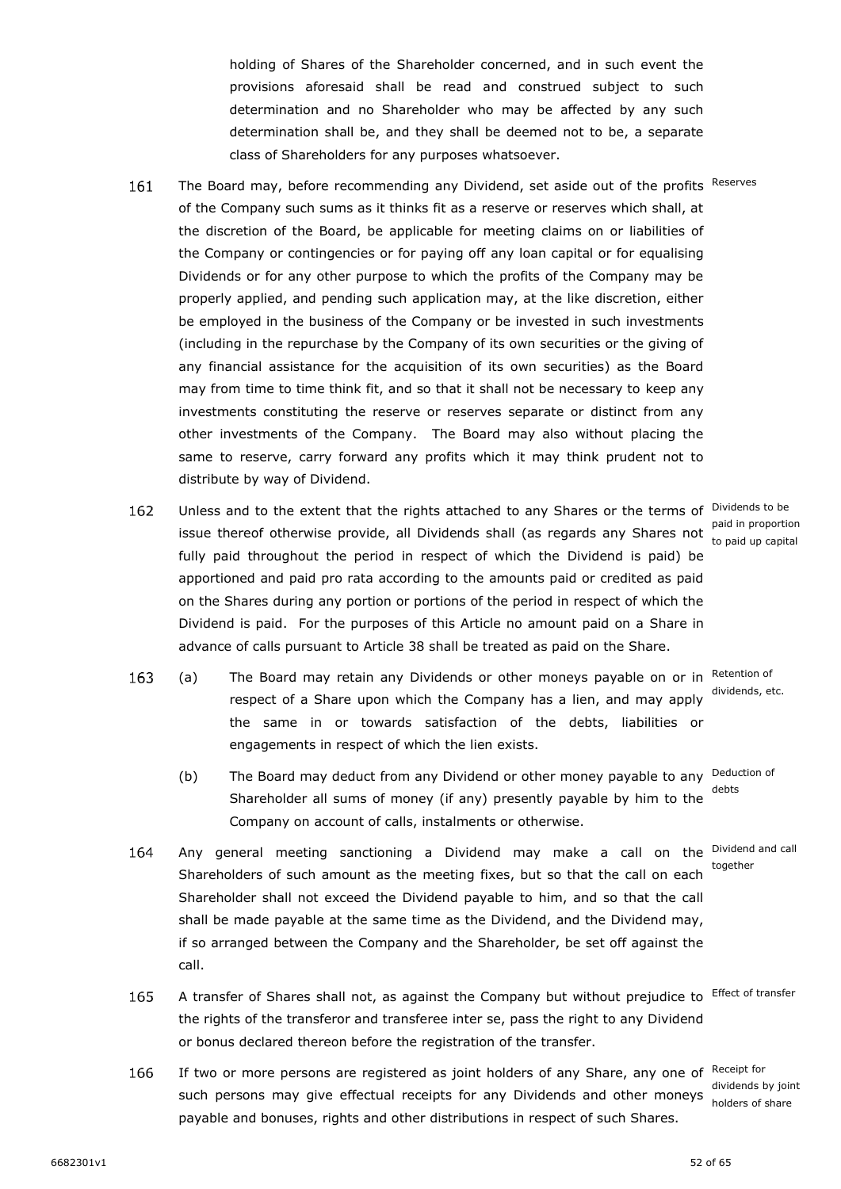holding of Shares of the Shareholder concerned, and in such event the provisions aforesaid shall be read and construed subject to such determination and no Shareholder who may be affected by any such determination shall be, and they shall be deemed not to be, a separate class of Shareholders for any purposes whatsoever.

161 The Board may, before recommending any Dividend, set aside out of the profits of the Company such sums as it thinks fit as a reserve or reserves which shall, at the discretion of the Board, be applicable for meeting claims on or liabilities of the Company or contingencies or for paying off any loan capital or for equalising Dividends or for any other purpose to which the profits of the Company may be properly applied, and pending such application may, at the like discretion, either be employed in the business of the Company or be invested in such investments (including in the repurchase by the Company of its own securities or the giving of any financial assistance for the acquisition of its own securities) as the Board may from time to time think fit, and so that it shall not be necessary to keep any investments constituting the reserve or reserves separate or distinct from any other investments of the Company. The Board may also without placing the same to reserve, carry forward any profits which it may think prudent not to distribute by way of Dividend. *Reserves*

162 Unless and to the extent that the rights attached to any Shares or the terms of issue thereof otherwise provide, all Dividends shall (as regards any Shares not fully paid throughout the period in respect of which the Dividend is paid) be apportioned and paid pro rata according to the amounts paid or credited as paid on the Shares during any portion or portions of the period in respect of which the Dividend is paid. For the purposes of this Article no amount paid on a Share in advance of calls pursuant to Article 38 shall be treated as paid on the Share. *Dividends to be paid in proportion to paid up capital*

163 (a) The Board may retain any Dividends or other moneys payable on or in respect of a Share upon which the Company has a lien, and may apply the same in or towards satisfaction of the debts, liabilities or engagements in respect of which the lien exists. *Retention of dividends, etc.*

(b) The Board may deduct from any Dividend or other money payable to any Shareholder all sums of money (if any) presently payable by him to the Company on account of calls, instalments or otherwise. *Deduction of debts*

164 Any general meeting sanctioning a Dividend may make a call on the Shareholders of such amount as the meeting fixes, but so that the call on each Shareholder shall not exceed the Dividend payable to him, and so that the call shall be made payable at the same time as the Dividend, and the Dividend may, if so arranged between the Company and the Shareholder, be set off against the call. *Dividend and call together*

165 A transfer of Shares shall not, as against the Company but without prejudice to the rights of the transferor and transferee inter se, pass the right to any Dividend or bonus declared thereon before the registration of the transfer. *Effect of transfer*

166 If two or more persons are registered as joint holders of any Share, any one of such persons may give effectual receipts for any Dividends and other moneys payable and bonuses, rights and other distributions in respect of such Shares. *Receipt for dividends by joint holders of share*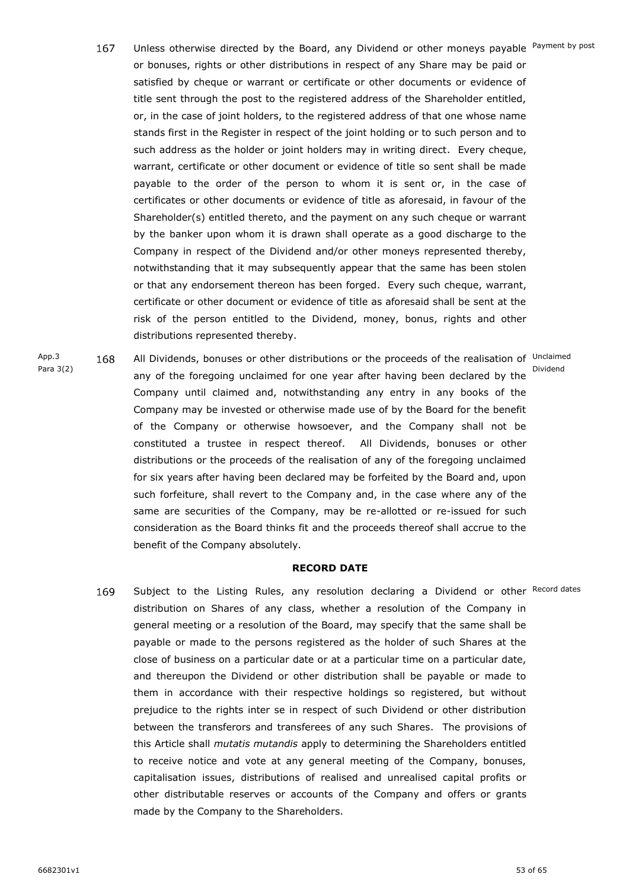167 Unless otherwise directed by the Board, any Dividend or other moneys payable or bonuses, rights or other distributions in respect of any Share may be paid or satisfied by cheque or warrant or certificate or other documents or evidence of title sent through the post to the registered address of the Shareholder entitled, or, in the case of joint holders, to the registered address of that one whose name stands first in the Register in respect of the joint holding or to such person and to such address as the holder or joint holders may in writing direct. Every cheque, warrant, certificate or other document or evidence of title so sent shall be made payable to the order of the person to whom it is sent or, in the case of certificates or other documents or evidence of title as aforesaid, in favour of the Shareholder(s) entitled thereto, and the payment on any such cheque or warrant by the banker upon whom it is drawn shall operate as a good discharge to the Company in respect of the Dividend and/or other moneys represented thereby, notwithstanding that it may subsequently appear that the same has been stolen or that any endorsement thereon has been forged. Every such cheque, warrant, certificate or other document or evidence of title as aforesaid shall be sent at the risk of the person entitled to the Dividend, money, bonus, rights and other distributions represented thereby. *Payment by post*

App.3 Para 3(2)

168 All Dividends, bonuses or other distributions or the proceeds of the realisation of any of the foregoing unclaimed for one year after having been declared by the Company until claimed and, notwithstanding any entry in any books of the Company may be invested or otherwise made use of by the Board for the benefit of the Company or otherwise howsoever, and the Company shall not be constituted a trustee in respect thereof. All Dividends, bonuses or other distributions or the proceeds of the realisation of any of the foregoing unclaimed for six years after having been declared may be forfeited by the Board and, upon such forfeiture, shall revert to the Company and, in the case where any of the same are securities of the Company, may be re-allotted or re-issued for such consideration as the Board thinks fit and the proceeds thereof shall accrue to the benefit of the Company absolutely. *Unclaimed Dividend*

## RECORD DATE

169 Subject to the Listing Rules, any resolution declaring a Dividend or other distribution on Shares of any class, whether a resolution of the Company in general meeting or a resolution of the Board, may specify that the same shall be payable or made to the persons registered as the holder of such Shares at the close of business on a particular date or at a particular time on a particular date, and thereupon the Dividend or other distribution shall be payable or made to them in accordance with their respective holdings so registered, but without prejudice to the rights inter se in respect of such Dividend or other distribution between the transferors and transferees of any such Shares. The provisions of this Article shall *mutatis mutandis* apply to determining the Shareholders entitled to receive notice and vote at any general meeting of the Company, bonuses, capitalisation issues, distributions of realised and unrealised capital profits or other distributable reserves or accounts of the Company and offers or grants made by the Company to the Shareholders. *Record dates*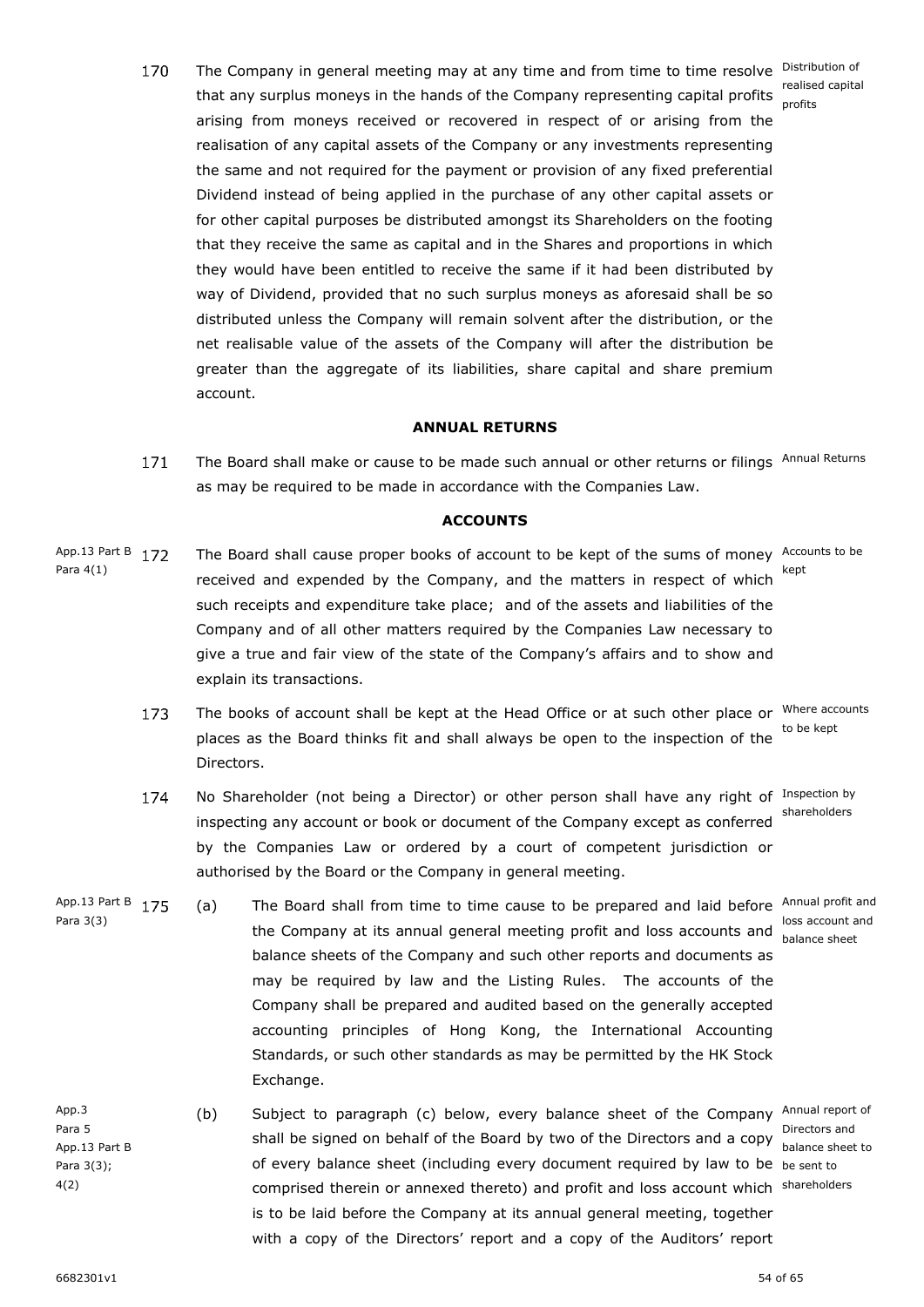170 The Company in general meeting may at any time and from time to time resolve that any surplus moneys in the hands of the Company representing capital profits arising from moneys received or recovered in respect of or arising from the realisation of any capital assets of the Company or any investments representing the same and not required for the payment or provision of any fixed preferential Dividend instead of being applied in the purchase of any other capital assets or for other capital purposes be distributed amongst its Shareholders on the footing that they receive the same as capital and in the Shares and proportions in which they would have been entitled to receive the same if it had been distributed by way of Dividend, provided that no such surplus moneys as aforesaid shall be so distributed unless the Company will remain solvent after the distribution, or the net realisable value of the assets of the Company will after the distribution be greater than the aggregate of its liabilities, share capital and share premium account.

Distribution of realised capital profits

## ANNUAL RETURNS

171 The Board shall make or cause to be made such annual or other returns or filings as may be required to be made in accordance with the Companies Law.

Annual Returns

## ACCOUNTS

App.13 Part B Para 4(1)

172 The Board shall cause proper books of account to be kept of the sums of money received and expended by the Company, and the matters in respect of which such receipts and expenditure take place; and of the assets and liabilities of the Company and of all other matters required by the Companies Law necessary to give a true and fair view of the state of the Company's affairs and to show and explain its transactions.

Accounts to be kept

173 The books of account shall be kept at the Head Office or at such other place or places as the Board thinks fit and shall always be open to the inspection of the Directors.

Where accounts to be kept

174 No Shareholder (not being a Director) or other person shall have any right of inspecting any account or book or document of the Company except as conferred by the Companies Law or ordered by a court of competent jurisdiction or authorised by the Board or the Company in general meeting.

Inspection by shareholders

App.13 Part B Para 3(3)

175 (a) The Board shall from time to time cause to be prepared and laid before the Company at its annual general meeting profit and loss accounts and balance sheets of the Company and such other reports and documents as may be required by law and the Listing Rules. The accounts of the Company shall be prepared and audited based on the generally accepted accounting principles of Hong Kong, the International Accounting Standards, or such other standards as may be permitted by the HK Stock Exchange.

Annual profit and loss account and balance sheet

App.3 Para 5 App.13 Part B Para 3(3); 4(2)

(b) Subject to paragraph (c) below, every balance sheet of the Company shall be signed on behalf of the Board by two of the Directors and a copy of every balance sheet (including every document required by law to be comprised therein or annexed thereto) and profit and loss account which is to be laid before the Company at its annual general meeting, together with a copy of the Directors' report and a copy of the Auditors' report

Annual report of Directors and balance sheet to be sent to shareholders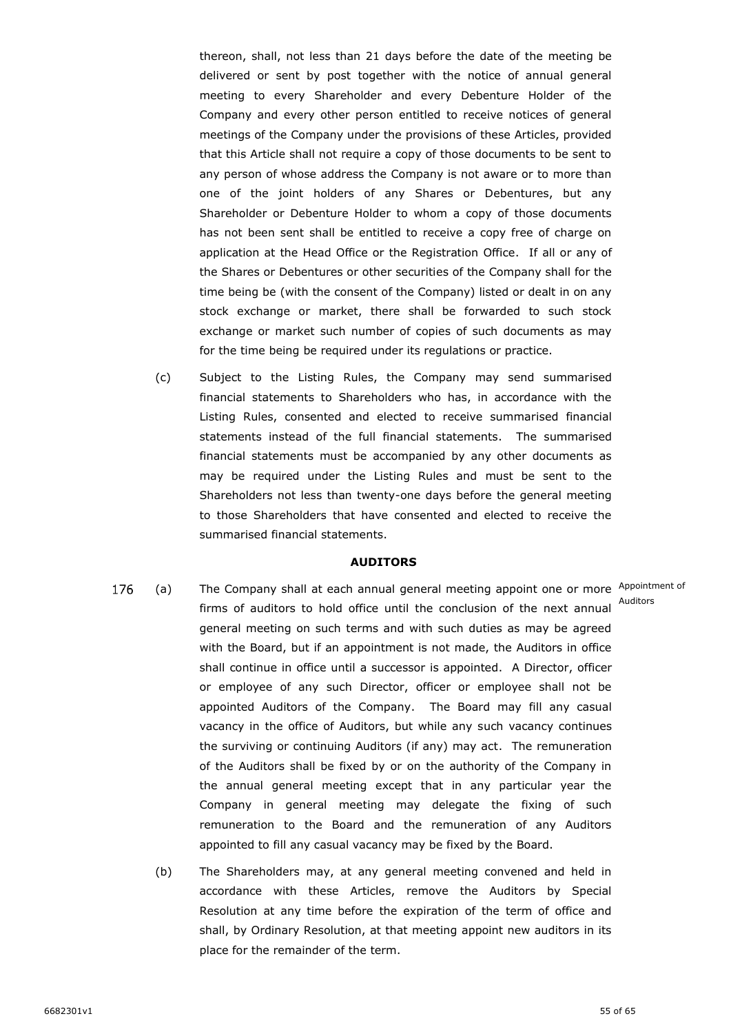thereon, shall, not less than 21 days before the date of the meeting be delivered or sent by post together with the notice of annual general meeting to every Shareholder and every Debenture Holder of the Company and every other person entitled to receive notices of general meetings of the Company under the provisions of these Articles, provided that this Article shall not require a copy of those documents to be sent to any person of whose address the Company is not aware or to more than one of the joint holders of any Shares or Debentures, but any Shareholder or Debenture Holder to whom a copy of those documents has not been sent shall be entitled to receive a copy free of charge on application at the Head Office or the Registration Office. If all or any of the Shares or Debentures or other securities of the Company shall for the time being be (with the consent of the Company) listed or dealt in on any stock exchange or market, there shall be forwarded to such stock exchange or market such number of copies of such documents as may for the time being be required under its regulations or practice.

(c) Subject to the Listing Rules, the Company may send summarised financial statements to Shareholders who has, in accordance with the Listing Rules, consented and elected to receive summarised financial statements instead of the full financial statements. The summarised financial statements must be accompanied by any other documents as may be required under the Listing Rules and must be sent to the Shareholders not less than twenty-one days before the general meeting to those Shareholders that have consented and elected to receive the summarised financial statements.

## AUDITORS

176 (a) The Company shall at each annual general meeting appoint one or more firms of auditors to hold office until the conclusion of the next annual general meeting on such terms and with such duties as may be agreed with the Board, but if an appointment is not made, the Auditors in office shall continue in office until a successor is appointed. A Director, officer or employee of any such Director, officer or employee shall not be appointed Auditors of the Company. The Board may fill any casual vacancy in the office of Auditors, but while any such vacancy continues the surviving or continuing Auditors (if any) may act. The remuneration of the Auditors shall be fixed by or on the authority of the Company in the annual general meeting except that in any particular year the Company in general meeting may delegate the fixing of such remuneration to the Board and the remuneration of any Auditors appointed to fill any casual vacancy may be fixed by the Board.

Appointment of Auditors

(b) The Shareholders may, at any general meeting convened and held in accordance with these Articles, remove the Auditors by Special Resolution at any time before the expiration of the term of office and shall, by Ordinary Resolution, at that meeting appoint new auditors in its place for the remainder of the term.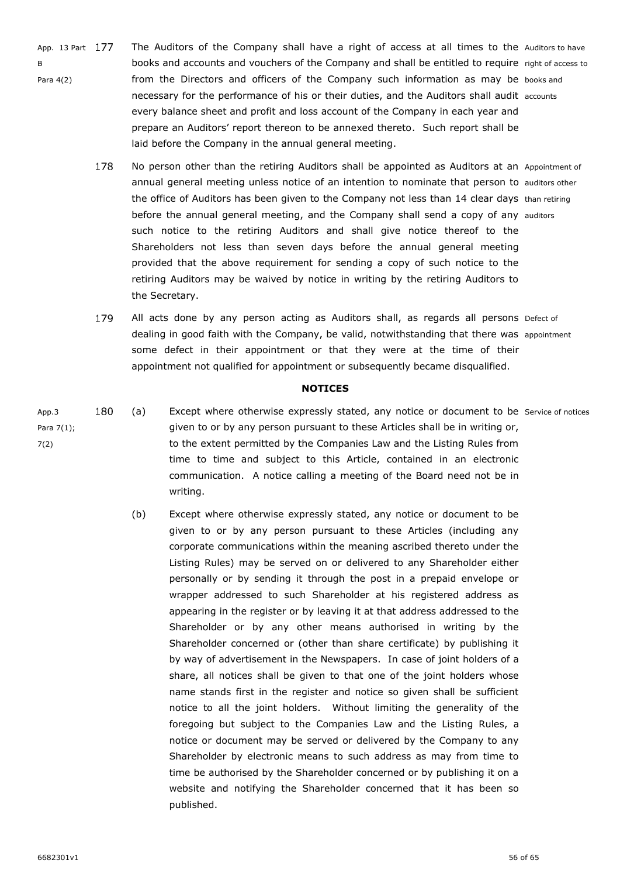App. 13 Part B Para 4(2)

177 The Auditors of the Company shall have a right of access at all times to the books and accounts and vouchers of the Company and shall be entitled to require from the Directors and officers of the Company such information as may be necessary for the performance of his or their duties, and the Auditors shall audit every balance sheet and profit and loss account of the Company in each year and prepare an Auditors' report thereon to be annexed thereto. Such report shall be laid before the Company in the annual general meeting.

*Auditors to have right of access to books and accounts*

178 No person other than the retiring Auditors shall be appointed as Auditors at an annual general meeting unless notice of an intention to nominate that person to the office of Auditors has been given to the Company not less than 14 clear days before the annual general meeting, and the Company shall send a copy of any such notice to the retiring Auditors and shall give notice thereof to the Shareholders not less than seven days before the annual general meeting provided that the above requirement for sending a copy of such notice to the retiring Auditors may be waived by notice in writing by the retiring Auditors to the Secretary.

*Appointment of auditors other than retiring auditors*

179 All acts done by any person acting as Auditors shall, as regards all persons dealing in good faith with the Company, be valid, notwithstanding that there was some defect in their appointment or that they were at the time of their appointment not qualified for appointment or subsequently became disqualified.

*Defect of appointment*

## NOTICES

App.3 Para 7(1); 7(2)

180 (a) Except where otherwise expressly stated, any notice or document to be given to or by any person pursuant to these Articles shall be in writing or, to the extent permitted by the Companies Law and the Listing Rules from time to time and subject to this Article, contained in an electronic communication. A notice calling a meeting of the Board need not be in writing.

*Service of notices*

(b) Except where otherwise expressly stated, any notice or document to be given to or by any person pursuant to these Articles (including any corporate communications within the meaning ascribed thereto under the Listing Rules) may be served on or delivered to any Shareholder either personally or by sending it through the post in a prepaid envelope or wrapper addressed to such Shareholder at his registered address as appearing in the register or by leaving it at that address addressed to the Shareholder or by any other means authorised in writing by the Shareholder concerned or (other than share certificate) by publishing it by way of advertisement in the Newspapers. In case of joint holders of a share, all notices shall be given to that one of the joint holders whose name stands first in the register and notice so given shall be sufficient notice to all the joint holders. Without limiting the generality of the foregoing but subject to the Companies Law and the Listing Rules, a notice or document may be served or delivered by the Company to any Shareholder by electronic means to such address as may from time to time be authorised by the Shareholder concerned or by publishing it on a website and notifying the Shareholder concerned that it has been so published.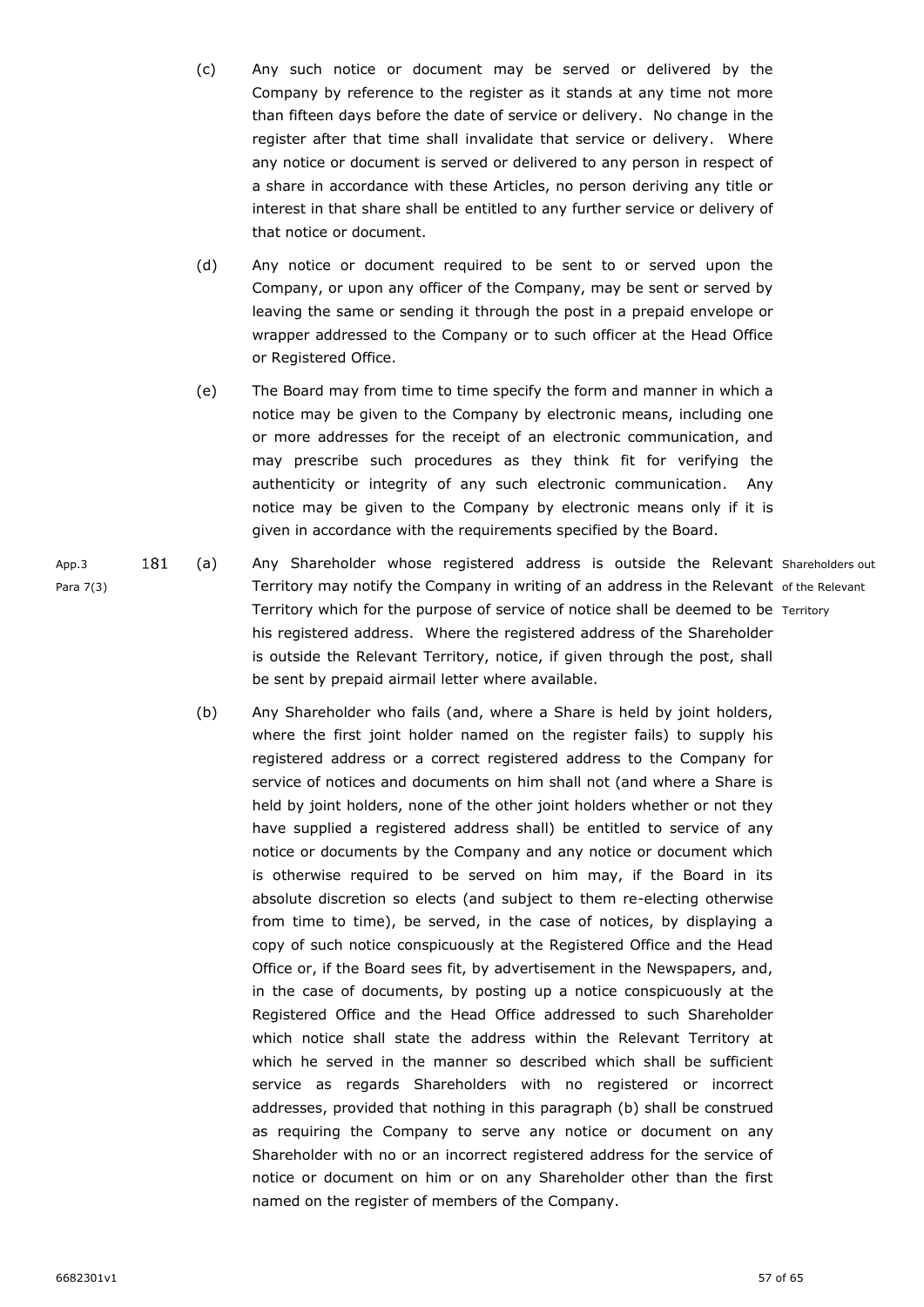(c) Any such notice or document may be served or delivered by the Company by reference to the register as it stands at any time not more than fifteen days before the date of service or delivery. No change in the register after that time shall invalidate that service or delivery. Where any notice or document is served or delivered to any person in respect of a share in accordance with these Articles, no person deriving any title or interest in that share shall be entitled to any further service or delivery of that notice or document.

(d) Any notice or document required to be sent to or served upon the Company, or upon any officer of the Company, may be sent or served by leaving the same or sending it through the post in a prepaid envelope or wrapper addressed to the Company or to such officer at the Head Office or Registered Office.

(e) The Board may from time to time specify the form and manner in which a notice may be given to the Company by electronic means, including one or more addresses for the receipt of an electronic communication, and may prescribe such procedures as they think fit for verifying the authenticity or integrity of any such electronic communication. Any notice may be given to the Company by electronic means only if it is given in accordance with the requirements specified by the Board.

App.3 Para 7(3)

**181** Shareholders out of the Relevant Territory

(a) Any Shareholder whose registered address is outside the Relevant Territory may notify the Company in writing of an address in the Relevant Territory which for the purpose of service of notice shall be deemed to be his registered address. Where the registered address of the Shareholder is outside the Relevant Territory, notice, if given through the post, shall be sent by prepaid airmail letter where available.

(b) Any Shareholder who fails (and, where a Share is held by joint holders, where the first joint holder named on the register fails) to supply his registered address or a correct registered address to the Company for service of notices and documents on him shall not (and where a Share is held by joint holders, none of the other joint holders whether or not they have supplied a registered address shall) be entitled to service of any notice or documents by the Company and any notice or document which is otherwise required to be served on him may, if the Board in its absolute discretion so elects (and subject to them re-electing otherwise from time to time), be served, in the case of notices, by displaying a copy of such notice conspicuously at the Registered Office and the Head Office or, if the Board sees fit, by advertisement in the Newspapers, and, in the case of documents, by posting up a notice conspicuously at the Registered Office and the Head Office addressed to such Shareholder which notice shall state the address within the Relevant Territory at which he served in the manner so described which shall be sufficient service as regards Shareholders with no registered or incorrect addresses, provided that nothing in this paragraph (b) shall be construed as requiring the Company to serve any notice or document on any Shareholder with no or an incorrect registered address for the service of notice or document on him or on any Shareholder other than the first named on the register of members of the Company.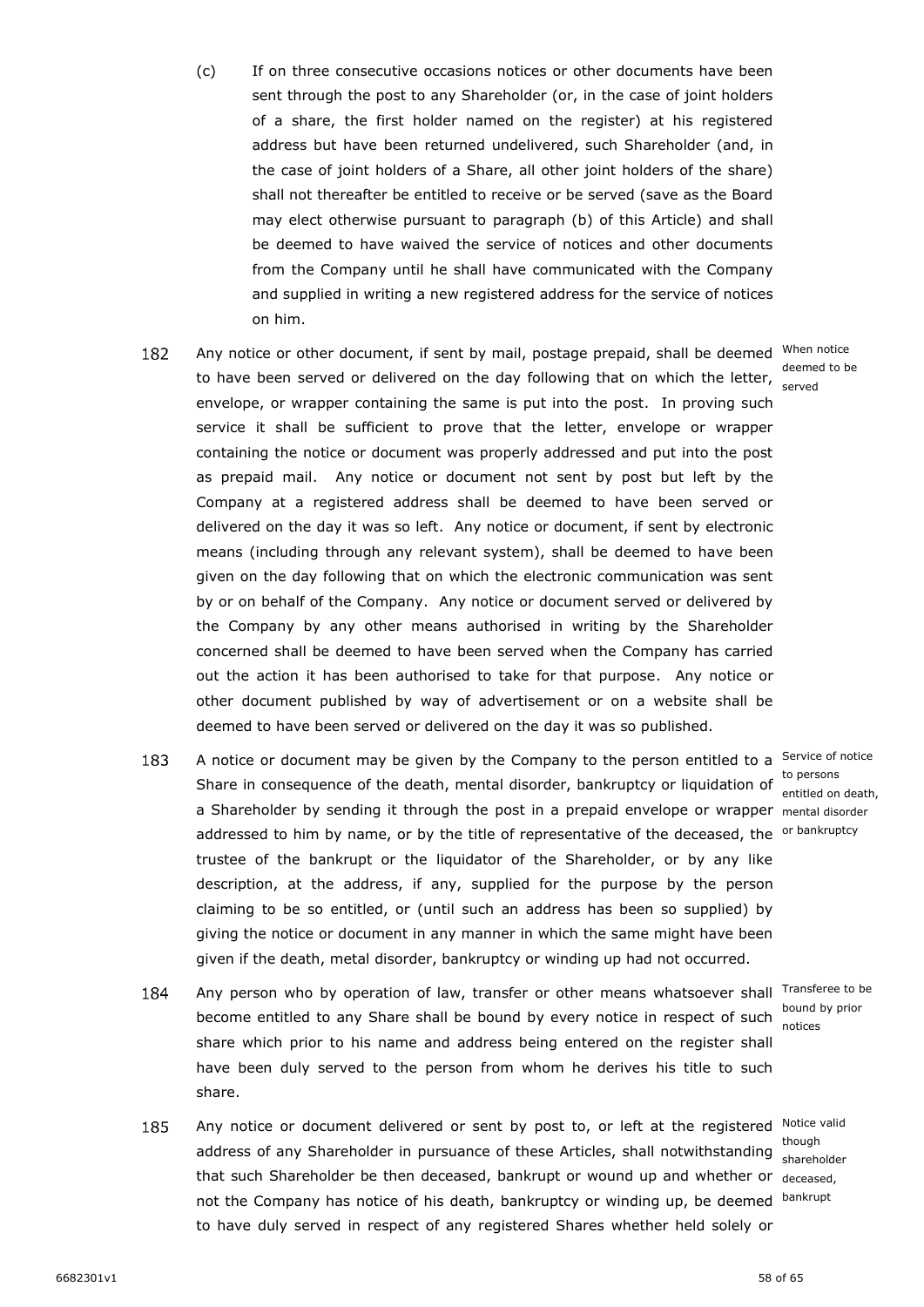(c) If on three consecutive occasions notices or other documents have been sent through the post to any Shareholder (or, in the case of joint holders of a share, the first holder named on the register) at his registered address but have been returned undelivered, such Shareholder (and, in the case of joint holders of a Share, all other joint holders of the share) shall not thereafter be entitled to receive or be served (save as the Board may elect otherwise pursuant to paragraph (b) of this Article) and shall be deemed to have waived the service of notices and other documents from the Company until he shall have communicated with the Company and supplied in writing a new registered address for the service of notices on him.

182 Any notice or other document, if sent by mail, postage prepaid, shall be deemed to have been served or delivered on the day following that on which the letter, envelope, or wrapper containing the same is put into the post. In proving such service it shall be sufficient to prove that the letter, envelope or wrapper containing the notice or document was properly addressed and put into the post as prepaid mail. Any notice or document not sent by post but left by the Company at a registered address shall be deemed to have been served or delivered on the day it was so left. Any notice or document, if sent by electronic means (including through any relevant system), shall be deemed to have been given on the day following that on which the electronic communication was sent by or on behalf of the Company. Any notice or document served or delivered by the Company by any other means authorised in writing by the Shareholder concerned shall be deemed to have been served when the Company has carried out the action it has been authorised to take for that purpose. Any notice or other document published by way of advertisement or on a website shall be deemed to have been served or delivered on the day it was so published.

*When notice deemed to be served*

183 A notice or document may be given by the Company to the person entitled to a Share in consequence of the death, mental disorder, bankruptcy or liquidation of a Shareholder by sending it through the post in a prepaid envelope or wrapper addressed to him by name, or by the title of representative of the deceased, the trustee of the bankrupt or the liquidator of the Shareholder, or by any like description, at the address, if any, supplied for the purpose by the person claiming to be so entitled, or (until such an address has been so supplied) by giving the notice or document in any manner in which the same might have been given if the death, metal disorder, bankruptcy or winding up had not occurred.

*Service of notice to persons entitled on death, mental disorder or bankruptcy*

184 Any person who by operation of law, transfer or other means whatsoever shall become entitled to any Share shall be bound by every notice in respect of such share which prior to his name and address being entered on the register shall have been duly served to the person from whom he derives his title to such share.

*Transferee to be bound by prior notices*

185 Any notice or document delivered or sent by post to, or left at the registered address of any Shareholder in pursuance of these Articles, shall notwithstanding that such Shareholder be then deceased, bankrupt or wound up and whether or not the Company has notice of his death, bankruptcy or winding up, be deemed to have duly served in respect of any registered Shares whether held solely or

*Notice valid though shareholder deceased, bankrupt*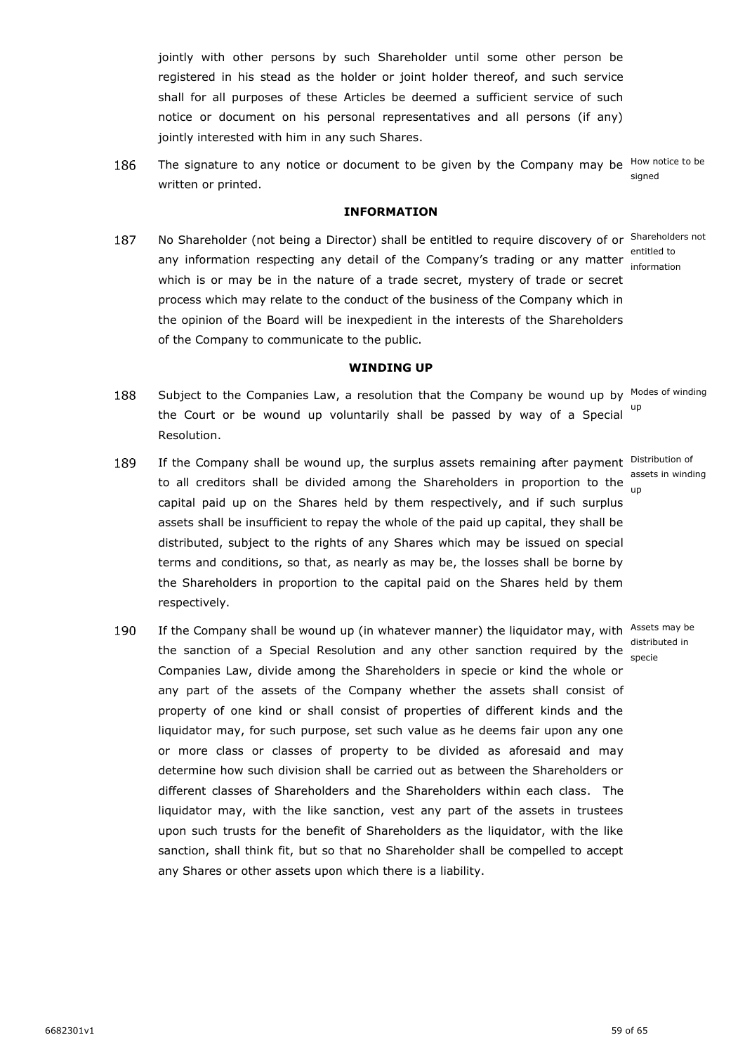jointly with other persons by such Shareholder until some other person be registered in his stead as the holder or joint holder thereof, and such service shall for all purposes of these Articles be deemed a sufficient service of such notice or document on his personal representatives and all persons (if any) jointly interested with him in any such Shares.

186 The signature to any notice or document to be given by the Company may be written or printed. *How notice to be signed*

## INFORMATION

187 No Shareholder (not being a Director) shall be entitled to require discovery of or any information respecting any detail of the Company's trading or any matter which is or may be in the nature of a trade secret, mystery of trade or secret process which may relate to the conduct of the business of the Company which in the opinion of the Board will be inexpedient in the interests of the Shareholders of the Company to communicate to the public. *Shareholders not entitled to information*

## WINDING UP

188 Subject to the Companies Law, a resolution that the Company be wound up by the Court or be wound up voluntarily shall be passed by way of a Special Resolution. *Modes of winding up*

189 If the Company shall be wound up, the surplus assets remaining after payment to all creditors shall be divided among the Shareholders in proportion to the capital paid up on the Shares held by them respectively, and if such surplus assets shall be insufficient to repay the whole of the paid up capital, they shall be distributed, subject to the rights of any Shares which may be issued on special terms and conditions, so that, as nearly as may be, the losses shall be borne by the Shareholders in proportion to the capital paid on the Shares held by them respectively. *Distribution of assets in winding up*

190 If the Company shall be wound up (in whatever manner) the liquidator may, with the sanction of a Special Resolution and any other sanction required by the Companies Law, divide among the Shareholders in specie or kind the whole or any part of the assets of the Company whether the assets shall consist of property of one kind or shall consist of properties of different kinds and the liquidator may, for such purpose, set such value as he deems fair upon any one or more class or classes of property to be divided as aforesaid and may determine how such division shall be carried out as between the Shareholders or different classes of Shareholders and the Shareholders within each class. The liquidator may, with the like sanction, vest any part of the assets in trustees upon such trusts for the benefit of Shareholders as the liquidator, with the like sanction, shall think fit, but so that no Shareholder shall be compelled to accept any Shares or other assets upon which there is a liability. *Assets may be distributed in specie*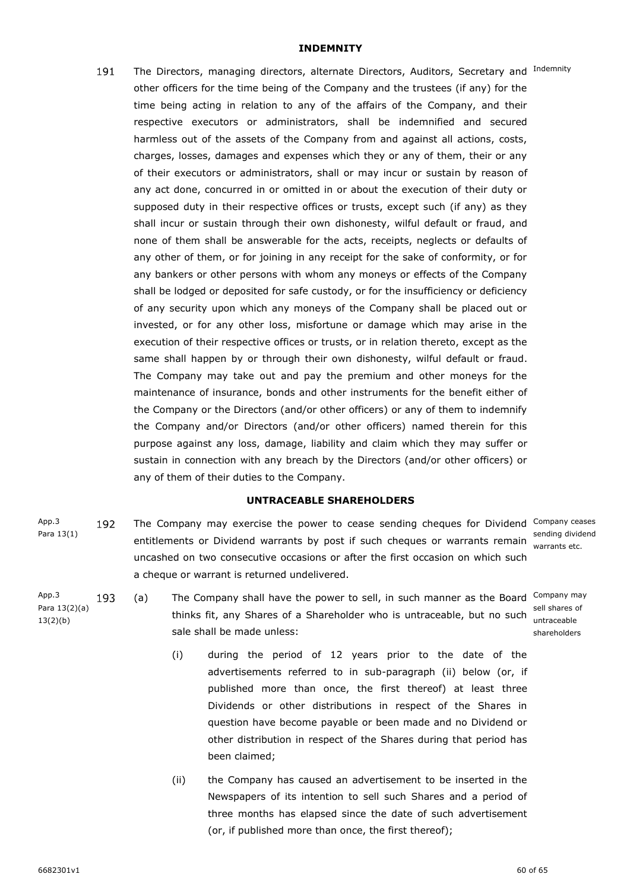## INDEMNITY

191 The Directors, managing directors, alternate Directors, Auditors, Secretary and other officers for the time being of the Company and the trustees (if any) for the time being acting in relation to any of the affairs of the Company, and their respective executors or administrators, shall be indemnified and secured harmless out of the assets of the Company from and against all actions, costs, charges, losses, damages and expenses which they or any of them, their or any of their executors or administrators, shall or may incur or sustain by reason of any act done, concurred in or omitted in or about the execution of their duty or supposed duty in their respective offices or trusts, except such (if any) as they shall incur or sustain through their own dishonesty, wilful default or fraud, and none of them shall be answerable for the acts, receipts, neglects or defaults of any other of them, or for joining in any receipt for the sake of conformity, or for any bankers or other persons with whom any moneys or effects of the Company shall be lodged or deposited for safe custody, or for the insufficiency or deficiency of any security upon which any moneys of the Company shall be placed out or invested, or for any other loss, misfortune or damage which may arise in the execution of their respective offices or trusts, or in relation thereto, except as the same shall happen by or through their own dishonesty, wilful default or fraud. The Company may take out and pay the premium and other moneys for the maintenance of insurance, bonds and other instruments for the benefit either of the Company or the Directors (and/or other officers) or any of them to indemnify the Company and/or Directors (and/or other officers) named therein for this purpose against any loss, damage, liability and claim which they may suffer or sustain in connection with any breach by the Directors (and/or other officers) or any of them of their duties to the Company.

Indemnity

## UNTRACEABLE SHAREHOLDERS

App.3 Para 13(1)

192 The Company may exercise the power to cease sending cheques for Dividend entitlements or Dividend warrants by post if such cheques or warrants remain uncashed on two consecutive occasions or after the first occasion on which such a cheque or warrant is returned undelivered.

Company ceases sending dividend warrants etc.

App.3 Para 13(2)(a) 13(2)(b)

193 (a) The Company shall have the power to sell, in such manner as the Board thinks fit, any Shares of a Shareholder who is untraceable, but no such sale shall be made unless:

Company may sell shares of untraceable shareholders

(i) during the period of 12 years prior to the date of the advertisements referred to in sub-paragraph (ii) below (or, if published more than once, the first thereof) at least three Dividends or other distributions in respect of the Shares in question have become payable or been made and no Dividend or other distribution in respect of the Shares during that period has been claimed;

(ii) the Company has caused an advertisement to be inserted in the Newspapers of its intention to sell such Shares and a period of three months has elapsed since the date of such advertisement (or, if published more than once, the first thereof);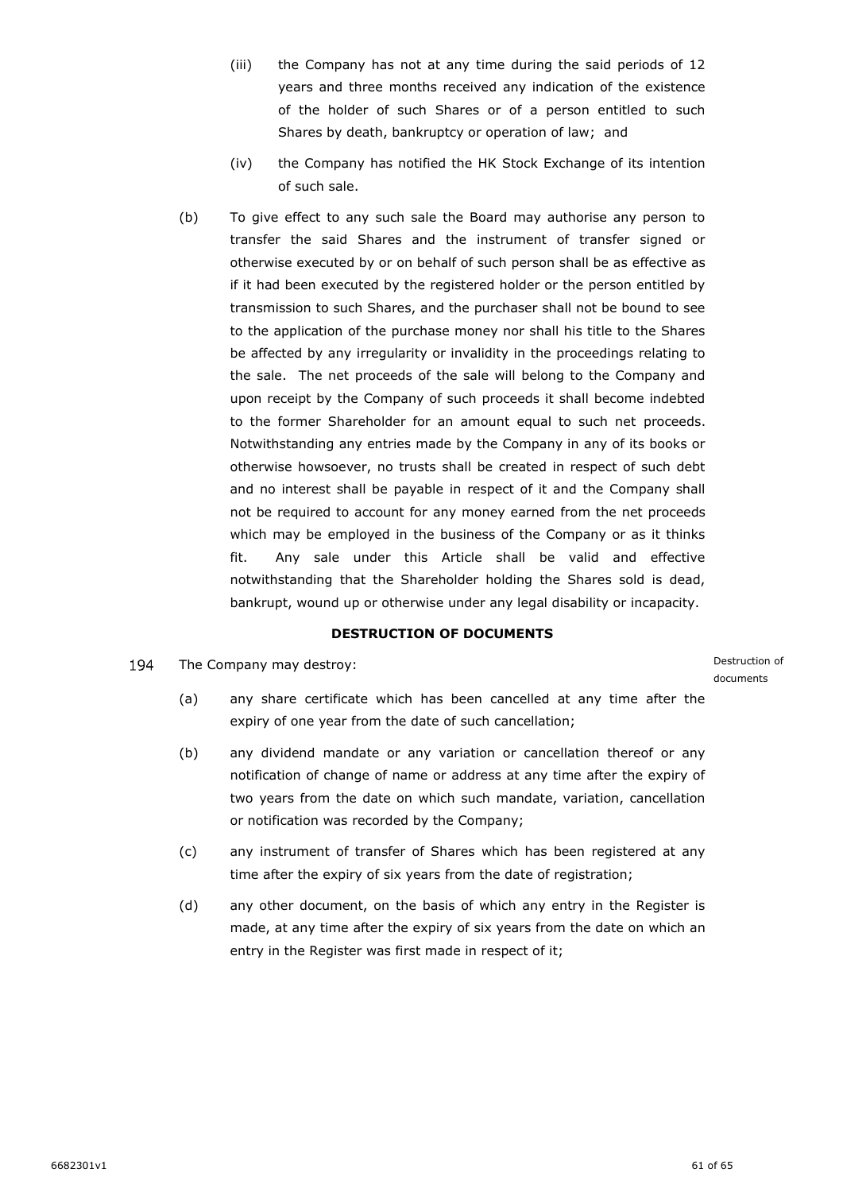(iii) the Company has not at any time during the said periods of 12 years and three months received any indication of the existence of the holder of such Shares or of a person entitled to such Shares by death, bankruptcy or operation of law; and

(iv) the Company has notified the HK Stock Exchange of its intention of such sale.

(b) To give effect to any such sale the Board may authorise any person to transfer the said Shares and the instrument of transfer signed or otherwise executed by or on behalf of such person shall be as effective as if it had been executed by the registered holder or the person entitled by transmission to such Shares, and the purchaser shall not be bound to see to the application of the purchase money nor shall his title to the Shares be affected by any irregularity or invalidity in the proceedings relating to the sale. The net proceeds of the sale will belong to the Company and upon receipt by the Company of such proceeds it shall become indebted to the former Shareholder for an amount equal to such net proceeds. Notwithstanding any entries made by the Company in any of its books or otherwise howsoever, no trusts shall be created in respect of such debt and no interest shall be payable in respect of it and the Company shall not be required to account for any money earned from the net proceeds which may be employed in the business of the Company or as it thinks fit. Any sale under this Article shall be valid and effective notwithstanding that the Shareholder holding the Shares sold is dead, bankrupt, wound up or otherwise under any legal disability or incapacity.

**DESTRUCTION OF DOCUMENTS**

194 The Company may destroy:

Destruction of documents

(a) any share certificate which has been cancelled at any time after the expiry of one year from the date of such cancellation;

(b) any dividend mandate or any variation or cancellation thereof or any notification of change of name or address at any time after the expiry of two years from the date on which such mandate, variation, cancellation or notification was recorded by the Company;

(c) any instrument of transfer of Shares which has been registered at any time after the expiry of six years from the date of registration;

(d) any other document, on the basis of which any entry in the Register is made, at any time after the expiry of six years from the date on which an entry in the Register was first made in respect of it;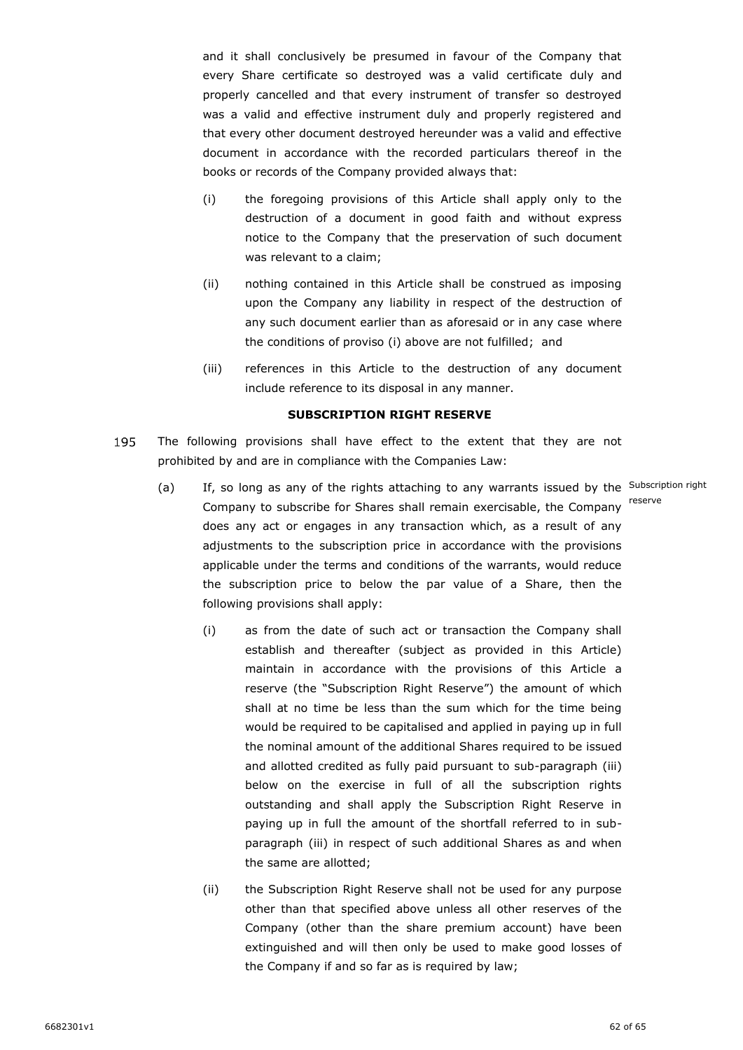and it shall conclusively be presumed in favour of the Company that every Share certificate so destroyed was a valid certificate duly and properly cancelled and that every instrument of transfer so destroyed was a valid and effective instrument duly and properly registered and that every other document destroyed hereunder was a valid and effective document in accordance with the recorded particulars thereof in the books or records of the Company provided always that:

(i) the foregoing provisions of this Article shall apply only to the destruction of a document in good faith and without express notice to the Company that the preservation of such document was relevant to a claim;

(ii) nothing contained in this Article shall be construed as imposing upon the Company any liability in respect of the destruction of any such document earlier than as aforesaid or in any case where the conditions of proviso (i) above are not fulfilled; and

(iii) references in this Article to the destruction of any document include reference to its disposal in any manner.

**SUBSCRIPTION RIGHT RESERVE**

195 The following provisions shall have effect to the extent that they are not prohibited by and are in compliance with the Companies Law:

Subscription right reserve

(a) If, so long as any of the rights attaching to any warrants issued by the Company to subscribe for Shares shall remain exercisable, the Company does any act or engages in any transaction which, as a result of any adjustments to the subscription price in accordance with the provisions applicable under the terms and conditions of the warrants, would reduce the subscription price to below the par value of a Share, then the following provisions shall apply:

(i) as from the date of such act or transaction the Company shall establish and thereafter (subject as provided in this Article) maintain in accordance with the provisions of this Article a reserve (the "Subscription Right Reserve") the amount of which shall at no time be less than the sum which for the time being would be required to be capitalised and applied in paying up in full the nominal amount of the additional Shares required to be issued and allotted credited as fully paid pursuant to sub-paragraph (iii) below on the exercise in full of all the subscription rights outstanding and shall apply the Subscription Right Reserve in paying up in full the amount of the shortfall referred to in sub-paragraph (iii) in respect of such additional Shares as and when the same are allotted;

(ii) the Subscription Right Reserve shall not be used for any purpose other than that specified above unless all other reserves of the Company (other than the share premium account) have been extinguished and will then only be used to make good losses of the Company if and so far as is required by law;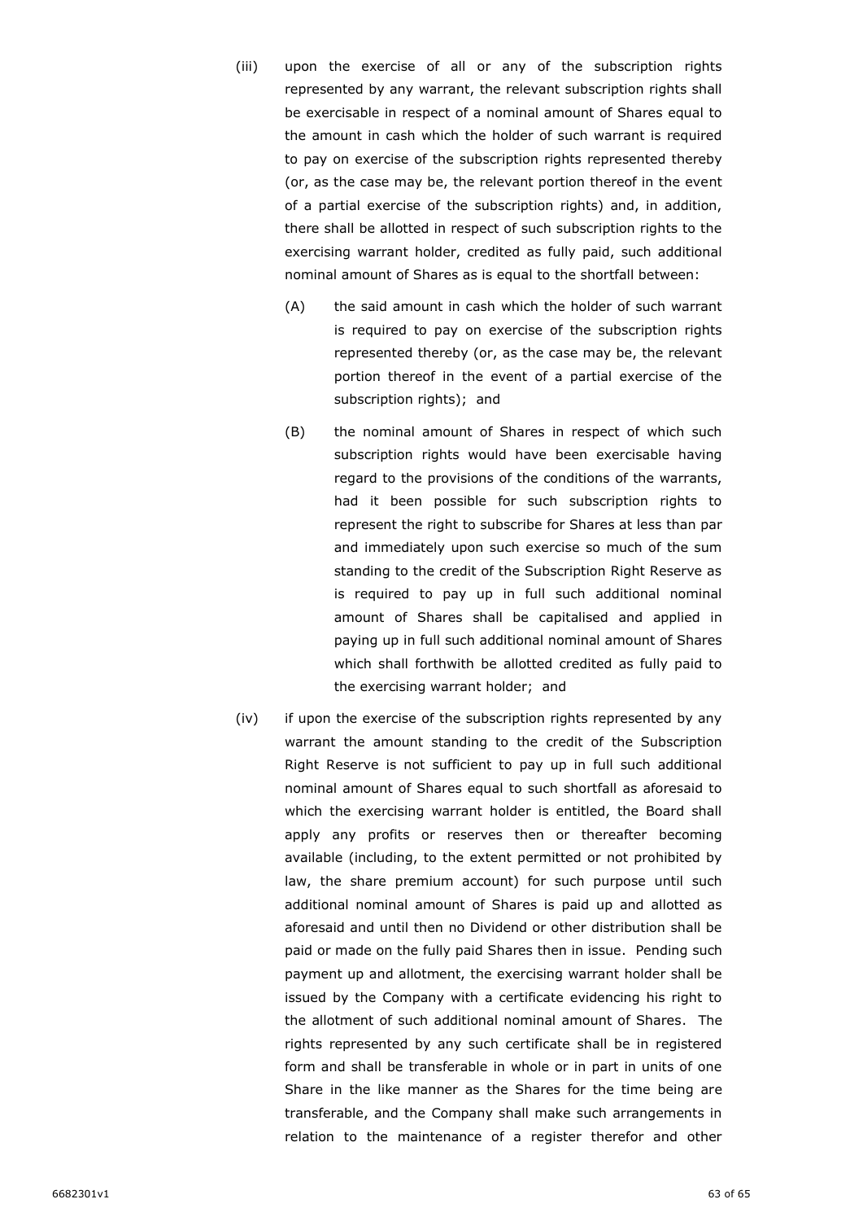(iii) upon the exercise of all or any of the subscription rights represented by any warrant, the relevant subscription rights shall be exercisable in respect of a nominal amount of Shares equal to the amount in cash which the holder of such warrant is required to pay on exercise of the subscription rights represented thereby (or, as the case may be, the relevant portion thereof in the event of a partial exercise of the subscription rights) and, in addition, there shall be allotted in respect of such subscription rights to the exercising warrant holder, credited as fully paid, such additional nominal amount of Shares as is equal to the shortfall between:

(A) the said amount in cash which the holder of such warrant is required to pay on exercise of the subscription rights represented thereby (or, as the case may be, the relevant portion thereof in the event of a partial exercise of the subscription rights); and

(B) the nominal amount of Shares in respect of which such subscription rights would have been exercisable having regard to the provisions of the conditions of the warrants, had it been possible for such subscription rights to represent the right to subscribe for Shares at less than par and immediately upon such exercise so much of the sum standing to the credit of the Subscription Right Reserve as is required to pay up in full such additional nominal amount of Shares shall be capitalised and applied in paying up in full such additional nominal amount of Shares which shall forthwith be allotted credited as fully paid to the exercising warrant holder; and

(iv) if upon the exercise of the subscription rights represented by any warrant the amount standing to the credit of the Subscription Right Reserve is not sufficient to pay up in full such additional nominal amount of Shares equal to such shortfall as aforesaid to which the exercising warrant holder is entitled, the Board shall apply any profits or reserves then or thereafter becoming available (including, to the extent permitted or not prohibited by law, the share premium account) for such purpose until such additional nominal amount of Shares is paid up and allotted as aforesaid and until then no Dividend or other distribution shall be paid or made on the fully paid Shares then in issue. Pending such payment up and allotment, the exercising warrant holder shall be issued by the Company with a certificate evidencing his right to the allotment of such additional nominal amount of Shares. The rights represented by any such certificate shall be in registered form and shall be transferable in whole or in part in units of one Share in the like manner as the Shares for the time being are transferable, and the Company shall make such arrangements in relation to the maintenance of a register therefor and other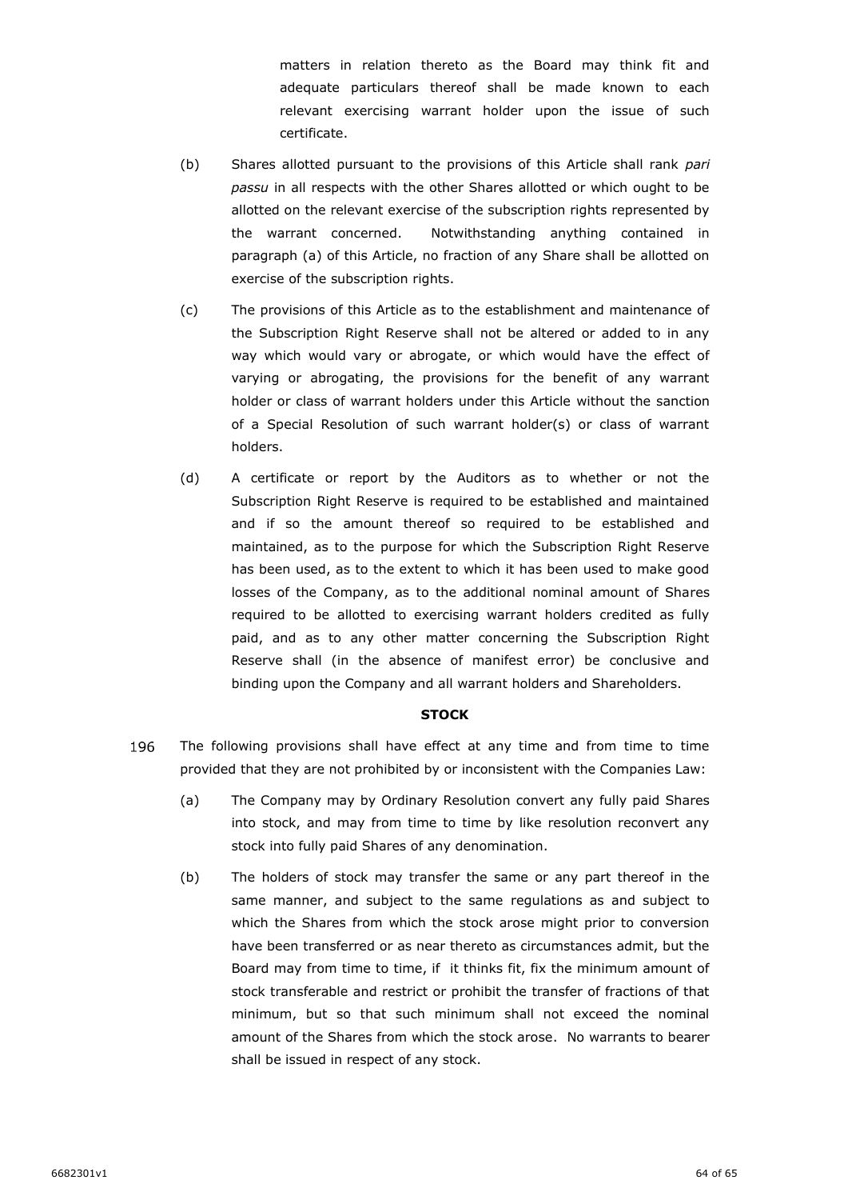matters in relation thereto as the Board may think fit and adequate particulars thereof shall be made known to each relevant exercising warrant holder upon the issue of such certificate.

(b) Shares allotted pursuant to the provisions of this Article shall rank *pari passu* in all respects with the other Shares allotted or which ought to be allotted on the relevant exercise of the subscription rights represented by the warrant concerned. Notwithstanding anything contained in paragraph (a) of this Article, no fraction of any Share shall be allotted on exercise of the subscription rights.

(c) The provisions of this Article as to the establishment and maintenance of the Subscription Right Reserve shall not be altered or added to in any way which would vary or abrogate, or which would have the effect of varying or abrogating, the provisions for the benefit of any warrant holder or class of warrant holders under this Article without the sanction of a Special Resolution of such warrant holder(s) or class of warrant holders.

(d) A certificate or report by the Auditors as to whether or not the Subscription Right Reserve is required to be established and maintained and if so the amount thereof so required to be established and maintained, as to the purpose for which the Subscription Right Reserve has been used, as to the extent to which it has been used to make good losses of the Company, as to the additional nominal amount of Shares required to be allotted to exercising warrant holders credited as fully paid, and as to any other matter concerning the Subscription Right Reserve shall (in the absence of manifest error) be conclusive and binding upon the Company and all warrant holders and Shareholders.

**STOCK**

196 The following provisions shall have effect at any time and from time to time provided that they are not prohibited by or inconsistent with the Companies Law:

(a) The Company may by Ordinary Resolution convert any fully paid Shares into stock, and may from time to time by like resolution reconvert any stock into fully paid Shares of any denomination.

(b) The holders of stock may transfer the same or any part thereof in the same manner, and subject to the same regulations as and subject to which the Shares from which the stock arose might prior to conversion have been transferred or as near thereto as circumstances admit, but the Board may from time to time, if it thinks fit, fix the minimum amount of stock transferable and restrict or prohibit the transfer of fractions of that minimum, but so that such minimum shall not exceed the nominal amount of the Shares from which the stock arose. No warrants to bearer shall be issued in respect of any stock.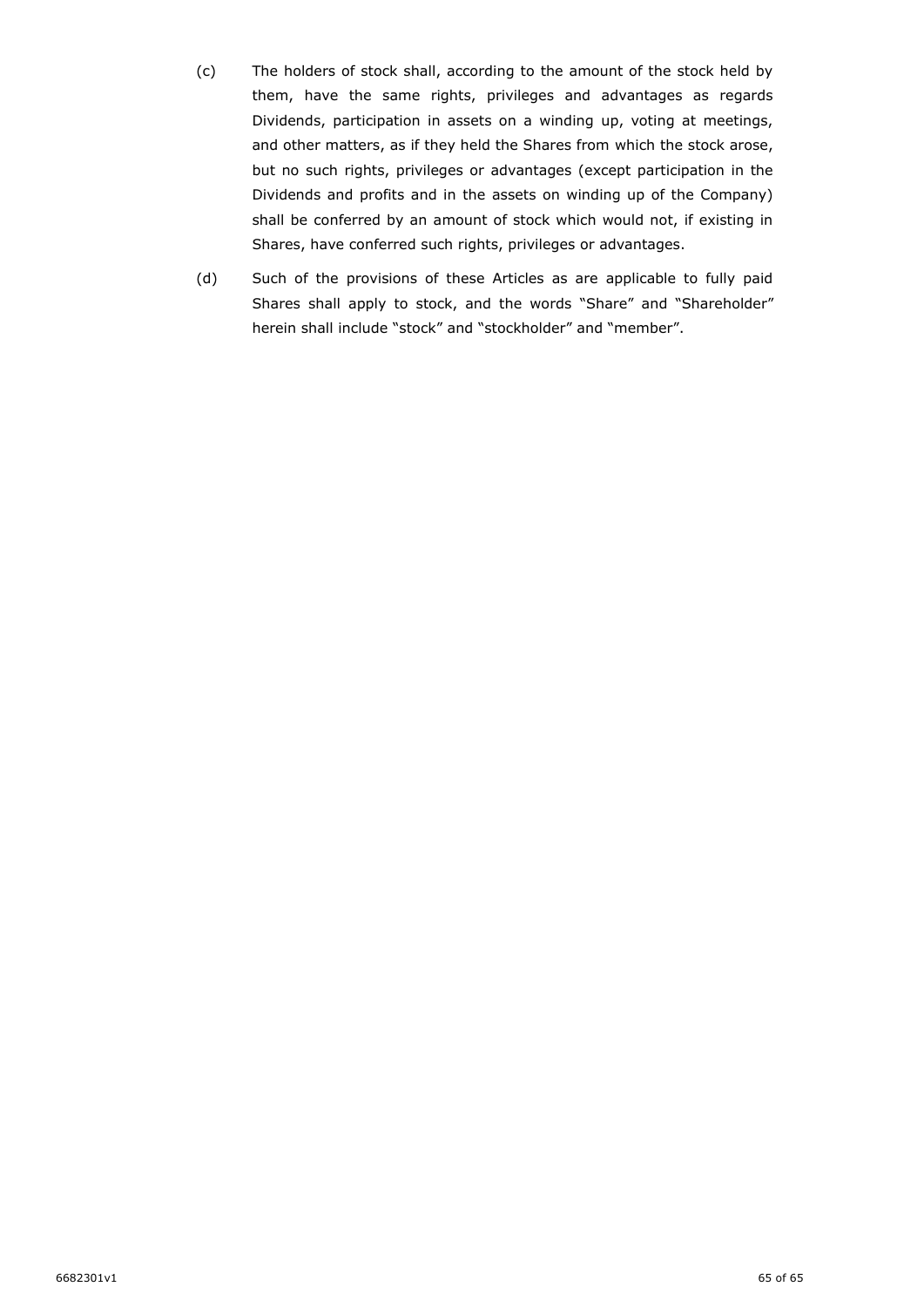(c) The holders of stock shall, according to the amount of the stock held by them, have the same rights, privileges and advantages as regards Dividends, participation in assets on a winding up, voting at meetings, and other matters, as if they held the Shares from which the stock arose, but no such rights, privileges or advantages (except participation in the Dividends and profits and in the assets on winding up of the Company) shall be conferred by an amount of stock which would not, if existing in Shares, have conferred such rights, privileges or advantages.

(d) Such of the provisions of these Articles as are applicable to fully paid Shares shall apply to stock, and the words "Share" and "Shareholder" herein shall include "stock" and "stockholder" and "member".